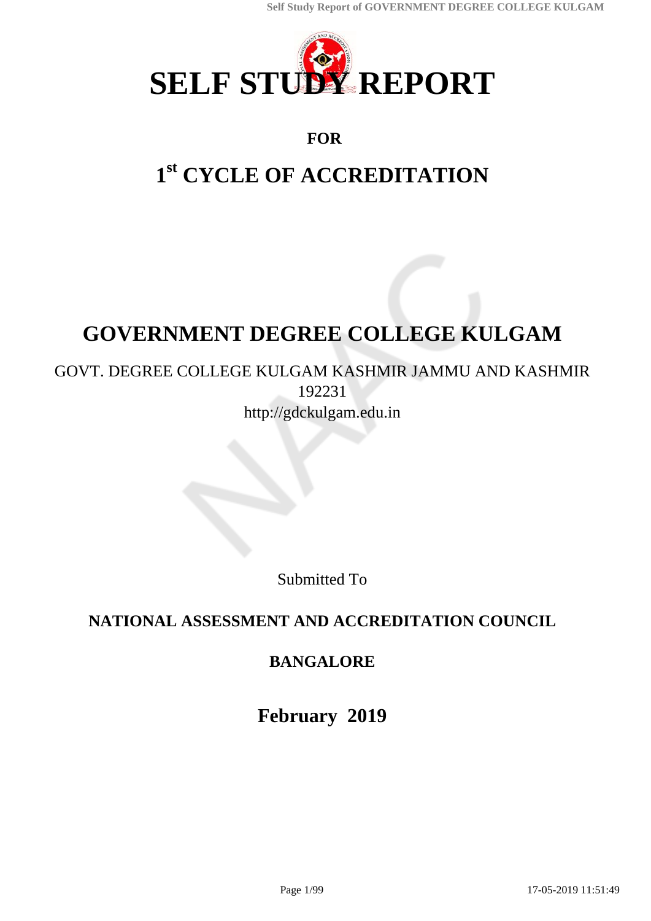# SELF STUDY REPORT

**FOR**

## 1st CYCLE OF ACCREDITATION

# GOVERNMENT DEGREE COLLEGE KULGAM

GOVT. DEGREE COLLEGE KULGAM KASHMIR JAMMU AND KASHMIR
192231
http://gdckulgam.edu.in

Submitted To

**NATIONAL ASSESSMENT AND ACCREDITATION COUNCIL**

**BANGALORE**

**February 2019**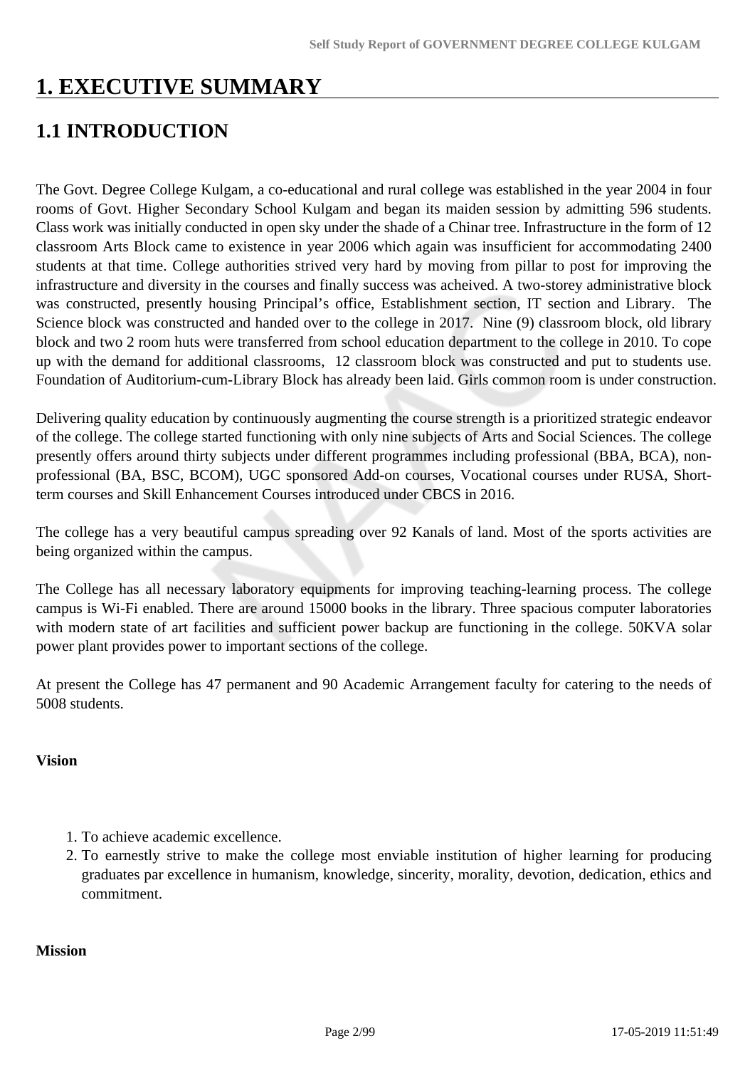# 1. EXECUTIVE SUMMARY

## 1.1 INTRODUCTION

The Govt. Degree College Kulgam, a co-educational and rural college was established in the year 2004 in four rooms of Govt. Higher Secondary School Kulgam and began its maiden session by admitting 596 students. Class work was initially conducted in open sky under the shade of a Chinar tree. Infrastructure in the form of 12 classroom Arts Block came to existence in year 2006 which again was insufficient for accommodating 2400 students at that time. College authorities strived very hard by moving from pillar to post for improving the infrastructure and diversity in the courses and finally success was acheived. A two-storey administrative block was constructed, presently housing Principal's office, Establishment section, IT section and Library. The Science block was constructed and handed over to the college in 2017. Nine (9) classroom block, old library block and two 2 room huts were transferred from school education department to the college in 2010. To cope up with the demand for additional classrooms, 12 classroom block was constructed and put to students use. Foundation of Auditorium-cum-Library Block has already been laid. Girls common room is under construction.

Delivering quality education by continuously augmenting the course strength is a prioritized strategic endeavor of the college. The college started functioning with only nine subjects of Arts and Social Sciences. The college presently offers around thirty subjects under different programmes including professional (BBA, BCA), non-professional (BA, BSC, BCOM), UGC sponsored Add-on courses, Vocational courses under RUSA, Short-term courses and Skill Enhancement Courses introduced under CBCS in 2016.

The college has a very beautiful campus spreading over 92 Kanals of land. Most of the sports activities are being organized within the campus.

The College has all necessary laboratory equipments for improving teaching-learning process. The college campus is Wi-Fi enabled. There are around 15000 books in the library. Three spacious computer laboratories with modern state of art facilities and sufficient power backup are functioning in the college. 50KVA solar power plant provides power to important sections of the college.

At present the College has 47 permanent and 90 Academic Arrangement faculty for catering to the needs of 5008 students.

**Vision**

1. To achieve academic excellence.
2. To earnestly strive to make the college most enviable institution of higher learning for producing graduates par excellence in humanism, knowledge, sincerity, morality, devotion, dedication, ethics and commitment.

**Mission**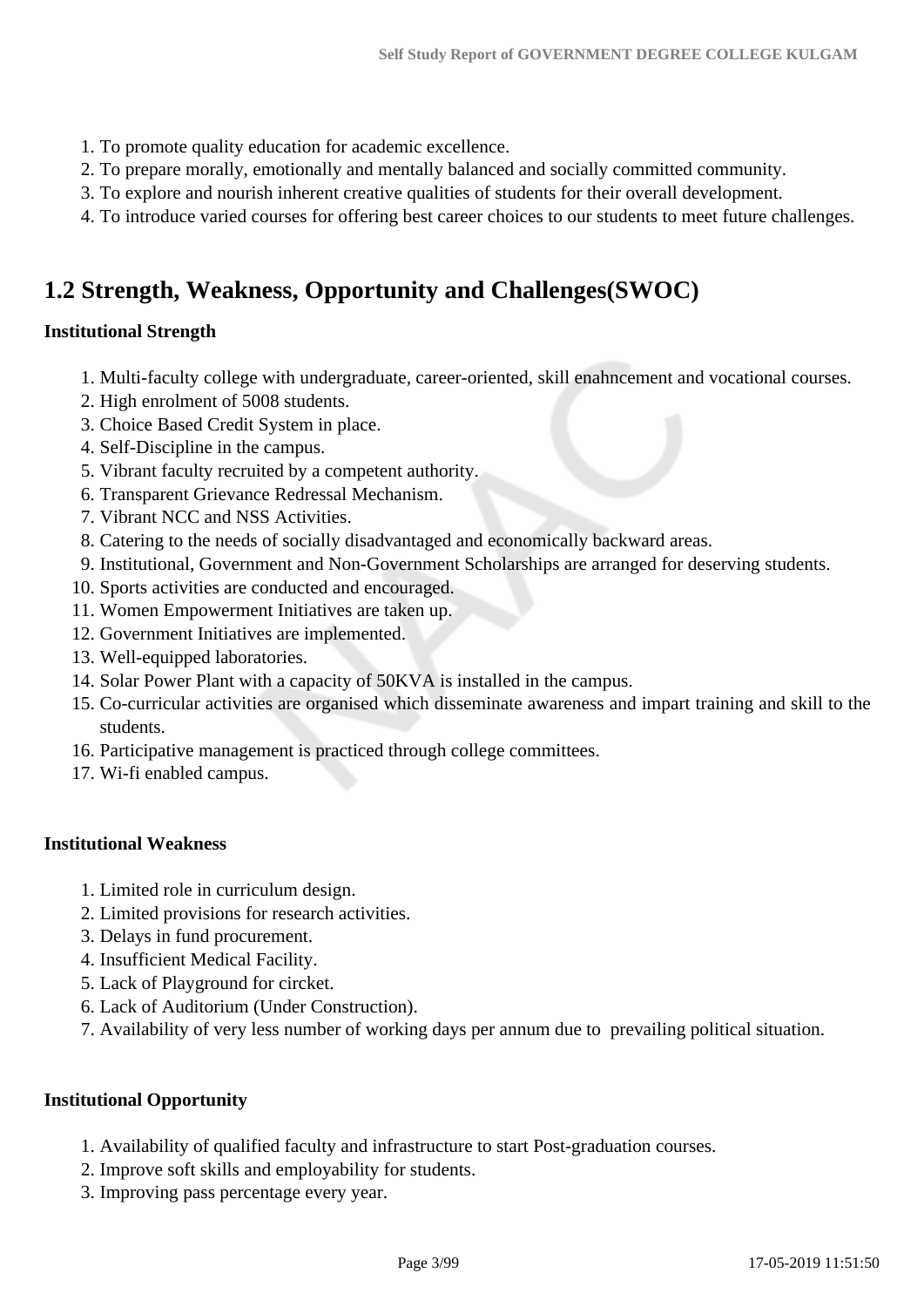1. To promote quality education for academic excellence.
2. To prepare morally, emotionally and mentally balanced and socially committed community.
3. To explore and nourish inherent creative qualities of students for their overall development.
4. To introduce varied courses for offering best career choices to our students to meet future challenges.

## 1.2 Strength, Weakness, Opportunity and Challenges(SWOC)

**Institutional Strength**

1. Multi-faculty college with undergraduate, career-oriented, skill enahncement and vocational courses.
2. High enrolment of 5008 students.
3. Choice Based Credit System in place.
4. Self-Discipline in the campus.
5. Vibrant faculty recruited by a competent authority.
6. Transparent Grievance Redressal Mechanism.
7. Vibrant NCC and NSS Activities.
8. Catering to the needs of socially disadvantaged and economically backward areas.
9. Institutional, Government and Non-Government Scholarships are arranged for deserving students.
10. Sports activities are conducted and encouraged.
11. Women Empowerment Initiatives are taken up.
12. Government Initiatives are implemented.
13. Well-equipped laboratories.
14. Solar Power Plant with a capacity of 50KVA is installed in the campus.
15. Co-curricular activities are organised which disseminate awareness and impart training and skill to the students.
16. Participative management is practiced through college committees.
17. Wi-fi enabled campus.

**Institutional Weakness**

1. Limited role in curriculum design.
2. Limited provisions for research activities.
3. Delays in fund procurement.
4. Insufficient Medical Facility.
5. Lack of Playground for circket.
6. Lack of Auditorium (Under Construction).
7. Availability of very less number of working days per annum due to prevailing political situation.

**Institutional Opportunity**

1. Availability of qualified faculty and infrastructure to start Post-graduation courses.
2. Improve soft skills and employability for students.
3. Improving pass percentage every year.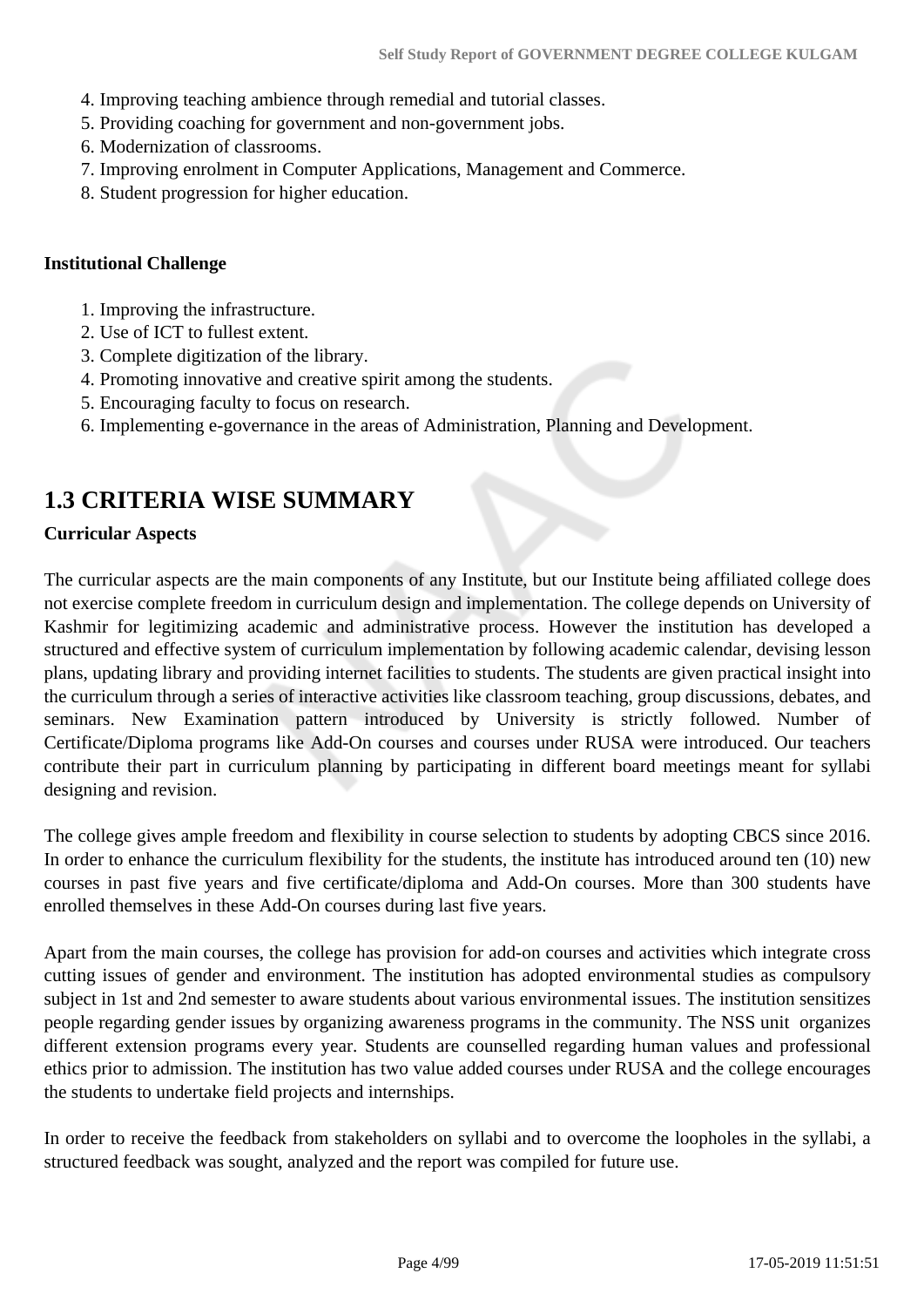4. Improving teaching ambience through remedial and tutorial classes.
5. Providing coaching for government and non-government jobs.
6. Modernization of classrooms.
7. Improving enrolment in Computer Applications, Management and Commerce.
8. Student progression for higher education.

**Institutional Challenge**

1. Improving the infrastructure.
2. Use of ICT to fullest extent.
3. Complete digitization of the library.
4. Promoting innovative and creative spirit among the students.
5. Encouraging faculty to focus on research.
6. Implementing e-governance in the areas of Administration, Planning and Development.

## 1.3 CRITERIA WISE SUMMARY

**Curricular Aspects**

The curricular aspects are the main components of any Institute, but our Institute being affiliated college does not exercise complete freedom in curriculum design and implementation. The college depends on University of Kashmir for legitimizing academic and administrative process. However the institution has developed a structured and effective system of curriculum implementation by following academic calendar, devising lesson plans, updating library and providing internet facilities to students. The students are given practical insight into the curriculum through a series of interactive activities like classroom teaching, group discussions, debates, and seminars. New Examination pattern introduced by University is strictly followed. Number of Certificate/Diploma programs like Add-On courses and courses under RUSA were introduced. Our teachers contribute their part in curriculum planning by participating in different board meetings meant for syllabi designing and revision.

The college gives ample freedom and flexibility in course selection to students by adopting CBCS since 2016. In order to enhance the curriculum flexibility for the students, the institute has introduced around ten (10) new courses in past five years and five certificate/diploma and Add-On courses. More than 300 students have enrolled themselves in these Add-On courses during last five years.

Apart from the main courses, the college has provision for add-on courses and activities which integrate cross cutting issues of gender and environment. The institution has adopted environmental studies as compulsory subject in 1st and 2nd semester to aware students about various environmental issues. The institution sensitizes people regarding gender issues by organizing awareness programs in the community. The NSS unit organizes different extension programs every year. Students are counselled regarding human values and professional ethics prior to admission. The institution has two value added courses under RUSA and the college encourages the students to undertake field projects and internships.

In order to receive the feedback from stakeholders on syllabi and to overcome the loopholes in the syllabi, a structured feedback was sought, analyzed and the report was compiled for future use.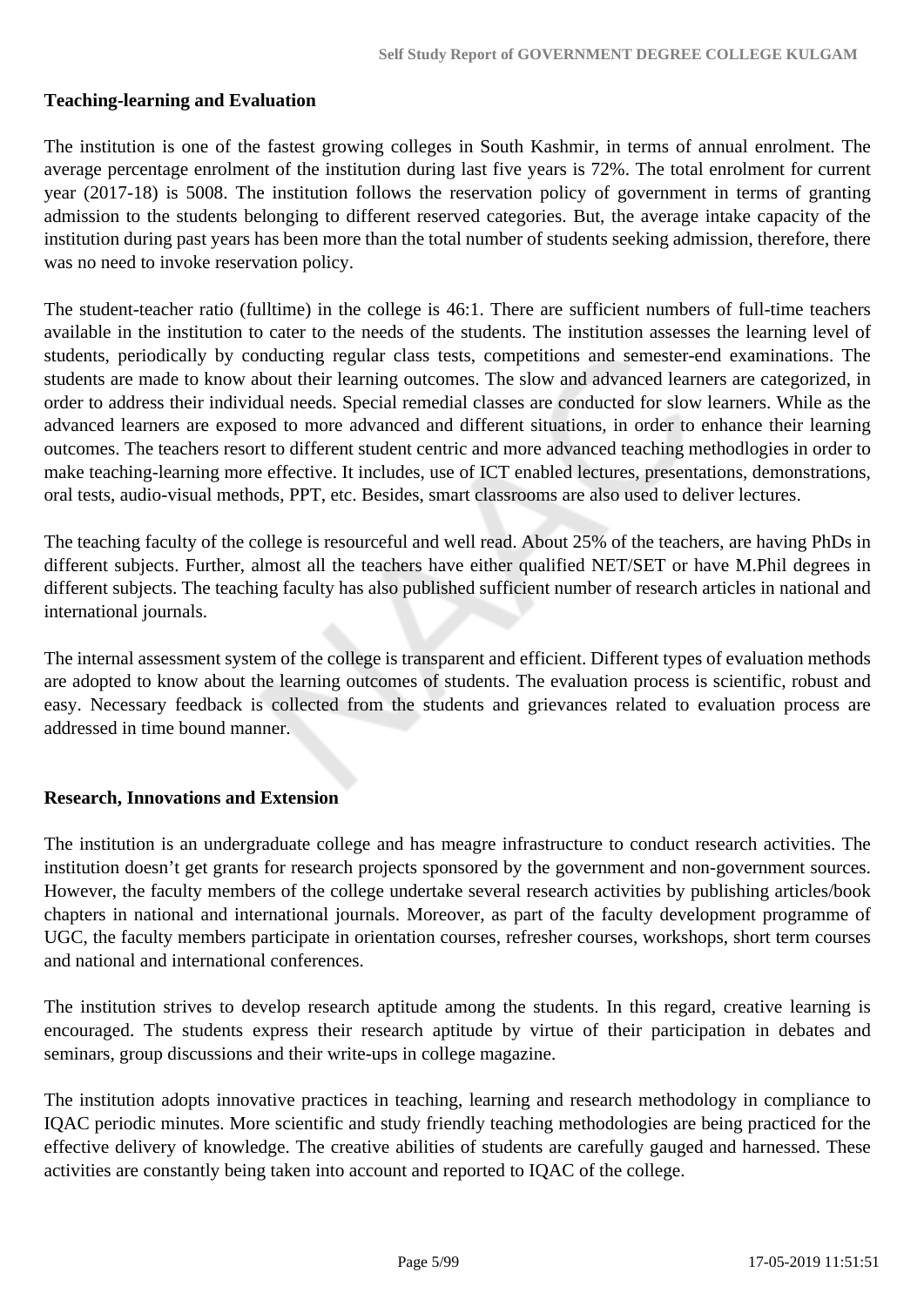**Teaching-learning and Evaluation**

The institution is one of the fastest growing colleges in South Kashmir, in terms of annual enrolment. The average percentage enrolment of the institution during last five years is 72%. The total enrolment for current year (2017-18) is 5008. The institution follows the reservation policy of government in terms of granting admission to the students belonging to different reserved categories. But, the average intake capacity of the institution during past years has been more than the total number of students seeking admission, therefore, there was no need to invoke reservation policy.

The student-teacher ratio (fulltime) in the college is 46:1. There are sufficient numbers of full-time teachers available in the institution to cater to the needs of the students. The institution assesses the learning level of students, periodically by conducting regular class tests, competitions and semester-end examinations. The students are made to know about their learning outcomes. The slow and advanced learners are categorized, in order to address their individual needs. Special remedial classes are conducted for slow learners. While as the advanced learners are exposed to more advanced and different situations, in order to enhance their learning outcomes. The teachers resort to different student centric and more advanced teaching methodlogies in order to make teaching-learning more effective. It includes, use of ICT enabled lectures, presentations, demonstrations, oral tests, audio-visual methods, PPT, etc. Besides, smart classrooms are also used to deliver lectures.

The teaching faculty of the college is resourceful and well read. About 25% of the teachers, are having PhDs in different subjects. Further, almost all the teachers have either qualified NET/SET or have M.Phil degrees in different subjects. The teaching faculty has also published sufficient number of research articles in national and international journals.

The internal assessment system of the college is transparent and efficient. Different types of evaluation methods are adopted to know about the learning outcomes of students. The evaluation process is scientific, robust and easy. Necessary feedback is collected from the students and grievances related to evaluation process are addressed in time bound manner.

**Research, Innovations and Extension**

The institution is an undergraduate college and has meagre infrastructure to conduct research activities. The institution doesn't get grants for research projects sponsored by the government and non-government sources. However, the faculty members of the college undertake several research activities by publishing articles/book chapters in national and international journals. Moreover, as part of the faculty development programme of UGC, the faculty members participate in orientation courses, refresher courses, workshops, short term courses and national and international conferences.

The institution strives to develop research aptitude among the students. In this regard, creative learning is encouraged. The students express their research aptitude by virtue of their participation in debates and seminars, group discussions and their write-ups in college magazine.

The institution adopts innovative practices in teaching, learning and research methodology in compliance to IQAC periodic minutes. More scientific and study friendly teaching methodologies are being practiced for the effective delivery of knowledge. The creative abilities of students are carefully gauged and harnessed. These activities are constantly being taken into account and reported to IQAC of the college.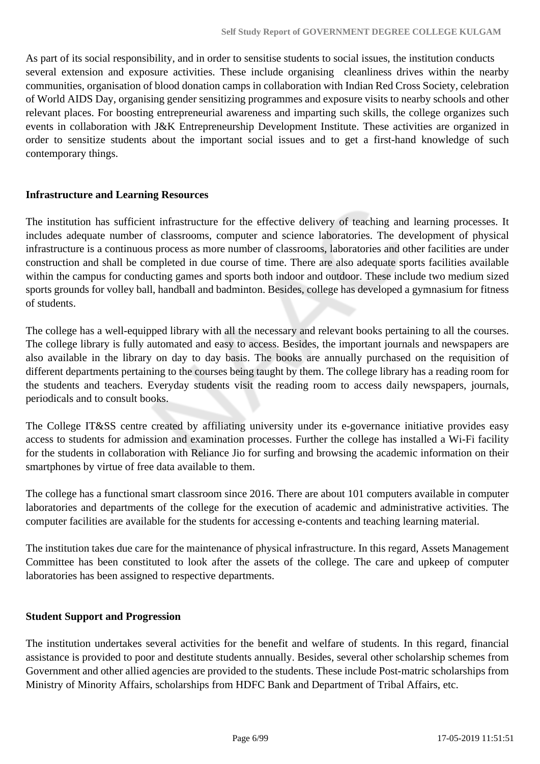As part of its social responsibility, and in order to sensitise students to social issues, the institution conducts several extension and exposure activities. These include organising cleanliness drives within the nearby communities, organisation of blood donation camps in collaboration with Indian Red Cross Society, celebration of World AIDS Day, organising gender sensitizing programmes and exposure visits to nearby schools and other relevant places. For boosting entrepreneurial awareness and imparting such skills, the college organizes such events in collaboration with J&K Entrepreneurship Development Institute. These activities are organized in order to sensitize students about the important social issues and to get a first-hand knowledge of such contemporary things.

**Infrastructure and Learning Resources**

The institution has sufficient infrastructure for the effective delivery of teaching and learning processes. It includes adequate number of classrooms, computer and science laboratories. The development of physical infrastructure is a continuous process as more number of classrooms, laboratories and other facilities are under construction and shall be completed in due course of time. There are also adequate sports facilities available within the campus for conducting games and sports both indoor and outdoor. These include two medium sized sports grounds for volley ball, handball and badminton. Besides, college has developed a gymnasium for fitness of students.

The college has a well-equipped library with all the necessary and relevant books pertaining to all the courses. The college library is fully automated and easy to access. Besides, the important journals and newspapers are also available in the library on day to day basis. The books are annually purchased on the requisition of different departments pertaining to the courses being taught by them. The college library has a reading room for the students and teachers. Everyday students visit the reading room to access daily newspapers, journals, periodicals and to consult books.

The College IT&SS centre created by affiliating university under its e-governance initiative provides easy access to students for admission and examination processes. Further the college has installed a Wi-Fi facility for the students in collaboration with Reliance Jio for surfing and browsing the academic information on their smartphones by virtue of free data available to them.

The college has a functional smart classroom since 2016. There are about 101 computers available in computer laboratories and departments of the college for the execution of academic and administrative activities. The computer facilities are available for the students for accessing e-contents and teaching learning material.

The institution takes due care for the maintenance of physical infrastructure. In this regard, Assets Management Committee has been constituted to look after the assets of the college. The care and upkeep of computer laboratories has been assigned to respective departments.

**Student Support and Progression**

The institution undertakes several activities for the benefit and welfare of students. In this regard, financial assistance is provided to poor and destitute students annually. Besides, several other scholarship schemes from Government and other allied agencies are provided to the students. These include Post-matric scholarships from Ministry of Minority Affairs, scholarships from HDFC Bank and Department of Tribal Affairs, etc.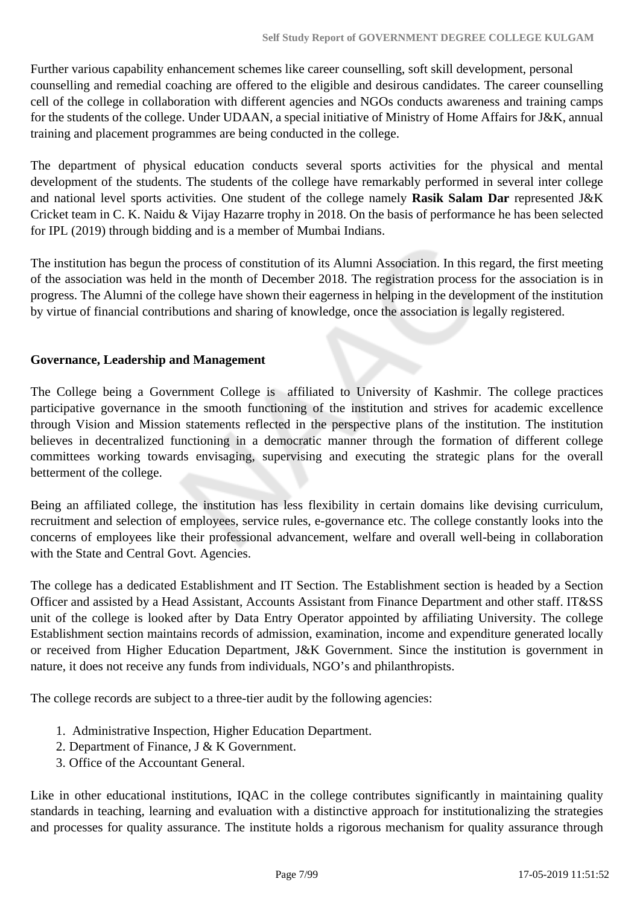Further various capability enhancement schemes like career counselling, soft skill development, personal counselling and remedial coaching are offered to the eligible and desirous candidates. The career counselling cell of the college in collaboration with different agencies and NGOs conducts awareness and training camps for the students of the college. Under UDAAN, a special initiative of Ministry of Home Affairs for J&K, annual training and placement programmes are being conducted in the college.

The department of physical education conducts several sports activities for the physical and mental development of the students. The students of the college have remarkably performed in several inter college and national level sports activities. One student of the college namely **Rasik Salam Dar** represented J&K Cricket team in C. K. Naidu & Vijay Hazarre trophy in 2018. On the basis of performance he has been selected for IPL (2019) through bidding and is a member of Mumbai Indians.

The institution has begun the process of constitution of its Alumni Association. In this regard, the first meeting of the association was held in the month of December 2018. The registration process for the association is in progress. The Alumni of the college have shown their eagerness in helping in the development of the institution by virtue of financial contributions and sharing of knowledge, once the association is legally registered.

**Governance, Leadership and Management**

The College being a Government College is affiliated to University of Kashmir. The college practices participative governance in the smooth functioning of the institution and strives for academic excellence through Vision and Mission statements reflected in the perspective plans of the institution. The institution believes in decentralized functioning in a democratic manner through the formation of different college committees working towards envisaging, supervising and executing the strategic plans for the overall betterment of the college.

Being an affiliated college, the institution has less flexibility in certain domains like devising curriculum, recruitment and selection of employees, service rules, e-governance etc. The college constantly looks into the concerns of employees like their professional advancement, welfare and overall well-being in collaboration with the State and Central Govt. Agencies.

The college has a dedicated Establishment and IT Section. The Establishment section is headed by a Section Officer and assisted by a Head Assistant, Accounts Assistant from Finance Department and other staff. IT&SS unit of the college is looked after by Data Entry Operator appointed by affiliating University. The college Establishment section maintains records of admission, examination, income and expenditure generated locally or received from Higher Education Department, J&K Government. Since the institution is government in nature, it does not receive any funds from individuals, NGO's and philanthropists.

The college records are subject to a three-tier audit by the following agencies:

1. Administrative Inspection, Higher Education Department.
2. Department of Finance, J & K Government.
3. Office of the Accountant General.

Like in other educational institutions, IQAC in the college contributes significantly in maintaining quality standards in teaching, learning and evaluation with a distinctive approach for institutionalizing the strategies and processes for quality assurance. The institute holds a rigorous mechanism for quality assurance through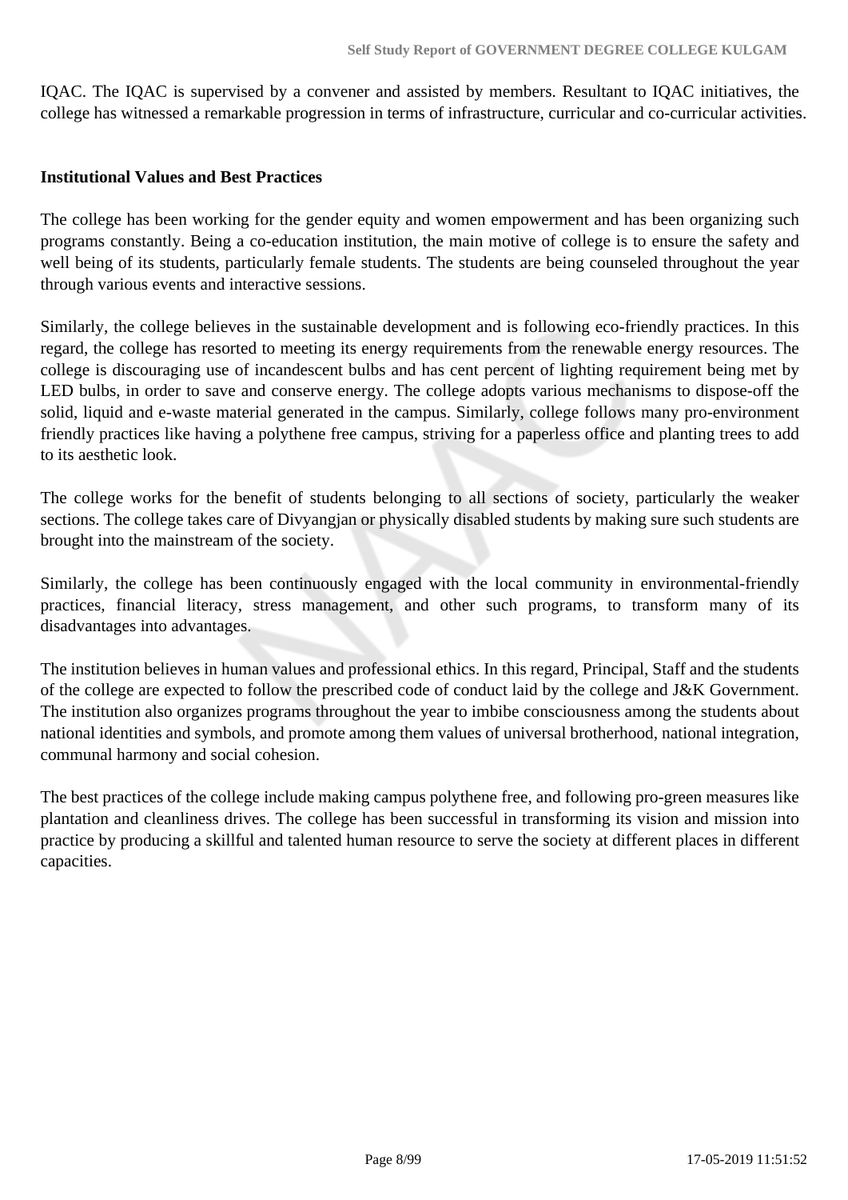IQAC. The IQAC is supervised by a convener and assisted by members. Resultant to IQAC initiatives, the college has witnessed a remarkable progression in terms of infrastructure, curricular and co-curricular activities.

**Institutional Values and Best Practices**

The college has been working for the gender equity and women empowerment and has been organizing such programs constantly. Being a co-education institution, the main motive of college is to ensure the safety and well being of its students, particularly female students. The students are being counseled throughout the year through various events and interactive sessions.

Similarly, the college believes in the sustainable development and is following eco-friendly practices. In this regard, the college has resorted to meeting its energy requirements from the renewable energy resources. The college is discouraging use of incandescent bulbs and has cent percent of lighting requirement being met by LED bulbs, in order to save and conserve energy. The college adopts various mechanisms to dispose-off the solid, liquid and e-waste material generated in the campus. Similarly, college follows many pro-environment friendly practices like having a polythene free campus, striving for a paperless office and planting trees to add to its aesthetic look.

The college works for the benefit of students belonging to all sections of society, particularly the weaker sections. The college takes care of Divyangjan or physically disabled students by making sure such students are brought into the mainstream of the society.

Similarly, the college has been continuously engaged with the local community in environmental-friendly practices, financial literacy, stress management, and other such programs, to transform many of its disadvantages into advantages.

The institution believes in human values and professional ethics. In this regard, Principal, Staff and the students of the college are expected to follow the prescribed code of conduct laid by the college and J&K Government. The institution also organizes programs throughout the year to imbibe consciousness among the students about national identities and symbols, and promote among them values of universal brotherhood, national integration, communal harmony and social cohesion.

The best practices of the college include making campus polythene free, and following pro-green measures like plantation and cleanliness drives. The college has been successful in transforming its vision and mission into practice by producing a skillful and talented human resource to serve the society at different places in different capacities.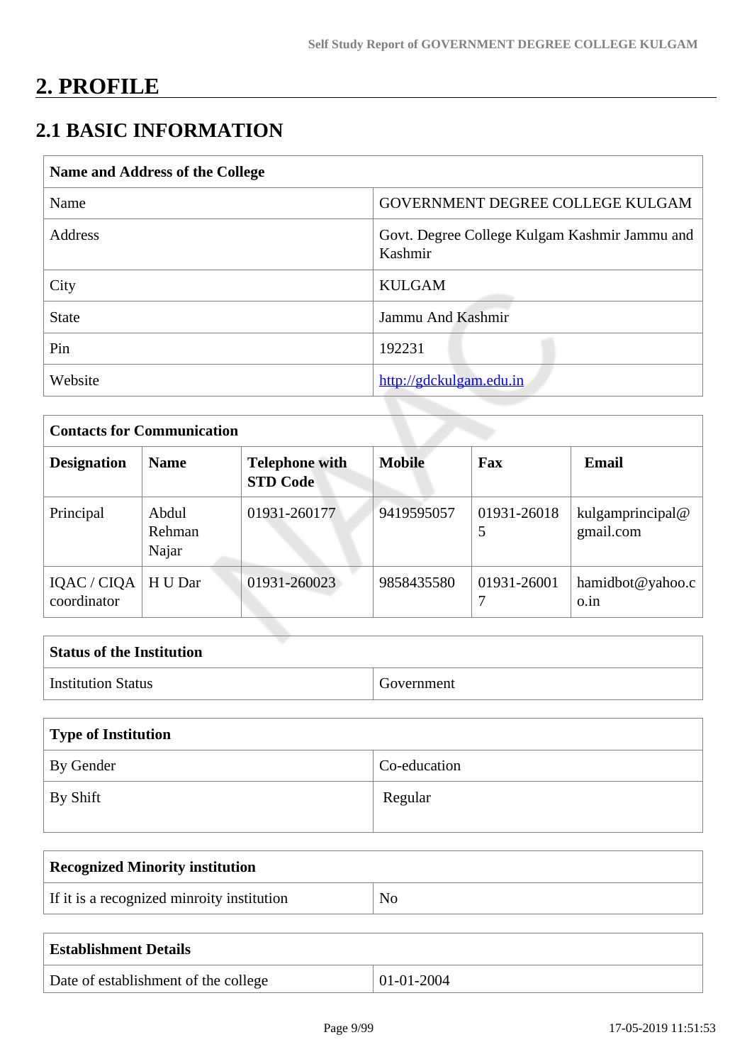# 2. PROFILE

## 2.1 BASIC INFORMATION

| Name and Address of the College | |
|---|---|
| Name | GOVERNMENT DEGREE COLLEGE KULGAM |
| Address | Govt. Degree College Kulgam Kashmir Jammu and Kashmir |
| City | KULGAM |
| State | Jammu And Kashmir |
| Pin | 192231 |
| Website | http://gdckulgam.edu.in |

| Contacts for Communication | | | | | |
|---|---|---|---|---|---|
| **Designation** | **Name** | **Telephone with STD Code** | **Mobile** | **Fax** | **Email** |
| Principal | Abdul Rehman Najar | 01931-260177 | 9419595057 | 01931-260185 | kulgamprincipal@gmail.com |
| IQAC / CIQA coordinator | H U Dar | 01931-260023 | 9858435580 | 01931-260017 | hamidbot@yahoo.co.in |

| Status of the Institution | |
|---|---|
| Institution Status | Government |

| Type of Institution | |
|---|---|
| By Gender | Co-education |
| By Shift | Regular |

| Recognized Minority institution | |
|---|---|
| If it is a recognized minroity institution | No |

| Establishment Details | |
|---|---|
| Date of establishment of the college | 01-01-2004 |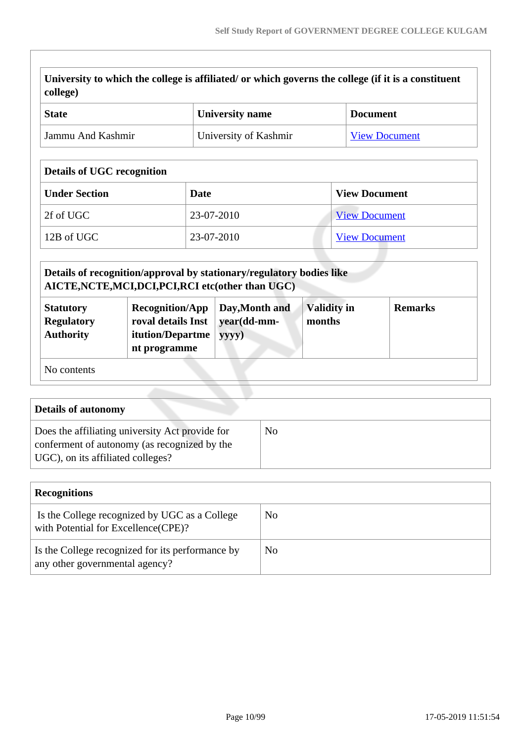| University to which the college is affiliated/ or which governs the college (if it is a constituent college) | | |
|---|---|---|
| **State** | **University name** | **Document** |
| Jammu And Kashmir | University of Kashmir | View Document |

| Details of UGC recognition | | |
|---|---|---|
| **Under Section** | **Date** | **View Document** |
| 2f of UGC | 23-07-2010 | View Document |
| 12B of UGC | 23-07-2010 | View Document |

| Details of recognition/approval by stationary/regulatory bodies like AICTE,NCTE,MCI,DCI,PCI,RCI etc(other than UGC) | | | | |
|---|---|---|---|---|
| **Statutory Regulatory Authority** | **Recognition/Approval details Institution/Department programme** | **Day,Month and year(dd-mm-yyyy)** | **Validity in months** | **Remarks** |
| No contents | | | | |

| Details of autonomy | |
|---|---|
| Does the affiliating university Act provide for conferment of autonomy (as recognized by the UGC), on its affiliated colleges? | No |

| Recognitions | |
|---|---|
| Is the College recognized by UGC as a College with Potential for Excellence(CPE)? | No |
| Is the College recognized for its performance by any other governmental agency? | No |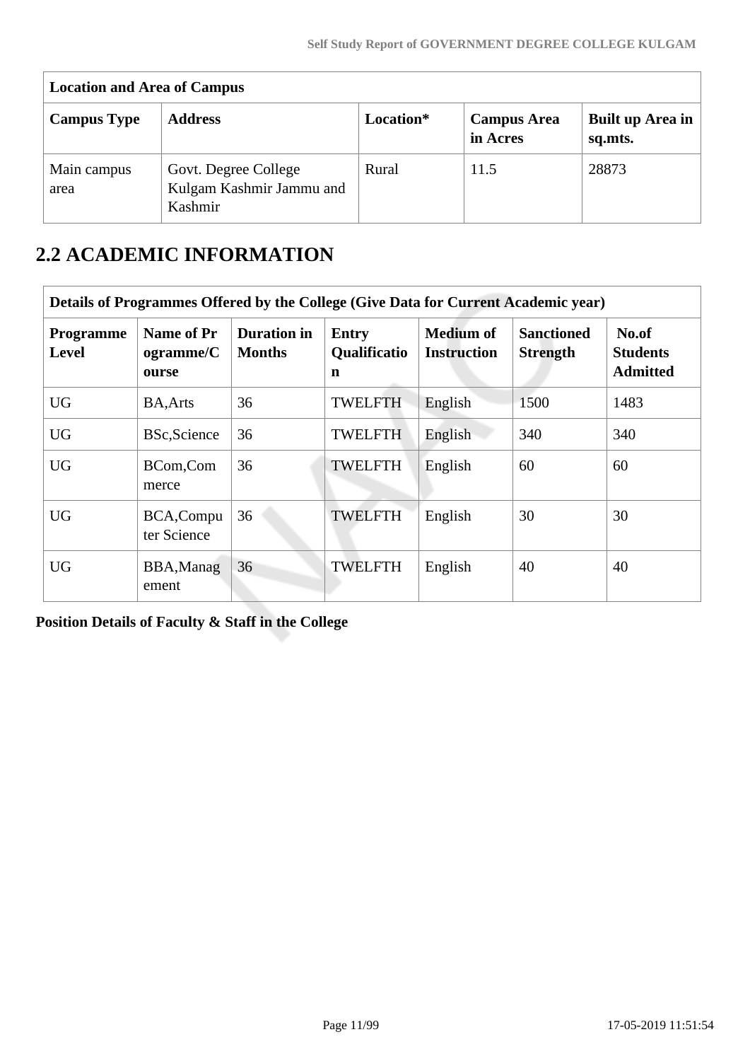| Location and Area of Campus | | | | |
|---|---|---|---|---|
| **Campus Type** | **Address** | **Location*** | **Campus Area in Acres** | **Built up Area in sq.mts.** |
| Main campus area | Govt. Degree College Kulgam Kashmir Jammu and Kashmir | Rural | 11.5 | 28873 |

## 2.2 ACADEMIC INFORMATION

| Details of Programmes Offered by the College (Give Data for Current Academic year) | | | | | | |
|---|---|---|---|---|---|---|
| **Programme Level** | **Name of Programme/Course** | **Duration in Months** | **Entry Qualification** | **Medium of Instruction** | **Sanctioned Strength** | **No.of Students Admitted** |
| UG | BA,Arts | 36 | TWELFTH | English | 1500 | 1483 |
| UG | BSc,Science | 36 | TWELFTH | English | 340 | 340 |
| UG | BCom,Commerce | 36 | TWELFTH | English | 60 | 60 |
| UG | BCA,Computer Science | 36 | TWELFTH | English | 30 | 30 |
| UG | BBA,Management | 36 | TWELFTH | English | 40 | 40 |

**Position Details of Faculty & Staff in the College**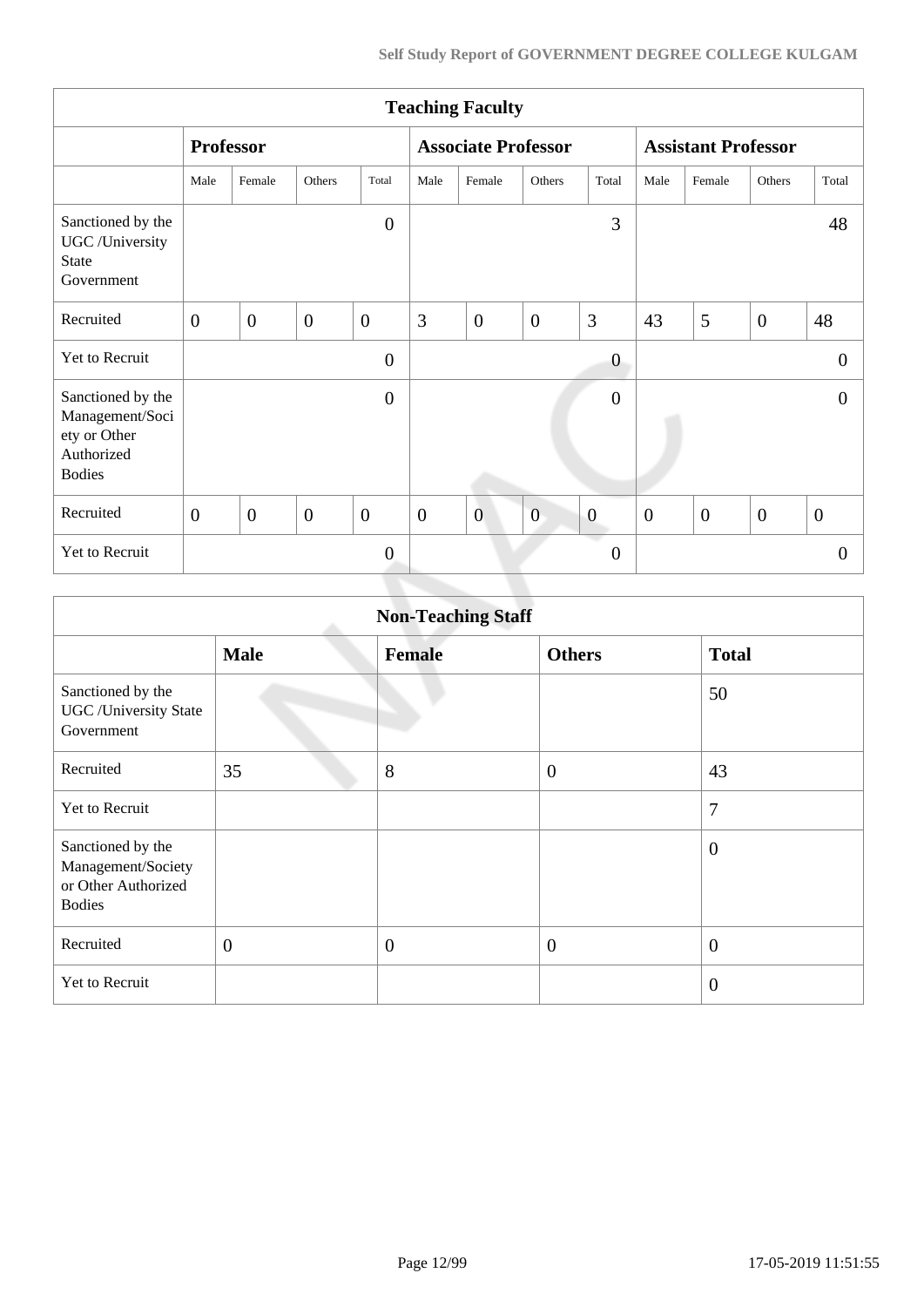| Teaching Faculty | | | | | | | | | | | | |
|---|---|---|---|---|---|---|---|---|---|---|---|---|
| | **Professor** | | | | **Associate Professor** | | | | **Assistant Professor** | | | |
| | Male | Female | Others | Total | Male | Female | Others | Total | Male | Female | Others | Total |
| Sanctioned by the UGC /University State Government | | | | 0 | | | | 3 | | | | 48 |
| Recruited | 0 | 0 | 0 | 0 | 3 | 0 | 0 | 3 | 43 | 5 | 0 | 48 |
| Yet to Recruit | | | | 0 | | | | 0 | | | | 0 |
| Sanctioned by the Management/Society or Other Authorized Bodies | | | | 0 | | | | 0 | | | | 0 |
| Recruited | 0 | 0 | 0 | 0 | 0 | 0 | 0 | 0 | 0 | 0 | 0 | 0 |
| Yet to Recruit | | | | 0 | | | | 0 | | | | 0 |

| Non-Teaching Staff | | | | |
|---|---|---|---|---|
| | **Male** | **Female** | **Others** | **Total** |
| Sanctioned by the UGC /University State Government | | | | 50 |
| Recruited | 35 | 8 | 0 | 43 |
| Yet to Recruit | | | | 7 |
| Sanctioned by the Management/Society or Other Authorized Bodies | | | | 0 |
| Recruited | 0 | 0 | 0 | 0 |
| Yet to Recruit | | | | 0 |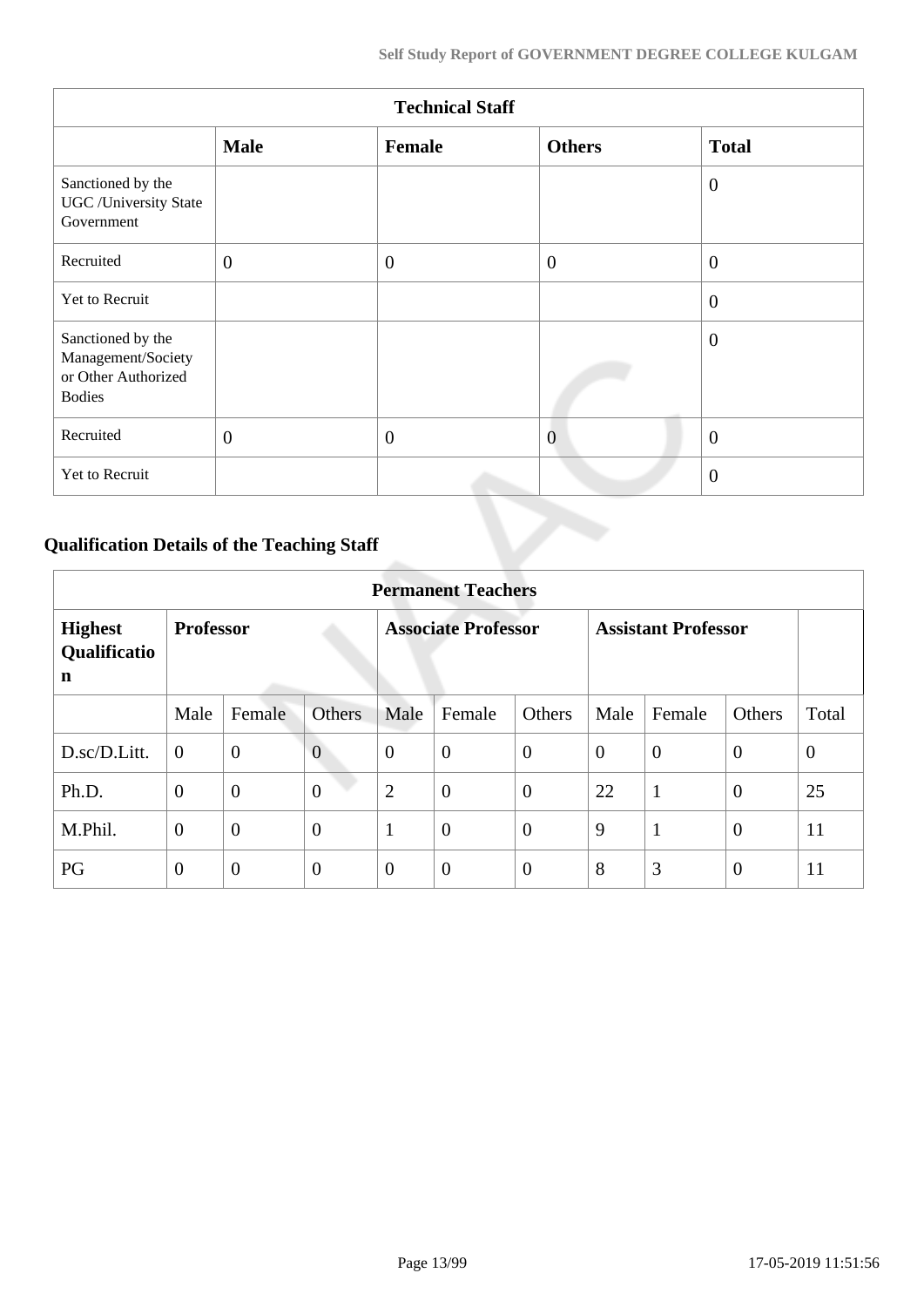| Technical Staff | | | | |
|---|---|---|---|---|
| | **Male** | **Female** | **Others** | **Total** |
| Sanctioned by the UGC /University State Government | | | | 0 |
| Recruited | 0 | 0 | 0 | 0 |
| Yet to Recruit | | | | 0 |
| Sanctioned by the Management/Society or Other Authorized Bodies | | | | 0 |
| Recruited | 0 | 0 | 0 | 0 |
| Yet to Recruit | | | | 0 |

## Qualification Details of the Teaching Staff

| Permanent Teachers | | | | | | | | | | |
|---|---|---|---|---|---|---|---|---|---|---|
| **Highest Qualification** | **Professor** | | | **Associate Professor** | | | **Assistant Professor** | | | |
| | Male | Female | Others | Male | Female | Others | Male | Female | Others | Total |
| D.sc/D.Litt. | 0 | 0 | 0 | 0 | 0 | 0 | 0 | 0 | 0 | 0 |
| Ph.D. | 0 | 0 | 0 | 2 | 0 | 0 | 22 | 1 | 0 | 25 |
| M.Phil. | 0 | 0 | 0 | 1 | 0 | 0 | 9 | 1 | 0 | 11 |
| PG | 0 | 0 | 0 | 0 | 0 | 0 | 8 | 3 | 0 | 11 |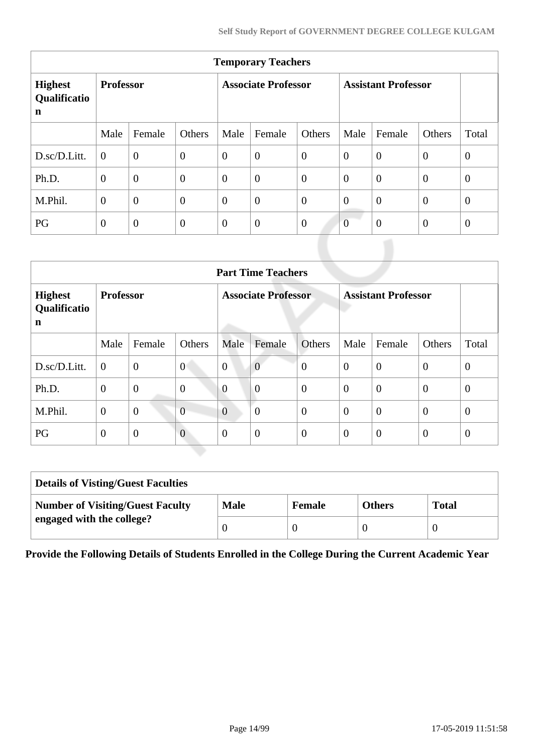| Temporary Teachers | | | | | | | | | | |
|---|---|---|---|---|---|---|---|---|---|---|
| **Highest Qualification** | **Professor** | | | **Associate Professor** | | | **Assistant Professor** | | | |
| | Male | Female | Others | Male | Female | Others | Male | Female | Others | Total |
| D.sc/D.Litt. | 0 | 0 | 0 | 0 | 0 | 0 | 0 | 0 | 0 | 0 |
| Ph.D. | 0 | 0 | 0 | 0 | 0 | 0 | 0 | 0 | 0 | 0 |
| M.Phil. | 0 | 0 | 0 | 0 | 0 | 0 | 0 | 0 | 0 | 0 |
| PG | 0 | 0 | 0 | 0 | 0 | 0 | 0 | 0 | 0 | 0 |

| Part Time Teachers | | | | | | | | | | |
|---|---|---|---|---|---|---|---|---|---|---|
| **Highest Qualification** | **Professor** | | | **Associate Professor** | | | **Assistant Professor** | | | |
| | Male | Female | Others | Male | Female | Others | Male | Female | Others | Total |
| D.sc/D.Litt. | 0 | 0 | 0 | 0 | 0 | 0 | 0 | 0 | 0 | 0 |
| Ph.D. | 0 | 0 | 0 | 0 | 0 | 0 | 0 | 0 | 0 | 0 |
| M.Phil. | 0 | 0 | 0 | 0 | 0 | 0 | 0 | 0 | 0 | 0 |
| PG | 0 | 0 | 0 | 0 | 0 | 0 | 0 | 0 | 0 | 0 |

| Details of Visting/Guest Faculties | | | | |
|---|---|---|---|---|
| **Number of Visiting/Guest Faculty engaged with the college?** | **Male** | **Female** | **Others** | **Total** |
| | 0 | 0 | 0 | 0 |

**Provide the Following Details of Students Enrolled in the College During the Current Academic Year**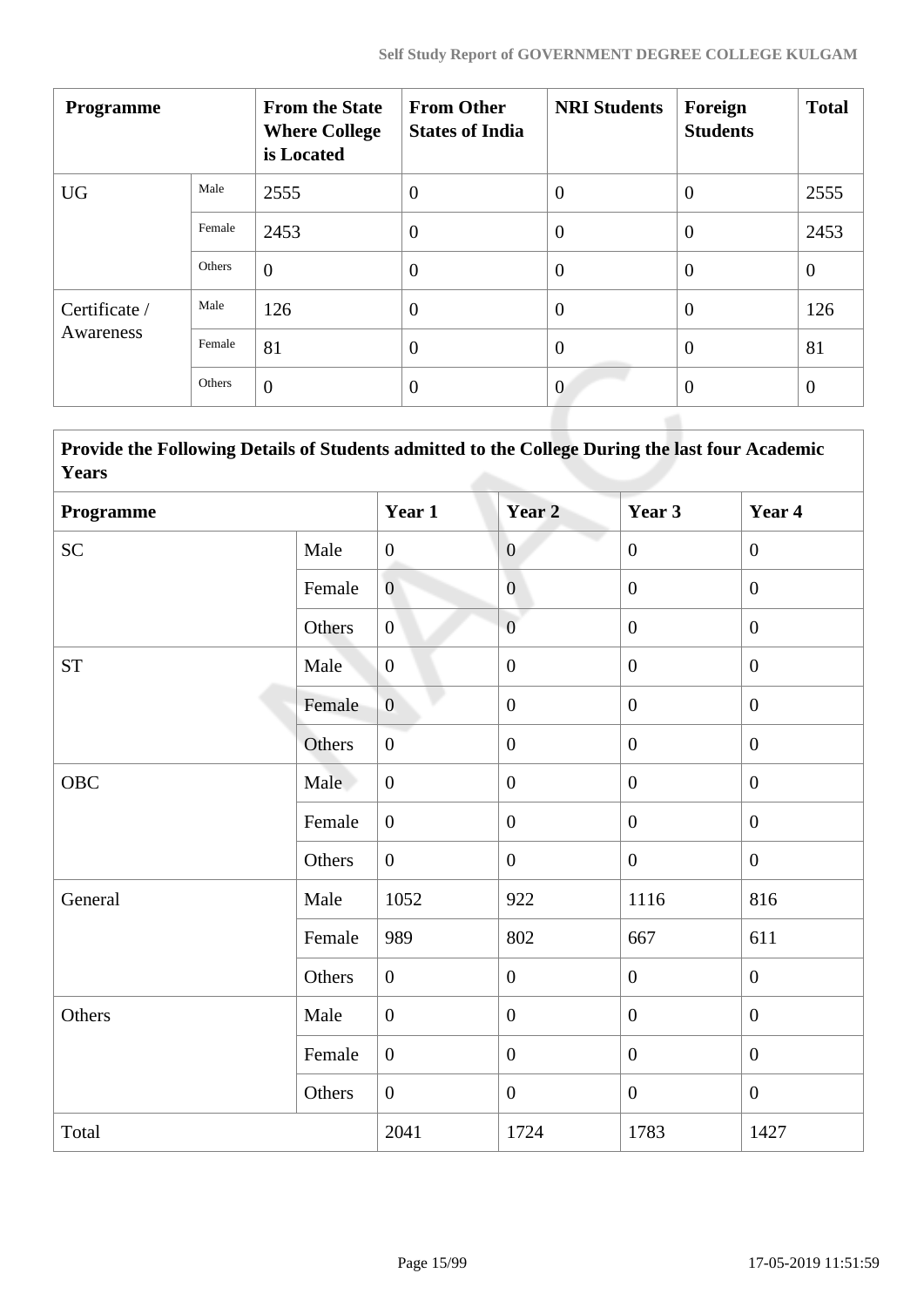| Programme | | From the State Where College is Located | From Other States of India | NRI Students | Foreign Students | Total |
|---|---|---|---|---|---|---|
| UG | Male | 2555 | 0 | 0 | 0 | 2555 |
| | Female | 2453 | 0 | 0 | 0 | 2453 |
| | Others | 0 | 0 | 0 | 0 | 0 |
| Certificate / Awareness | Male | 126 | 0 | 0 | 0 | 126 |
| | Female | 81 | 0 | 0 | 0 | 81 |
| | Others | 0 | 0 | 0 | 0 | 0 |

| Provide the Following Details of Students admitted to the College During the last four Academic Years | | | | | |
|---|---|---|---|---|---|
| **Programme** | | **Year 1** | **Year 2** | **Year 3** | **Year 4** |
| SC | Male | 0 | 0 | 0 | 0 |
| | Female | 0 | 0 | 0 | 0 |
| | Others | 0 | 0 | 0 | 0 |
| ST | Male | 0 | 0 | 0 | 0 |
| | Female | 0 | 0 | 0 | 0 |
| | Others | 0 | 0 | 0 | 0 |
| OBC | Male | 0 | 0 | 0 | 0 |
| | Female | 0 | 0 | 0 | 0 |
| | Others | 0 | 0 | 0 | 0 |
| General | Male | 1052 | 922 | 1116 | 816 |
| | Female | 989 | 802 | 667 | 611 |
| | Others | 0 | 0 | 0 | 0 |
| Others | Male | 0 | 0 | 0 | 0 |
| | Female | 0 | 0 | 0 | 0 |
| | Others | 0 | 0 | 0 | 0 |
| Total | | 2041 | 1724 | 1783 | 1427 |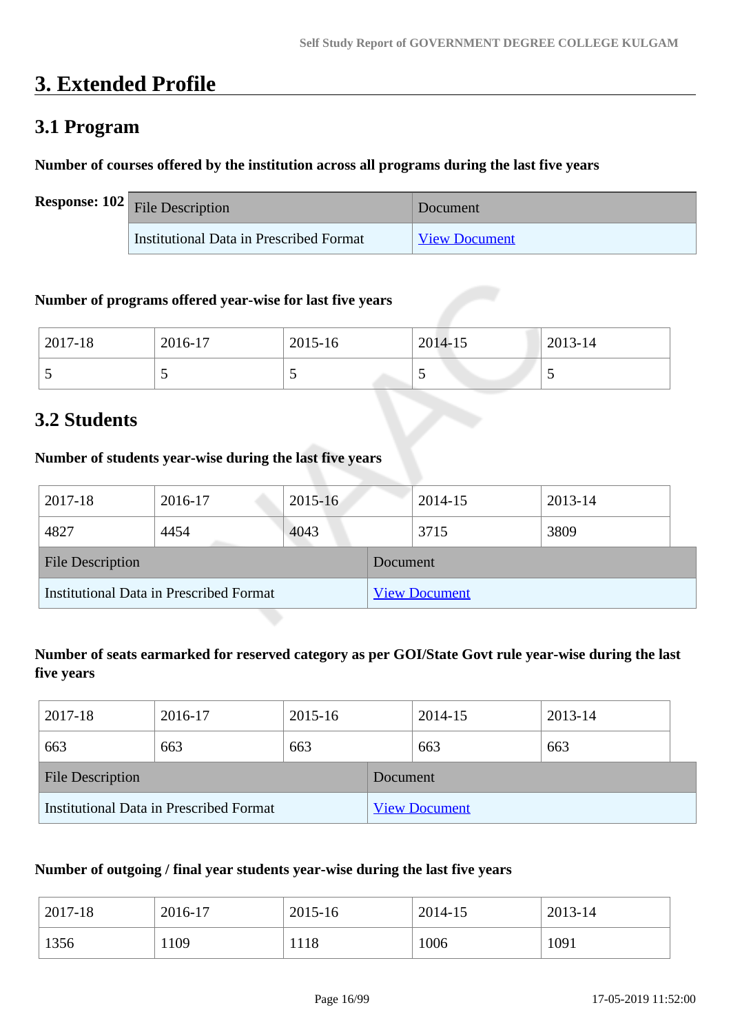# 3. Extended Profile

## 3.1 Program

**Number of courses offered by the institution across all programs during the last five years**

**Response: 102**

| File Description | Document |
|---|---|
| Institutional Data in Prescribed Format | View Document |

**Number of programs offered year-wise for last five years**

| 2017-18 | 2016-17 | 2015-16 | 2014-15 | 2013-14 |
|---|---|---|---|---|
| 5 | 5 | 5 | 5 | 5 |

## 3.2 Students

**Number of students year-wise during the last five years**

| 2017-18 | 2016-17 | 2015-16 | 2014-15 | 2013-14 |
|---|---|---|---|---|
| 4827 | 4454 | 4043 | 3715 | 3809 |

| File Description | Document |
|---|---|
| Institutional Data in Prescribed Format | View Document |

**Number of seats earmarked for reserved category as per GOI/State Govt rule year-wise during the last five years**

| 2017-18 | 2016-17 | 2015-16 | 2014-15 | 2013-14 |
|---|---|---|---|---|
| 663 | 663 | 663 | 663 | 663 |

| File Description | Document |
|---|---|
| Institutional Data in Prescribed Format | View Document |

**Number of outgoing / final year students year-wise during the last five years**

| 2017-18 | 2016-17 | 2015-16 | 2014-15 | 2013-14 |
|---|---|---|---|---|
| 1356 | 1109 | 1118 | 1006 | 1091 |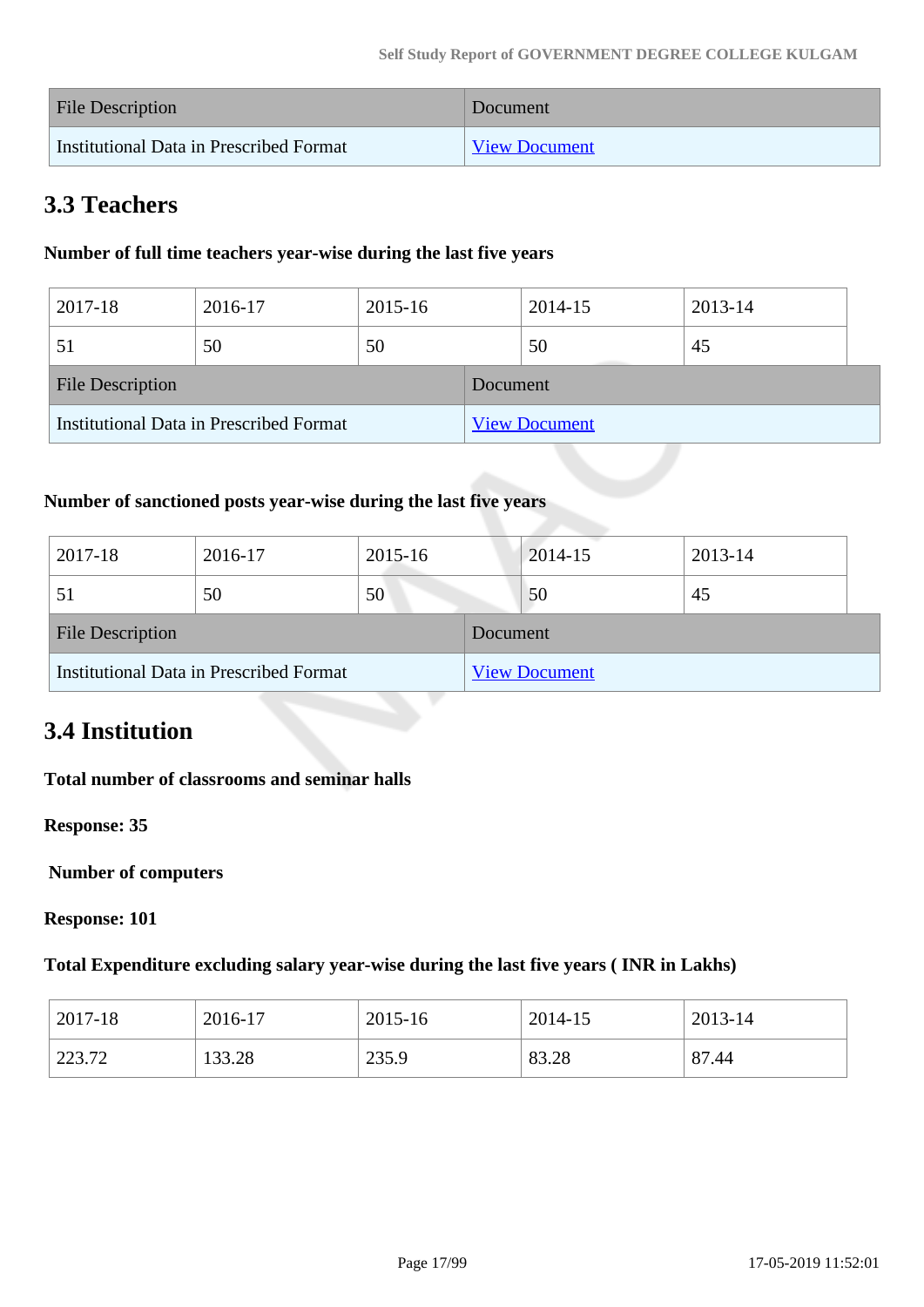| File Description | Document |
|---|---|
| Institutional Data in Prescribed Format | View Document |

## 3.3 Teachers

**Number of full time teachers year-wise during the last five years**

| 2017-18 | 2016-17 | 2015-16 | 2014-15 | 2013-14 |
|---|---|---|---|---|
| 51 | 50 | 50 | 50 | 45 |

| File Description | Document |
|---|---|
| Institutional Data in Prescribed Format | View Document |

**Number of sanctioned posts year-wise during the last five years**

| 2017-18 | 2016-17 | 2015-16 | 2014-15 | 2013-14 |
|---|---|---|---|---|
| 51 | 50 | 50 | 50 | 45 |

| File Description | Document |
|---|---|
| Institutional Data in Prescribed Format | View Document |

## 3.4 Institution

**Total number of classrooms and seminar halls**

**Response: 35**

**Number of computers**

**Response: 101**

**Total Expenditure excluding salary year-wise during the last five years ( INR in Lakhs)**

| 2017-18 | 2016-17 | 2015-16 | 2014-15 | 2013-14 |
|---|---|---|---|---|
| 223.72 | 133.28 | 235.9 | 83.28 | 87.44 |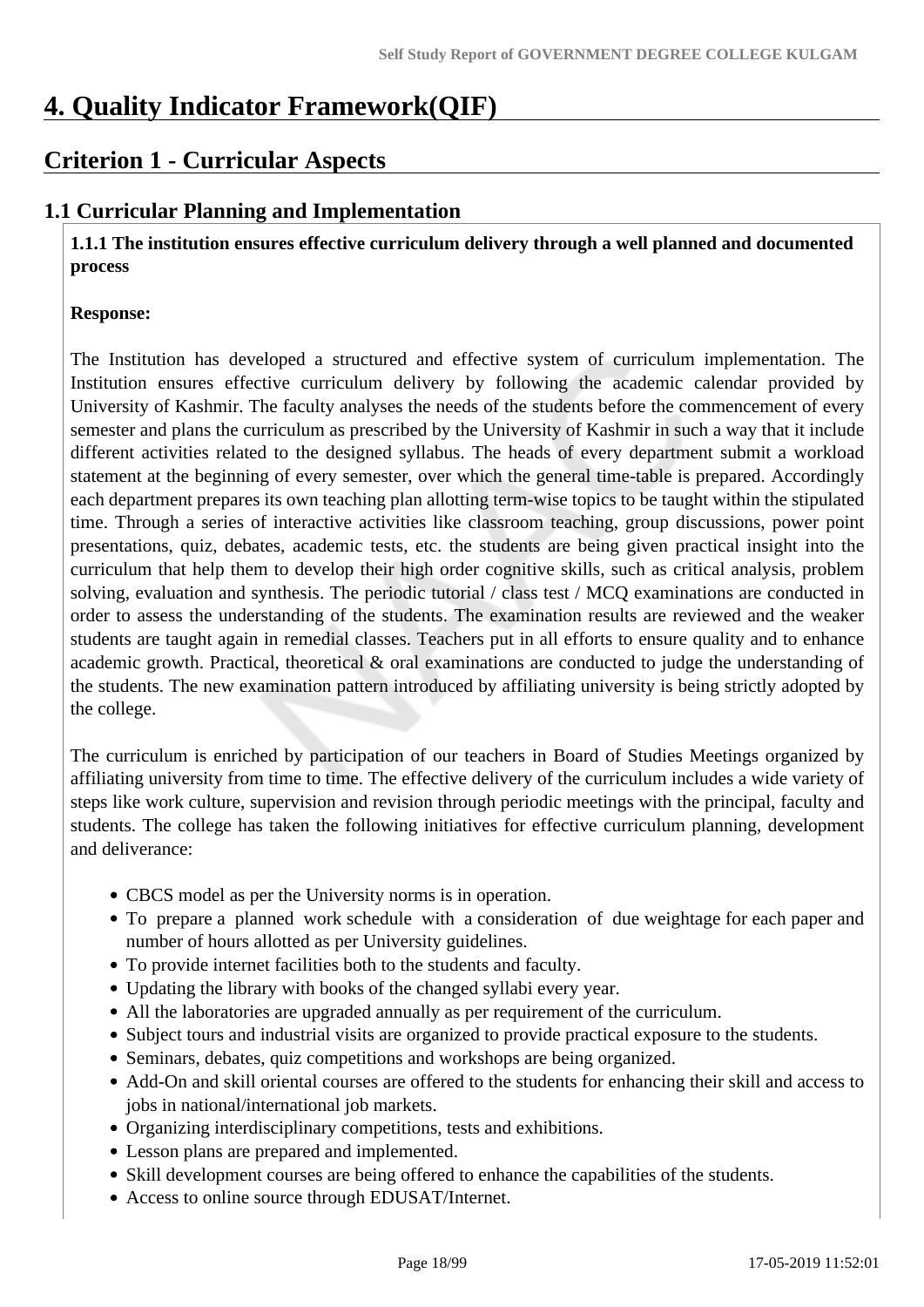# 4. Quality Indicator Framework(QIF)

## Criterion 1 - Curricular Aspects

### 1.1 Curricular Planning and Implementation

**1.1.1 The institution ensures effective curriculum delivery through a well planned and documented process**

**Response:**

The Institution has developed a structured and effective system of curriculum implementation. The Institution ensures effective curriculum delivery by following the academic calendar provided by University of Kashmir. The faculty analyses the needs of the students before the commencement of every semester and plans the curriculum as prescribed by the University of Kashmir in such a way that it include different activities related to the designed syllabus. The heads of every department submit a workload statement at the beginning of every semester, over which the general time-table is prepared. Accordingly each department prepares its own teaching plan allotting term-wise topics to be taught within the stipulated time. Through a series of interactive activities like classroom teaching, group discussions, power point presentations, quiz, debates, academic tests, etc. the students are being given practical insight into the curriculum that help them to develop their high order cognitive skills, such as critical analysis, problem solving, evaluation and synthesis. The periodic tutorial / class test / MCQ examinations are conducted in order to assess the understanding of the students. The examination results are reviewed and the weaker students are taught again in remedial classes. Teachers put in all efforts to ensure quality and to enhance academic growth. Practical, theoretical & oral examinations are conducted to judge the understanding of the students. The new examination pattern introduced by affiliating university is being strictly adopted by the college.

The curriculum is enriched by participation of our teachers in Board of Studies Meetings organized by affiliating university from time to time. The effective delivery of the curriculum includes a wide variety of steps like work culture, supervision and revision through periodic meetings with the principal, faculty and students. The college has taken the following initiatives for effective curriculum planning, development and deliverance:

- CBCS model as per the University norms is in operation.
- To prepare a planned work schedule with a consideration of due weightage for each paper and number of hours allotted as per University guidelines.
- To provide internet facilities both to the students and faculty.
- Updating the library with books of the changed syllabi every year.
- All the laboratories are upgraded annually as per requirement of the curriculum.
- Subject tours and industrial visits are organized to provide practical exposure to the students.
- Seminars, debates, quiz competitions and workshops are being organized.
- Add-On and skill oriental courses are offered to the students for enhancing their skill and access to jobs in national/international job markets.
- Organizing interdisciplinary competitions, tests and exhibitions.
- Lesson plans are prepared and implemented.
- Skill development courses are being offered to enhance the capabilities of the students.
- Access to online source through EDUSAT/Internet.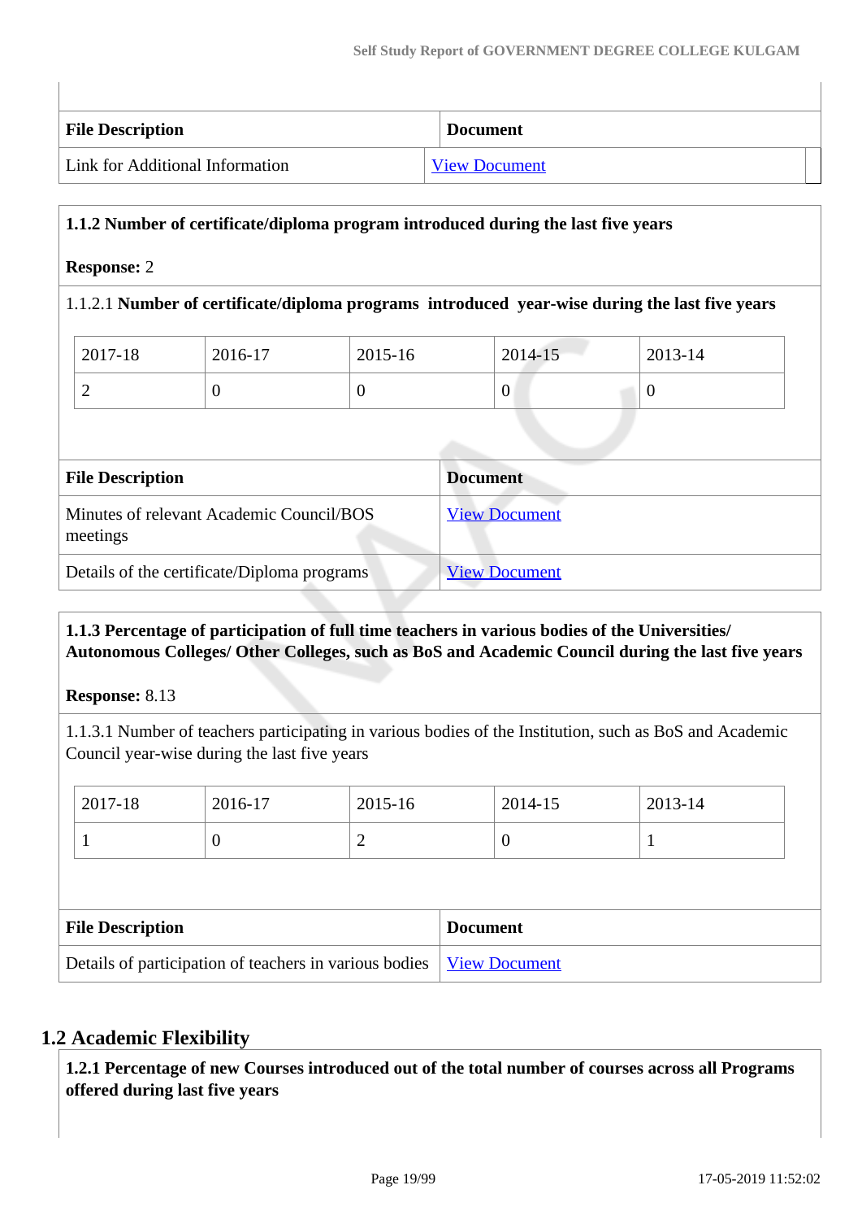| File Description | Document |
|---|---|
| Link for Additional Information | View Document |

**1.1.2 Number of certificate/diploma program introduced during the last five years**

**Response:** 2

1.1.2.1 **Number of certificate/diploma programs introduced year-wise during the last five years**

| 2017-18 | 2016-17 | 2015-16 | 2014-15 | 2013-14 |
|---|---|---|---|---|
| 2 | 0 | 0 | 0 | 0 |

| File Description | Document |
|---|---|
| Minutes of relevant Academic Council/BOS meetings | View Document |
| Details of the certificate/Diploma programs | View Document |

**1.1.3 Percentage of participation of full time teachers in various bodies of the Universities/ Autonomous Colleges/ Other Colleges, such as BoS and Academic Council during the last five years**

**Response:** 8.13

1.1.3.1 Number of teachers participating in various bodies of the Institution, such as BoS and Academic Council year-wise during the last five years

| 2017-18 | 2016-17 | 2015-16 | 2014-15 | 2013-14 |
|---|---|---|---|---|
| 1 | 0 | 2 | 0 | 1 |

| File Description | Document |
|---|---|
| Details of participation of teachers in various bodies | View Document |

## 1.2 Academic Flexibility

**1.2.1 Percentage of new Courses introduced out of the total number of courses across all Programs offered during last five years**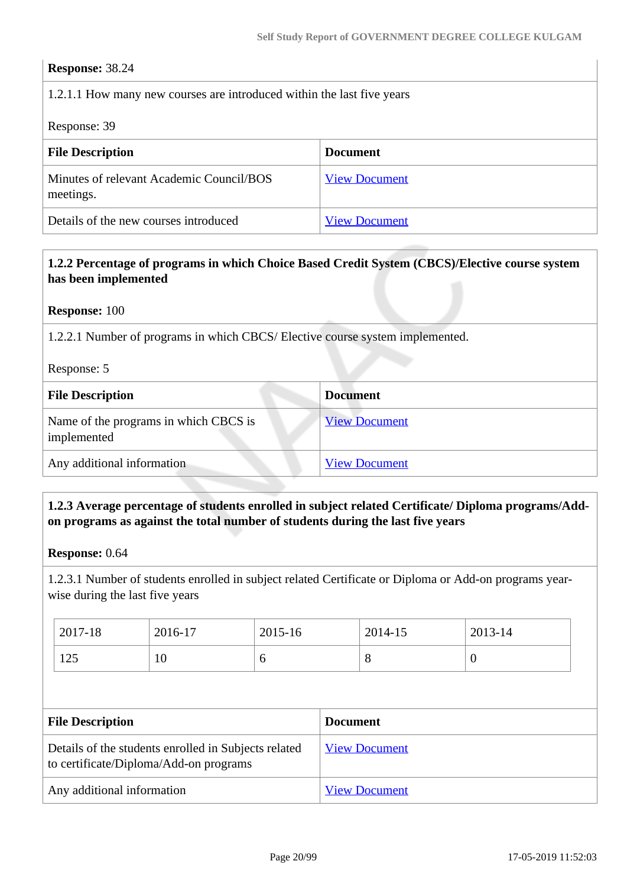**Response:** 38.24

1.2.1.1 How many new courses are introduced within the last five years

Response: 39

| File Description | Document |
|---|---|
| Minutes of relevant Academic Council/BOS meetings. | View Document |
| Details of the new courses introduced | View Document |

**1.2.2 Percentage of programs in which Choice Based Credit System (CBCS)/Elective course system has been implemented**

**Response:** 100

1.2.2.1 Number of programs in which CBCS/ Elective course system implemented.

Response: 5

| File Description | Document |
|---|---|
| Name of the programs in which CBCS is implemented | View Document |
| Any additional information | View Document |

**1.2.3 Average percentage of students enrolled in subject related Certificate/ Diploma programs/Add-on programs as against the total number of students during the last five years**

**Response:** 0.64

1.2.3.1 Number of students enrolled in subject related Certificate or Diploma or Add-on programs year-wise during the last five years

| 2017-18 | 2016-17 | 2015-16 | 2014-15 | 2013-14 |
|---|---|---|---|---|
| 125 | 10 | 6 | 8 | 0 |

| File Description | Document |
|---|---|
| Details of the students enrolled in Subjects related to certificate/Diploma/Add-on programs | View Document |
| Any additional information | View Document |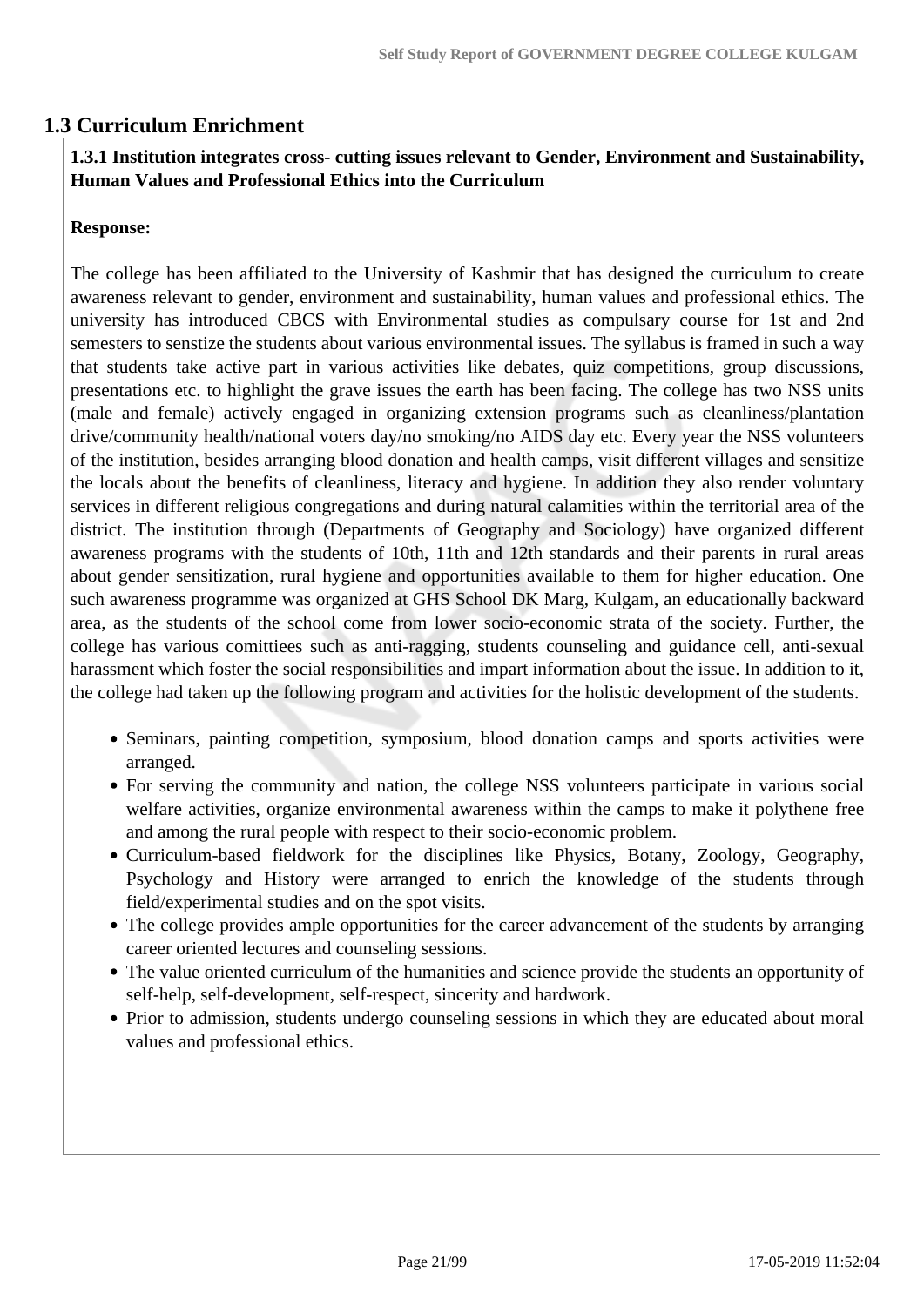## 1.3 Curriculum Enrichment

**1.3.1 Institution integrates cross- cutting issues relevant to Gender, Environment and Sustainability, Human Values and Professional Ethics into the Curriculum**

**Response:**

The college has been affiliated to the University of Kashmir that has designed the curriculum to create awareness relevant to gender, environment and sustainability, human values and professional ethics. The university has introduced CBCS with Environmental studies as compulsary course for 1st and 2nd semesters to senstize the students about various environmental issues. The syllabus is framed in such a way that students take active part in various activities like debates, quiz competitions, group discussions, presentations etc. to highlight the grave issues the earth has been facing. The college has two NSS units (male and female) actively engaged in organizing extension programs such as cleanliness/plantation drive/community health/national voters day/no smoking/no AIDS day etc. Every year the NSS volunteers of the institution, besides arranging blood donation and health camps, visit different villages and sensitize the locals about the benefits of cleanliness, literacy and hygiene. In addition they also render voluntary services in different religious congregations and during natural calamities within the territorial area of the district. The institution through (Departments of Geography and Sociology) have organized different awareness programs with the students of 10th, 11th and 12th standards and their parents in rural areas about gender sensitization, rural hygiene and opportunities available to them for higher education. One such awareness programme was organized at GHS School DK Marg, Kulgam, an educationally backward area, as the students of the school come from lower socio-economic strata of the society. Further, the college has various comittiees such as anti-ragging, students counseling and guidance cell, anti-sexual harassment which foster the social responsibilities and impart information about the issue. In addition to it, the college had taken up the following program and activities for the holistic development of the students.

- Seminars, painting competition, symposium, blood donation camps and sports activities were arranged.
- For serving the community and nation, the college NSS volunteers participate in various social welfare activities, organize environmental awareness within the camps to make it polythene free and among the rural people with respect to their socio-economic problem.
- Curriculum-based fieldwork for the disciplines like Physics, Botany, Zoology, Geography, Psychology and History were arranged to enrich the knowledge of the students through field/experimental studies and on the spot visits.
- The college provides ample opportunities for the career advancement of the students by arranging career oriented lectures and counseling sessions.
- The value oriented curriculum of the humanities and science provide the students an opportunity of self-help, self-development, self-respect, sincerity and hardwork.
- Prior to admission, students undergo counseling sessions in which they are educated about moral values and professional ethics.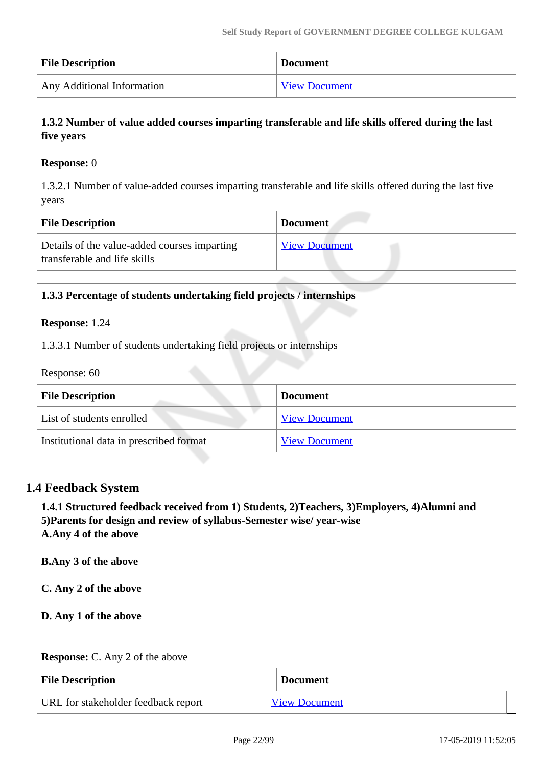| File Description | Document |
|---|---|
| Any Additional Information | View Document |

**1.3.2 Number of value added courses imparting transferable and life skills offered during the last five years**

**Response:** 0

1.3.2.1 Number of value-added courses imparting transferable and life skills offered during the last five years

| File Description | Document |
|---|---|
| Details of the value-added courses imparting transferable and life skills | View Document |

**1.3.3 Percentage of students undertaking field projects / internships**

**Response:** 1.24

1.3.3.1 Number of students undertaking field projects or internships

Response: 60

| File Description | Document |
|---|---|
| List of students enrolled | View Document |
| Institutional data in prescribed format | View Document |

## 1.4 Feedback System

**1.4.1 Structured feedback received from 1) Students, 2)Teachers, 3)Employers, 4)Alumni and 5)Parents for design and review of syllabus-Semester wise/ year-wise**

**A.Any 4 of the above**

**B.Any 3 of the above**

**C. Any 2 of the above**

**D. Any 1 of the above**

**Response:** C. Any 2 of the above

| File Description | Document |
|---|---|
| URL for stakeholder feedback report | View Document |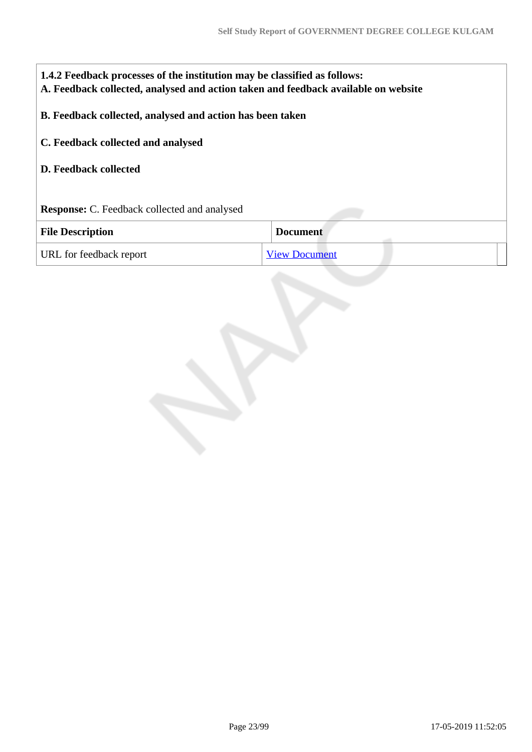**1.4.2 Feedback processes of the institution may be classified as follows:**
**A. Feedback collected, analysed and action taken and feedback available on website**

**B. Feedback collected, analysed and action has been taken**

**C. Feedback collected and analysed**

**D. Feedback collected**

**Response:** C. Feedback collected and analysed

| File Description | Document |
|---|---|
| URL for feedback report | View Document |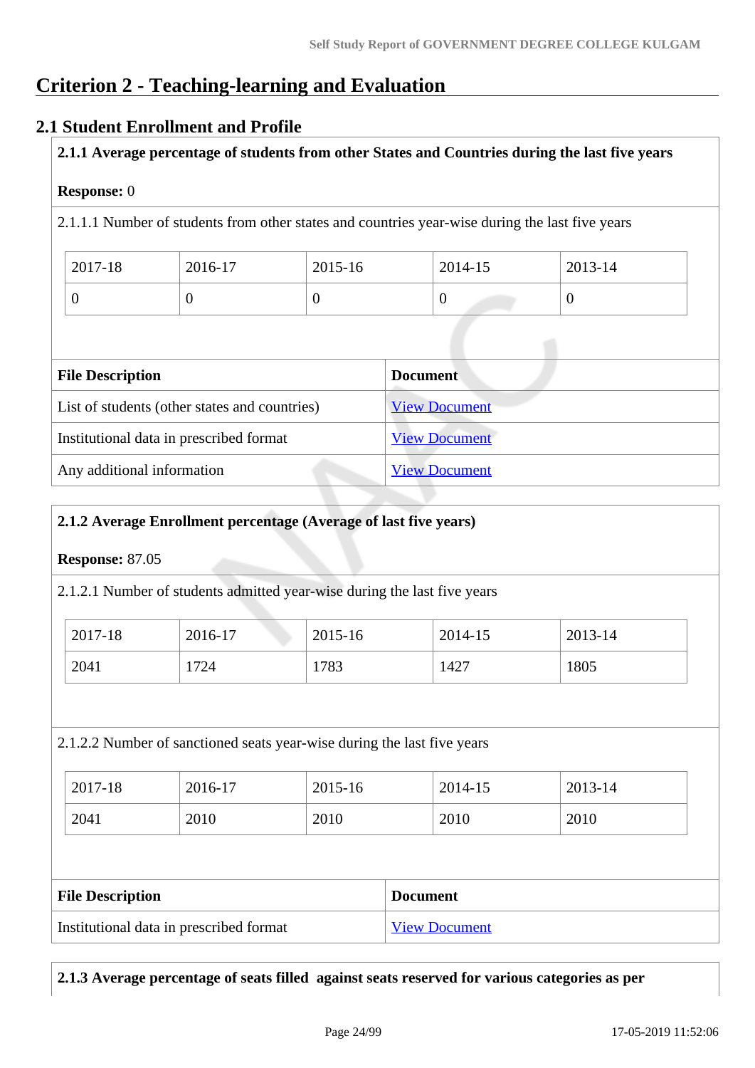# Criterion 2 - Teaching-learning and Evaluation

## 2.1 Student Enrollment and Profile

**2.1.1 Average percentage of students from other States and Countries during the last five years**

**Response:** 0

2.1.1.1 Number of students from other states and countries year-wise during the last five years

| 2017-18 | 2016-17 | 2015-16 | 2014-15 | 2013-14 |
|---|---|---|---|---|
| 0 | 0 | 0 | 0 | 0 |

| File Description | Document |
|---|---|
| List of students (other states and countries) | View Document |
| Institutional data in prescribed format | View Document |
| Any additional information | View Document |

**2.1.2 Average Enrollment percentage (Average of last five years)**

**Response:** 87.05

2.1.2.1 Number of students admitted year-wise during the last five years

| 2017-18 | 2016-17 | 2015-16 | 2014-15 | 2013-14 |
|---|---|---|---|---|
| 2041 | 1724 | 1783 | 1427 | 1805 |

2.1.2.2 Number of sanctioned seats year-wise during the last five years

| 2017-18 | 2016-17 | 2015-16 | 2014-15 | 2013-14 |
|---|---|---|---|---|
| 2041 | 2010 | 2010 | 2010 | 2010 |

| File Description | Document |
|---|---|
| Institutional data in prescribed format | View Document |

**2.1.3 Average percentage of seats filled against seats reserved for various categories as per**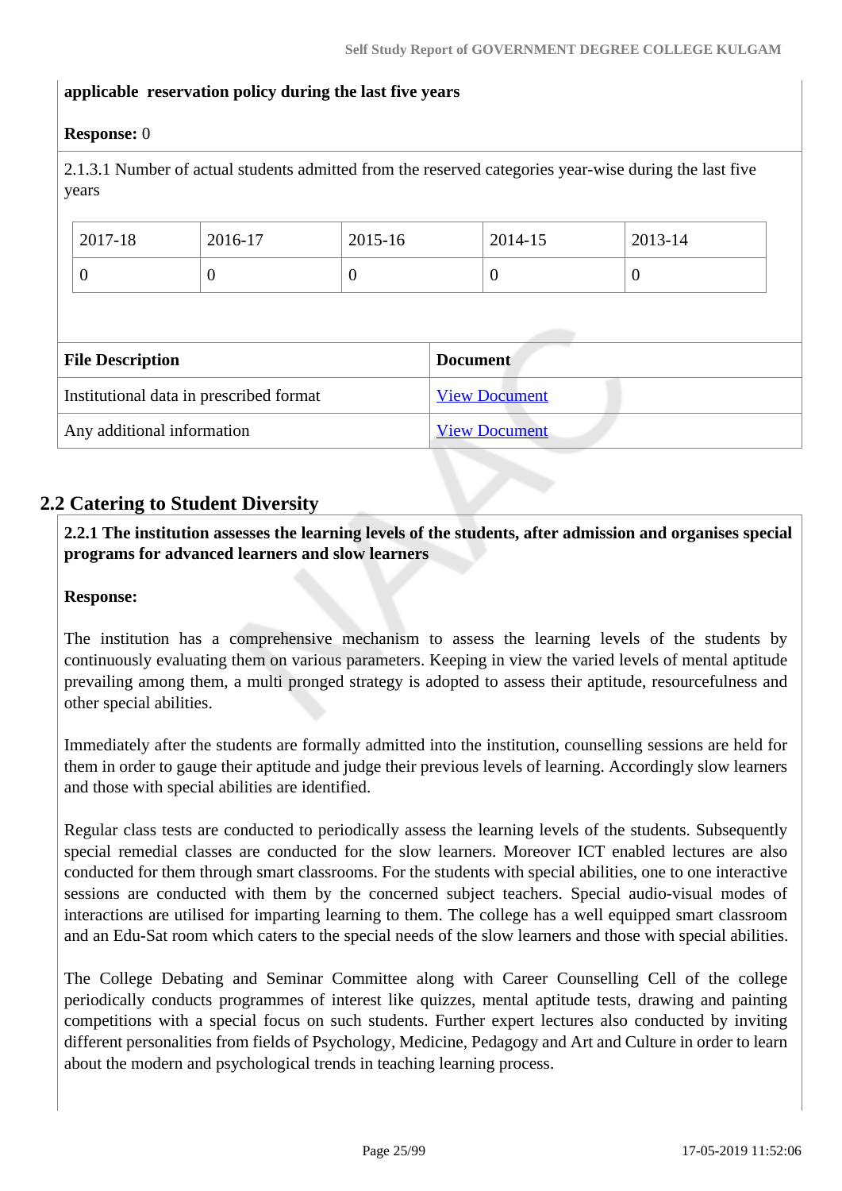**applicable reservation policy during the last five years**

**Response:** 0

2.1.3.1 Number of actual students admitted from the reserved categories year-wise during the last five years

| 2017-18 | 2016-17 | 2015-16 | 2014-15 | 2013-14 |
|---|---|---|---|---|
| 0 | 0 | 0 | 0 | 0 |

| File Description | Document |
|---|---|
| Institutional data in prescribed format | View Document |
| Any additional information | View Document |

## 2.2 Catering to Student Diversity

**2.2.1 The institution assesses the learning levels of the students, after admission and organises special programs for advanced learners and slow learners**

**Response:**

The institution has a comprehensive mechanism to assess the learning levels of the students by continuously evaluating them on various parameters. Keeping in view the varied levels of mental aptitude prevailing among them, a multi pronged strategy is adopted to assess their aptitude, resourcefulness and other special abilities.

Immediately after the students are formally admitted into the institution, counselling sessions are held for them in order to gauge their aptitude and judge their previous levels of learning. Accordingly slow learners and those with special abilities are identified.

Regular class tests are conducted to periodically assess the learning levels of the students. Subsequently special remedial classes are conducted for the slow learners. Moreover ICT enabled lectures are also conducted for them through smart classrooms. For the students with special abilities, one to one interactive sessions are conducted with them by the concerned subject teachers. Special audio-visual modes of interactions are utilised for imparting learning to them. The college has a well equipped smart classroom and an Edu-Sat room which caters to the special needs of the slow learners and those with special abilities.

The College Debating and Seminar Committee along with Career Counselling Cell of the college periodically conducts programmes of interest like quizzes, mental aptitude tests, drawing and painting competitions with a special focus on such students. Further expert lectures also conducted by inviting different personalities from fields of Psychology, Medicine, Pedagogy and Art and Culture in order to learn about the modern and psychological trends in teaching learning process.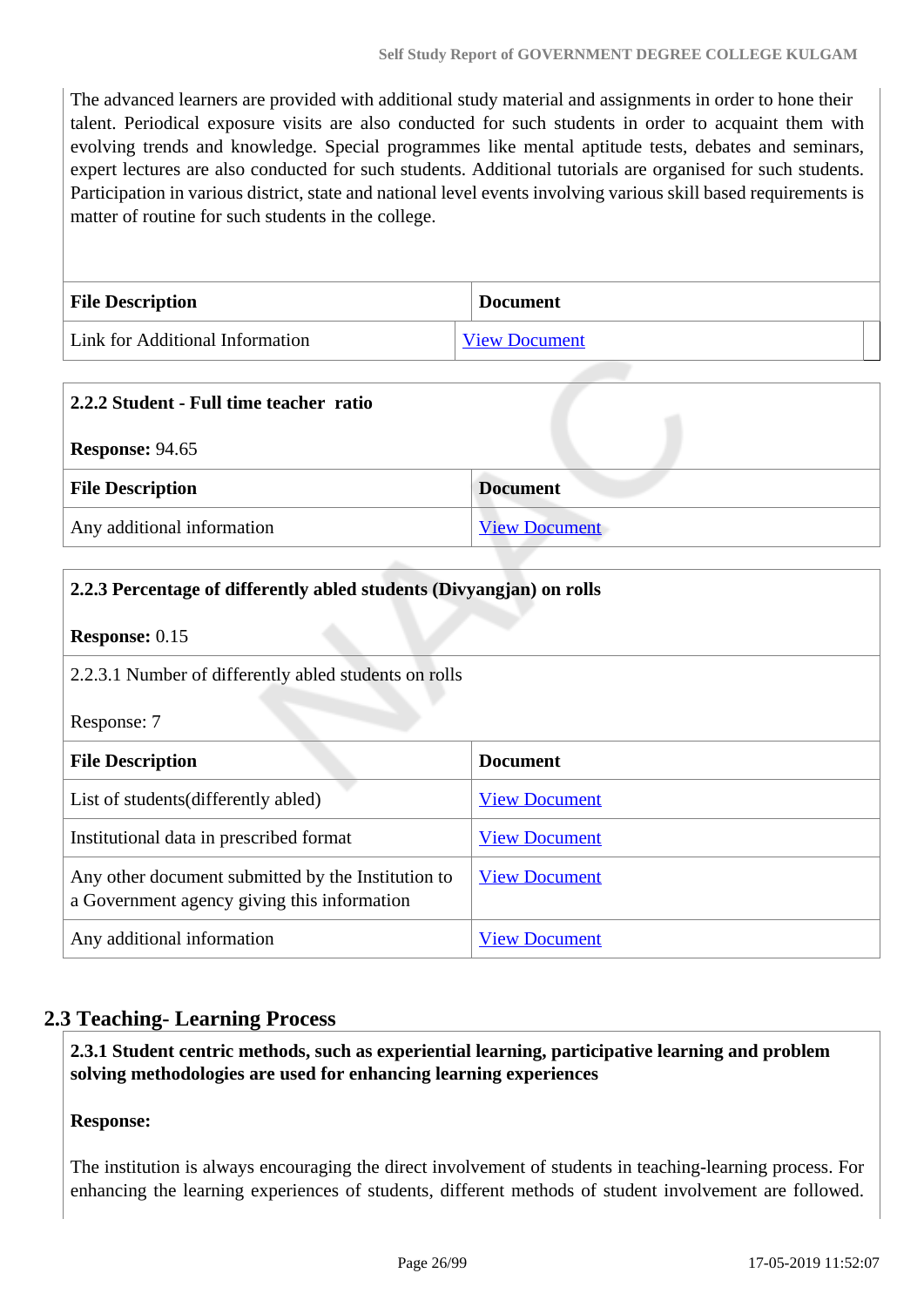The advanced learners are provided with additional study material and assignments in order to hone their talent. Periodical exposure visits are also conducted for such students in order to acquaint them with evolving trends and knowledge. Special programmes like mental aptitude tests, debates and seminars, expert lectures are also conducted for such students. Additional tutorials are organised for such students. Participation in various district, state and national level events involving various skill based requirements is matter of routine for such students in the college.

| File Description | Document |
|---|---|
| Link for Additional Information | View Document |

**2.2.2 Student - Full time teacher ratio**

**Response:** 94.65

| File Description | Document |
|---|---|
| Any additional information | View Document |

**2.2.3 Percentage of differently abled students (Divyangjan) on rolls**

**Response:** 0.15

2.2.3.1 Number of differently abled students on rolls

Response: 7

| File Description | Document |
|---|---|
| List of students(differently abled) | View Document |
| Institutional data in prescribed format | View Document |
| Any other document submitted by the Institution to a Government agency giving this information | View Document |
| Any additional information | View Document |

## 2.3 Teaching- Learning Process

**2.3.1 Student centric methods, such as experiential learning, participative learning and problem solving methodologies are used for enhancing learning experiences**

**Response:**

The institution is always encouraging the direct involvement of students in teaching-learning process. For enhancing the learning experiences of students, different methods of student involvement are followed.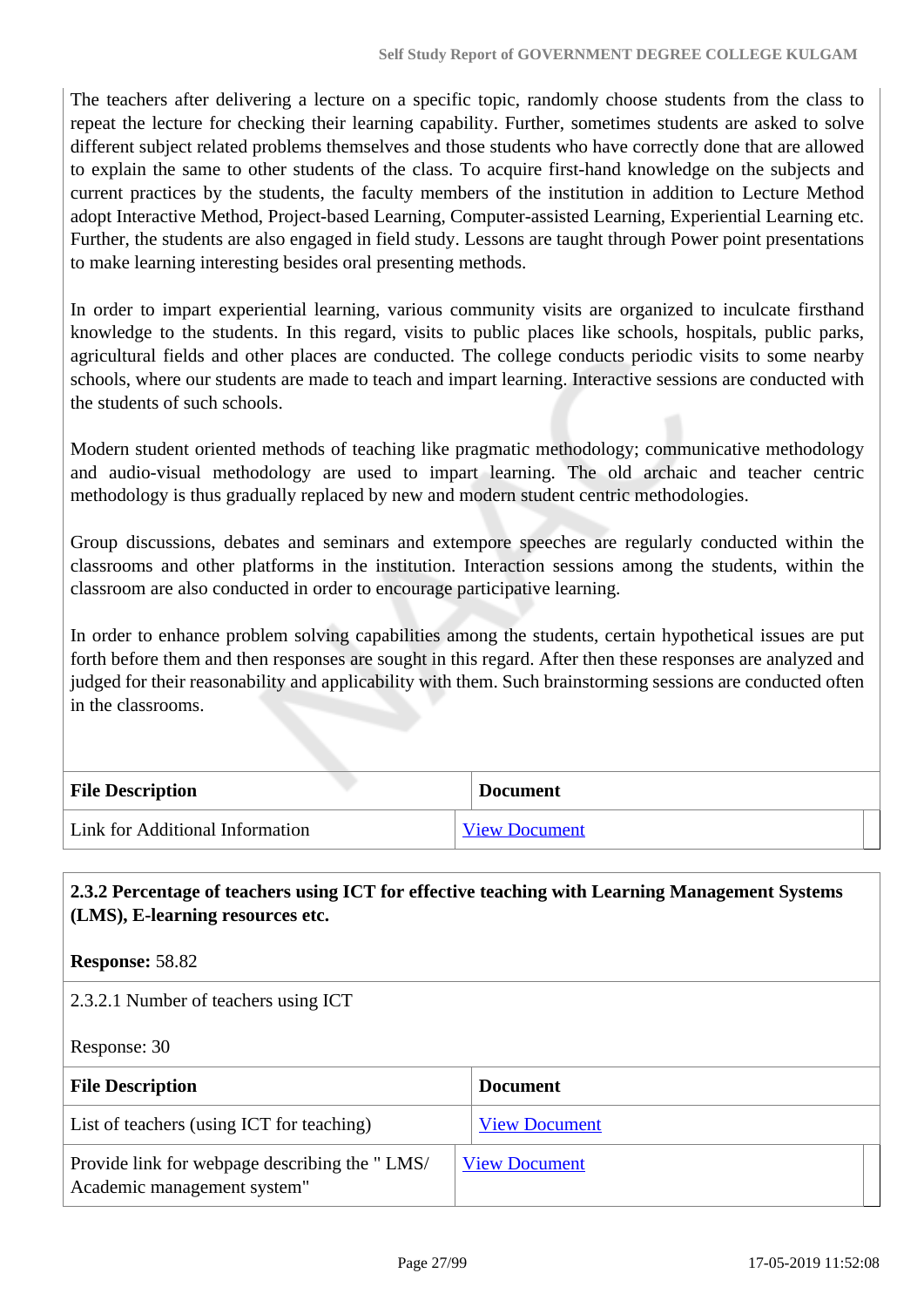The teachers after delivering a lecture on a specific topic, randomly choose students from the class to repeat the lecture for checking their learning capability. Further, sometimes students are asked to solve different subject related problems themselves and those students who have correctly done that are allowed to explain the same to other students of the class. To acquire first-hand knowledge on the subjects and current practices by the students, the faculty members of the institution in addition to Lecture Method adopt Interactive Method, Project-based Learning, Computer-assisted Learning, Experiential Learning etc. Further, the students are also engaged in field study. Lessons are taught through Power point presentations to make learning interesting besides oral presenting methods.

In order to impart experiential learning, various community visits are organized to inculcate firsthand knowledge to the students. In this regard, visits to public places like schools, hospitals, public parks, agricultural fields and other places are conducted. The college conducts periodic visits to some nearby schools, where our students are made to teach and impart learning. Interactive sessions are conducted with the students of such schools.

Modern student oriented methods of teaching like pragmatic methodology; communicative methodology and audio-visual methodology are used to impart learning. The old archaic and teacher centric methodology is thus gradually replaced by new and modern student centric methodologies.

Group discussions, debates and seminars and extempore speeches are regularly conducted within the classrooms and other platforms in the institution. Interaction sessions among the students, within the classroom are also conducted in order to encourage participative learning.

In order to enhance problem solving capabilities among the students, certain hypothetical issues are put forth before them and then responses are sought in this regard. After then these responses are analyzed and judged for their reasonability and applicability with them. Such brainstorming sessions are conducted often in the classrooms.

| File Description | Document |
|---|---|
| Link for Additional Information | View Document |

**2.3.2 Percentage of teachers using ICT for effective teaching with Learning Management Systems (LMS), E-learning resources etc.**

**Response:** 58.82

2.3.2.1 Number of teachers using ICT

Response: 30

| File Description | Document |
|---|---|
| List of teachers (using ICT for teaching) | View Document |
| Provide link for webpage describing the " LMS/ Academic management system" | View Document |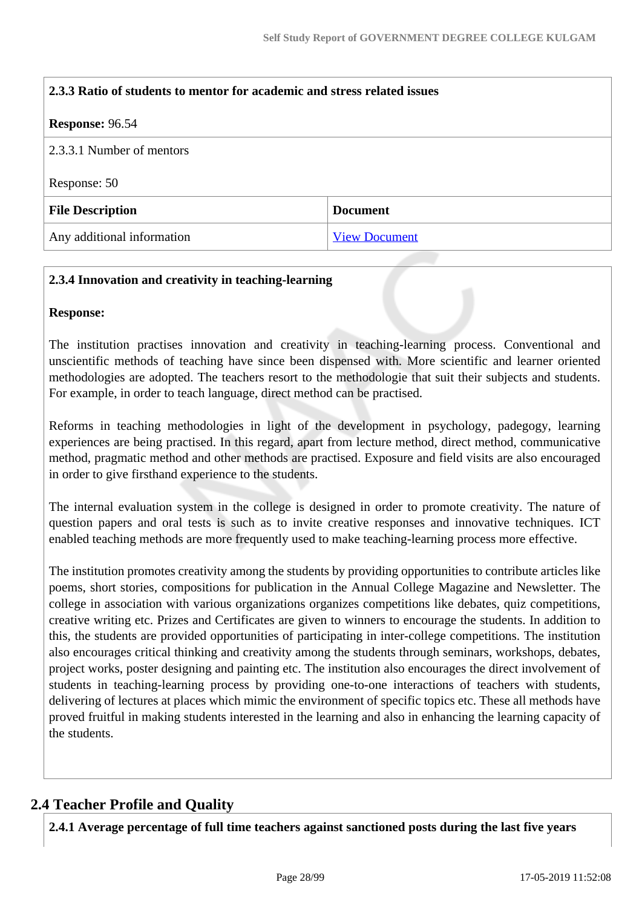| **2.3.3 Ratio of students to mentor for academic and stress related issues** | |
|---|---|
| **Response:** 96.54 | |
| 2.3.3.1 Number of mentors<br><br>Response: 50 | |
| **File Description** | **Document** |
| Any additional information | View Document |

**2.3.4 Innovation and creativity in teaching-learning**

**Response:**

The institution practises innovation and creativity in teaching-learning process. Conventional and unscientific methods of teaching have since been dispensed with. More scientific and learner oriented methodologies are adopted. The teachers resort to the methodologie that suit their subjects and students. For example, in order to teach language, direct method can be practised.

Reforms in teaching methodologies in light of the development in psychology, padegogy, learning experiences are being practised. In this regard, apart from lecture method, direct method, communicative method, pragmatic method and other methods are practised. Exposure and field visits are also encouraged in order to give firsthand experience to the students.

The internal evaluation system in the college is designed in order to promote creativity. The nature of question papers and oral tests is such as to invite creative responses and innovative techniques. ICT enabled teaching methods are more frequently used to make teaching-learning process more effective.

The institution promotes creativity among the students by providing opportunities to contribute articles like poems, short stories, compositions for publication in the Annual College Magazine and Newsletter. The college in association with various organizations organizes competitions like debates, quiz competitions, creative writing etc. Prizes and Certificates are given to winners to encourage the students. In addition to this, the students are provided opportunities of participating in inter-college competitions. The institution also encourages critical thinking and creativity among the students through seminars, workshops, debates, project works, poster designing and painting etc. The institution also encourages the direct involvement of students in teaching-learning process by providing one-to-one interactions of teachers with students, delivering of lectures at places which mimic the environment of specific topics etc. These all methods have proved fruitful in making students interested in the learning and also in enhancing the learning capacity of the students.

## 2.4 Teacher Profile and Quality

**2.4.1 Average percentage of full time teachers against sanctioned posts during the last five years**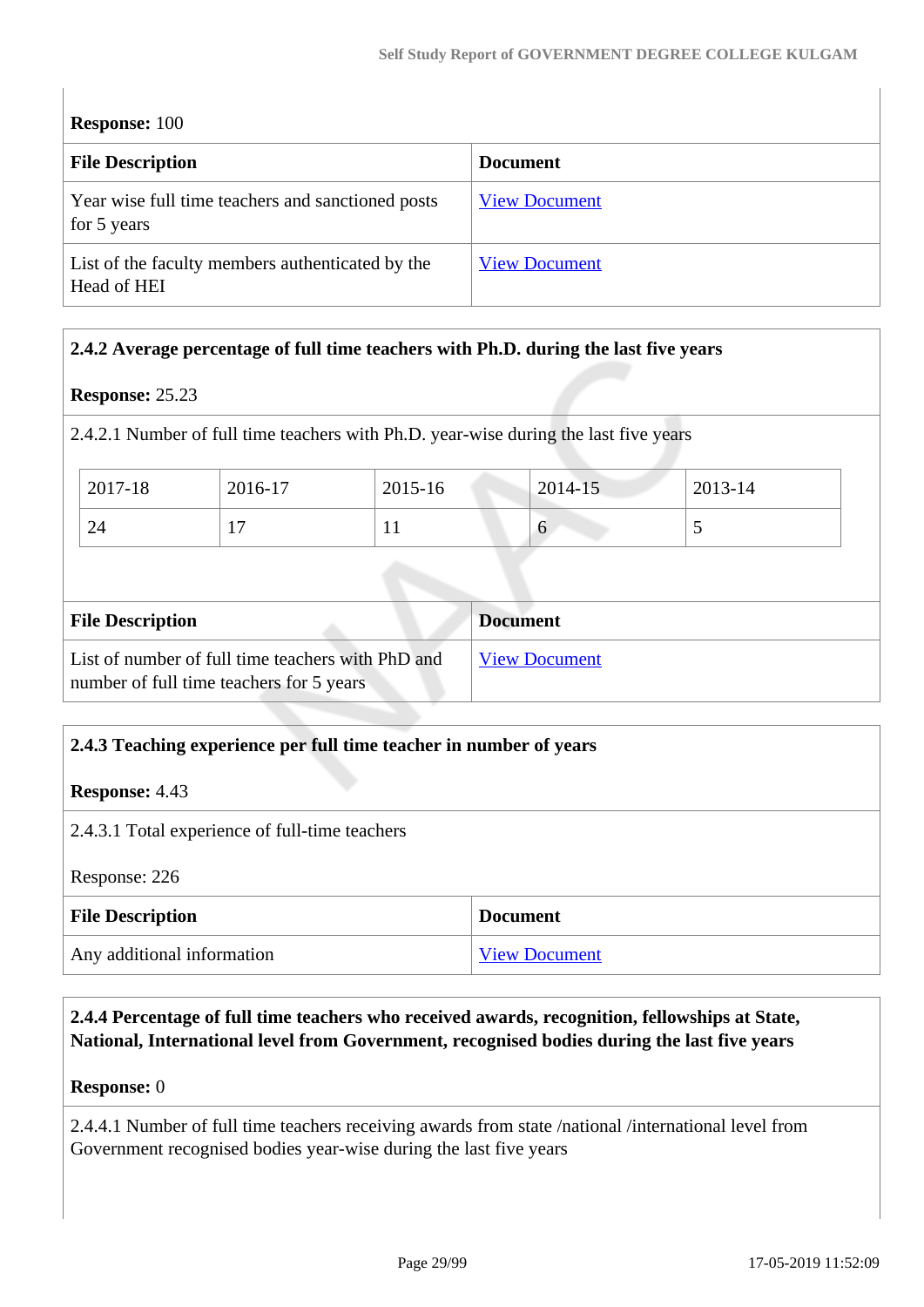**Response:** 100

| File Description | Document |
| --- | --- |
| Year wise full time teachers and sanctioned posts for 5 years | View Document |
| List of the faculty members authenticated by the Head of HEI | View Document |

**2.4.2 Average percentage of full time teachers with Ph.D. during the last five years**

**Response:** 25.23

2.4.2.1 Number of full time teachers with Ph.D. year-wise during the last five years

| 2017-18 | 2016-17 | 2015-16 | 2014-15 | 2013-14 |
| --- | --- | --- | --- | --- |
| 24 | 17 | 11 | 6 | 5 |

| File Description | Document |
| --- | --- |
| List of number of full time teachers with PhD and number of full time teachers for 5 years | View Document |

**2.4.3 Teaching experience per full time teacher in number of years**

**Response:** 4.43

2.4.3.1 Total experience of full-time teachers

Response: 226

| File Description | Document |
| --- | --- |
| Any additional information | View Document |

**2.4.4 Percentage of full time teachers who received awards, recognition, fellowships at State, National, International level from Government, recognised bodies during the last five years**

**Response:** 0

2.4.4.1 Number of full time teachers receiving awards from state /national /international level from Government recognised bodies year-wise during the last five years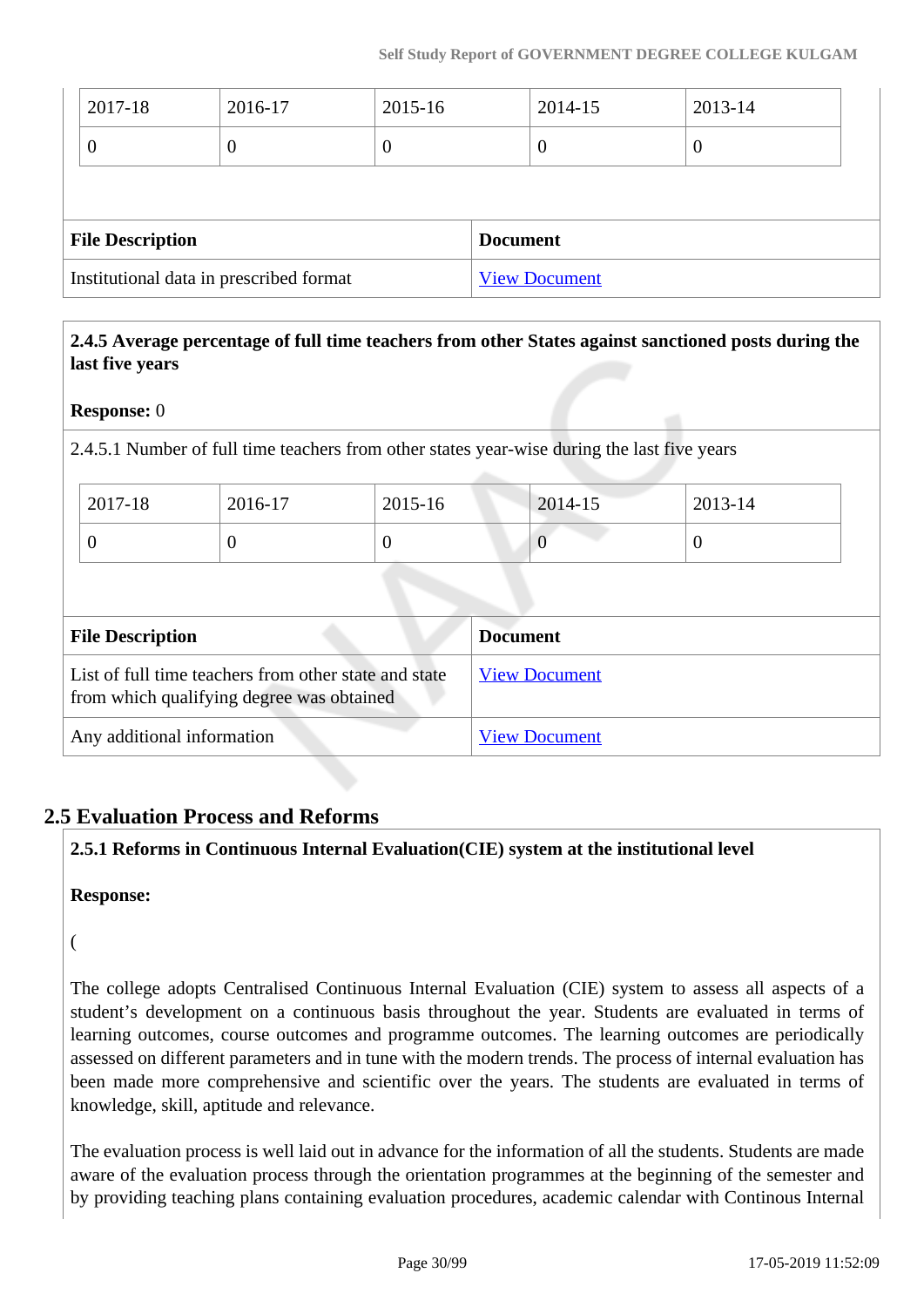| 2017-18 | 2016-17 | 2015-16 | 2014-15 | 2013-14 |
|---|---|---|---|---|
| 0 | 0 | 0 | 0 | 0 |

| File Description | Document |
|---|---|
| Institutional data in prescribed format | View Document |

**2.4.5 Average percentage of full time teachers from other States against sanctioned posts during the last five years**

**Response:** 0

2.4.5.1 Number of full time teachers from other states year-wise during the last five years

| 2017-18 | 2016-17 | 2015-16 | 2014-15 | 2013-14 |
|---|---|---|---|---|
| 0 | 0 | 0 | 0 | 0 |

| File Description | Document |
|---|---|
| List of full time teachers from other state and state from which qualifying degree was obtained | View Document |
| Any additional information | View Document |

## 2.5 Evaluation Process and Reforms

**2.5.1 Reforms in Continuous Internal Evaluation(CIE) system at the institutional level**

**Response:**

(

The college adopts Centralised Continuous Internal Evaluation (CIE) system to assess all aspects of a student's development on a continuous basis throughout the year. Students are evaluated in terms of learning outcomes, course outcomes and programme outcomes. The learning outcomes are periodically assessed on different parameters and in tune with the modern trends. The process of internal evaluation has been made more comprehensive and scientific over the years. The students are evaluated in terms of knowledge, skill, aptitude and relevance.

The evaluation process is well laid out in advance for the information of all the students. Students are made aware of the evaluation process through the orientation programmes at the beginning of the semester and by providing teaching plans containing evaluation procedures, academic calendar with Continous Internal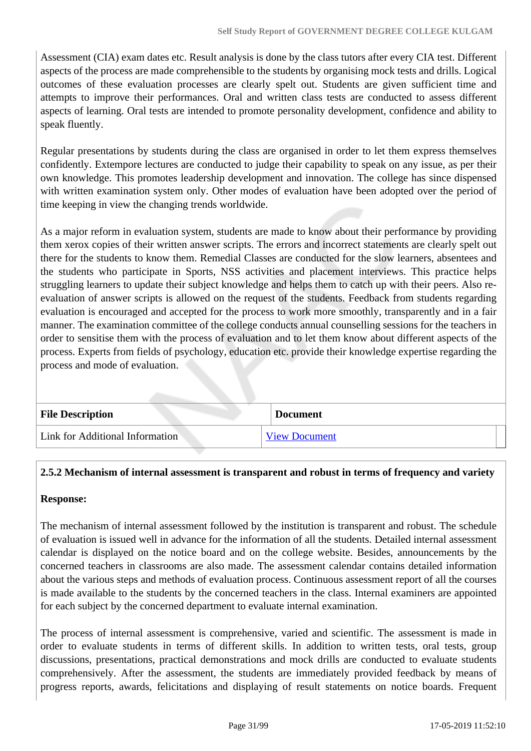Assessment (CIA) exam dates etc. Result analysis is done by the class tutors after every CIA test. Different aspects of the process are made comprehensible to the students by organising mock tests and drills. Logical outcomes of these evaluation processes are clearly spelt out. Students are given sufficient time and attempts to improve their performances. Oral and written class tests are conducted to assess different aspects of learning. Oral tests are intended to promote personality development, confidence and ability to speak fluently.

Regular presentations by students during the class are organised in order to let them express themselves confidently. Extempore lectures are conducted to judge their capability to speak on any issue, as per their own knowledge. This promotes leadership development and innovation. The college has since dispensed with written examination system only. Other modes of evaluation have been adopted over the period of time keeping in view the changing trends worldwide.

As a major reform in evaluation system, students are made to know about their performance by providing them xerox copies of their written answer scripts. The errors and incorrect statements are clearly spelt out there for the students to know them. Remedial Classes are conducted for the slow learners, absentees and the students who participate in Sports, NSS activities and placement interviews. This practice helps struggling learners to update their subject knowledge and helps them to catch up with their peers. Also re-evaluation of answer scripts is allowed on the request of the students. Feedback from students regarding evaluation is encouraged and accepted for the process to work more smoothly, transparently and in a fair manner. The examination committee of the college conducts annual counselling sessions for the teachers in order to sensitise them with the process of evaluation and to let them know about different aspects of the process. Experts from fields of psychology, education etc. provide their knowledge expertise regarding the process and mode of evaluation.

| File Description | Document |
|---|---|
| Link for Additional Information | View Document |

**2.5.2 Mechanism of internal assessment is transparent and robust in terms of frequency and variety**

**Response:**

The mechanism of internal assessment followed by the institution is transparent and robust. The schedule of evaluation is issued well in advance for the information of all the students. Detailed internal assessment calendar is displayed on the notice board and on the college website. Besides, announcements by the concerned teachers in classrooms are also made. The assessment calendar contains detailed information about the various steps and methods of evaluation process. Continuous assessment report of all the courses is made available to the students by the concerned teachers in the class. Internal examiners are appointed for each subject by the concerned department to evaluate internal examination.

The process of internal assessment is comprehensive, varied and scientific. The assessment is made in order to evaluate students in terms of different skills. In addition to written tests, oral tests, group discussions, presentations, practical demonstrations and mock drills are conducted to evaluate students comprehensively. After the assessment, the students are immediately provided feedback by means of progress reports, awards, felicitations and displaying of result statements on notice boards. Frequent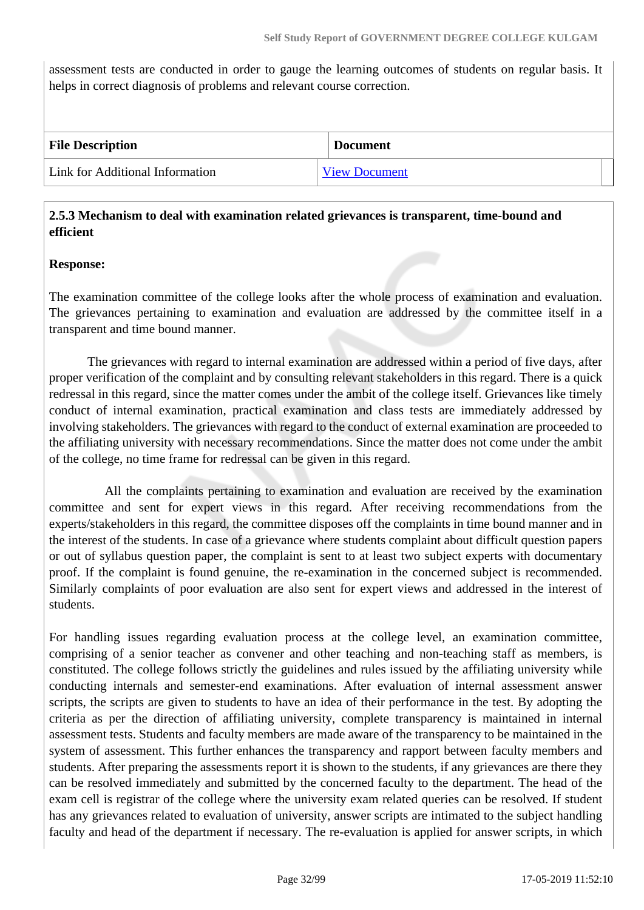assessment tests are conducted in order to gauge the learning outcomes of students on regular basis. It helps in correct diagnosis of problems and relevant course correction.

| File Description | Document |
| --- | --- |
| Link for Additional Information | View Document |

**2.5.3 Mechanism to deal with examination related grievances is transparent, time-bound and efficient**

**Response:**

The examination committee of the college looks after the whole process of examination and evaluation. The grievances pertaining to examination and evaluation are addressed by the committee itself in a transparent and time bound manner.

The grievances with regard to internal examination are addressed within a period of five days, after proper verification of the complaint and by consulting relevant stakeholders in this regard. There is a quick redressal in this regard, since the matter comes under the ambit of the college itself. Grievances like timely conduct of internal examination, practical examination and class tests are immediately addressed by involving stakeholders. The grievances with regard to the conduct of external examination are proceeded to the affiliating university with necessary recommendations. Since the matter does not come under the ambit of the college, no time frame for redressal can be given in this regard.

All the complaints pertaining to examination and evaluation are received by the examination committee and sent for expert views in this regard. After receiving recommendations from the experts/stakeholders in this regard, the committee disposes off the complaints in time bound manner and in the interest of the students. In case of a grievance where students complaint about difficult question papers or out of syllabus question paper, the complaint is sent to at least two subject experts with documentary proof. If the complaint is found genuine, the re-examination in the concerned subject is recommended. Similarly complaints of poor evaluation are also sent for expert views and addressed in the interest of students.

For handling issues regarding evaluation process at the college level, an examination committee, comprising of a senior teacher as convener and other teaching and non-teaching staff as members, is constituted. The college follows strictly the guidelines and rules issued by the affiliating university while conducting internals and semester-end examinations. After evaluation of internal assessment answer scripts, the scripts are given to students to have an idea of their performance in the test. By adopting the criteria as per the direction of affiliating university, complete transparency is maintained in internal assessment tests. Students and faculty members are made aware of the transparency to be maintained in the system of assessment. This further enhances the transparency and rapport between faculty members and students. After preparing the assessments report it is shown to the students, if any grievances are there they can be resolved immediately and submitted by the concerned faculty to the department. The head of the exam cell is registrar of the college where the university exam related queries can be resolved. If student has any grievances related to evaluation of university, answer scripts are intimated to the subject handling faculty and head of the department if necessary. The re-evaluation is applied for answer scripts, in which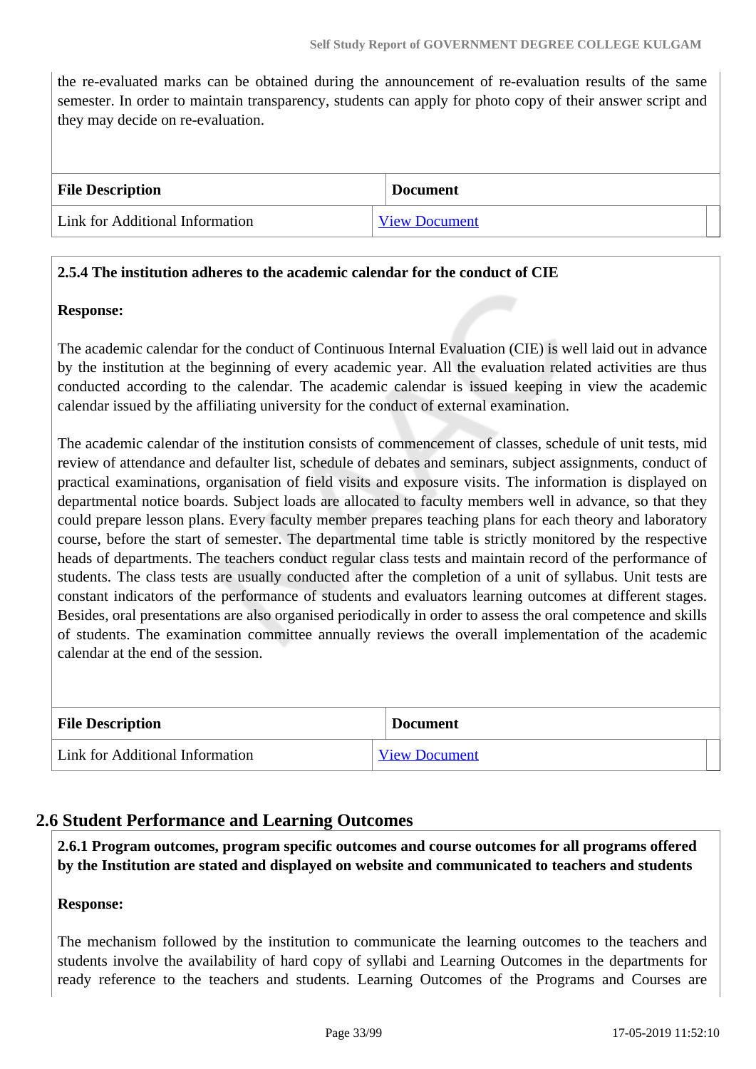the re-evaluated marks can be obtained during the announcement of re-evaluation results of the same semester. In order to maintain transparency, students can apply for photo copy of their answer script and they may decide on re-evaluation.

| File Description | Document |
|---|---|
| Link for Additional Information | View Document |

**2.5.4 The institution adheres to the academic calendar for the conduct of CIE**

**Response:**

The academic calendar for the conduct of Continuous Internal Evaluation (CIE) is well laid out in advance by the institution at the beginning of every academic year. All the evaluation related activities are thus conducted according to the calendar. The academic calendar is issued keeping in view the academic calendar issued by the affiliating university for the conduct of external examination.

The academic calendar of the institution consists of commencement of classes, schedule of unit tests, mid review of attendance and defaulter list, schedule of debates and seminars, subject assignments, conduct of practical examinations, organisation of field visits and exposure visits. The information is displayed on departmental notice boards. Subject loads are allocated to faculty members well in advance, so that they could prepare lesson plans. Every faculty member prepares teaching plans for each theory and laboratory course, before the start of semester. The departmental time table is strictly monitored by the respective heads of departments. The teachers conduct regular class tests and maintain record of the performance of students. The class tests are usually conducted after the completion of a unit of syllabus. Unit tests are constant indicators of the performance of students and evaluators learning outcomes at different stages. Besides, oral presentations are also organised periodically in order to assess the oral competence and skills of students. The examination committee annually reviews the overall implementation of the academic calendar at the end of the session.

| File Description | Document |
|---|---|
| Link for Additional Information | View Document |

## 2.6 Student Performance and Learning Outcomes

**2.6.1 Program outcomes, program specific outcomes and course outcomes for all programs offered by the Institution are stated and displayed on website and communicated to teachers and students**

**Response:**

The mechanism followed by the institution to communicate the learning outcomes to the teachers and students involve the availability of hard copy of syllabi and Learning Outcomes in the departments for ready reference to the teachers and students. Learning Outcomes of the Programs and Courses are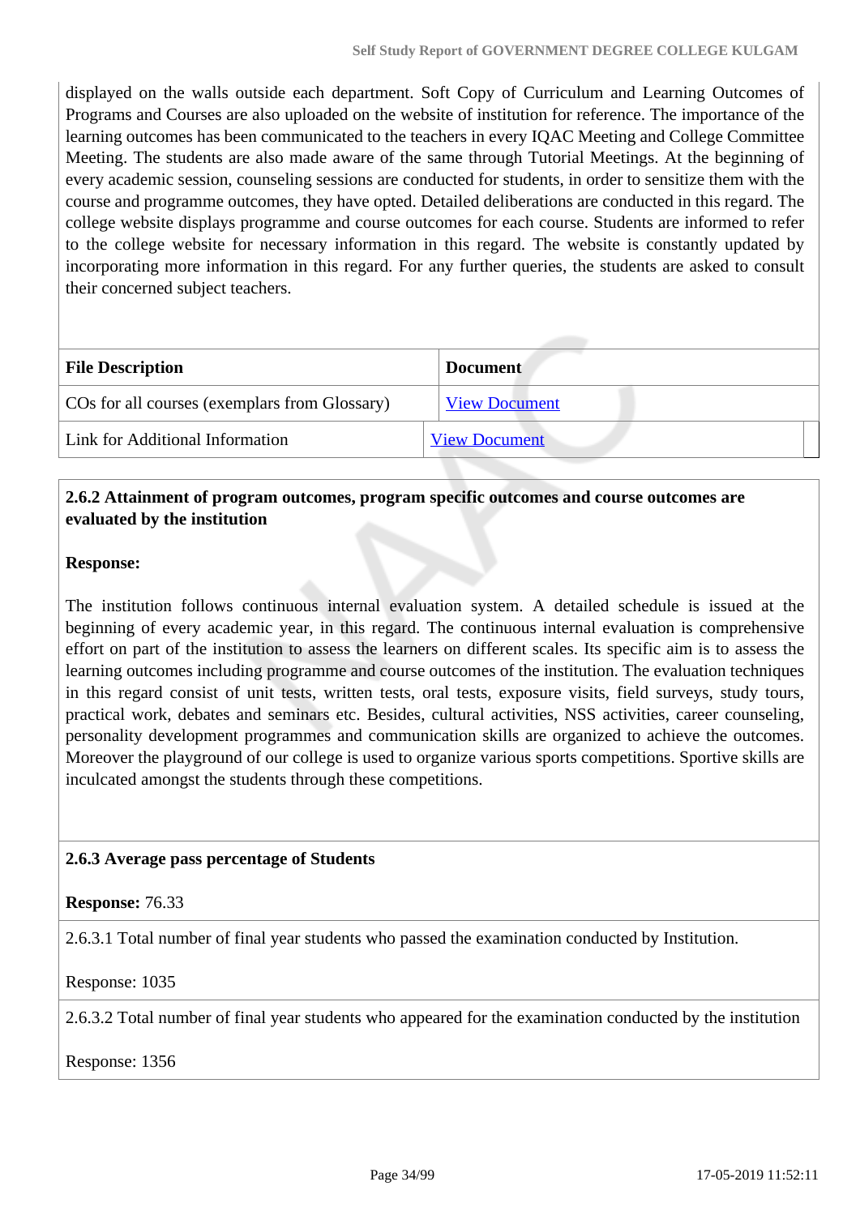displayed on the walls outside each department. Soft Copy of Curriculum and Learning Outcomes of Programs and Courses are also uploaded on the website of institution for reference. The importance of the learning outcomes has been communicated to the teachers in every IQAC Meeting and College Committee Meeting. The students are also made aware of the same through Tutorial Meetings. At the beginning of every academic session, counseling sessions are conducted for students, in order to sensitize them with the course and programme outcomes, they have opted. Detailed deliberations are conducted in this regard. The college website displays programme and course outcomes for each course. Students are informed to refer to the college website for necessary information in this regard. The website is constantly updated by incorporating more information in this regard. For any further queries, the students are asked to consult their concerned subject teachers.

| File Description | Document |
|---|---|
| COs for all courses (exemplars from Glossary) | View Document |
| Link for Additional Information | View Document |

**2.6.2 Attainment of program outcomes, program specific outcomes and course outcomes are evaluated by the institution**

**Response:**

The institution follows continuous internal evaluation system. A detailed schedule is issued at the beginning of every academic year, in this regard. The continuous internal evaluation is comprehensive effort on part of the institution to assess the learners on different scales. Its specific aim is to assess the learning outcomes including programme and course outcomes of the institution. The evaluation techniques in this regard consist of unit tests, written tests, oral tests, exposure visits, field surveys, study tours, practical work, debates and seminars etc. Besides, cultural activities, NSS activities, career counseling, personality development programmes and communication skills are organized to achieve the outcomes. Moreover the playground of our college is used to organize various sports competitions. Sportive skills are inculcated amongst the students through these competitions.

**2.6.3 Average pass percentage of Students**

**Response:** 76.33

2.6.3.1 Total number of final year students who passed the examination conducted by Institution.

Response: 1035

2.6.3.2 Total number of final year students who appeared for the examination conducted by the institution

Response: 1356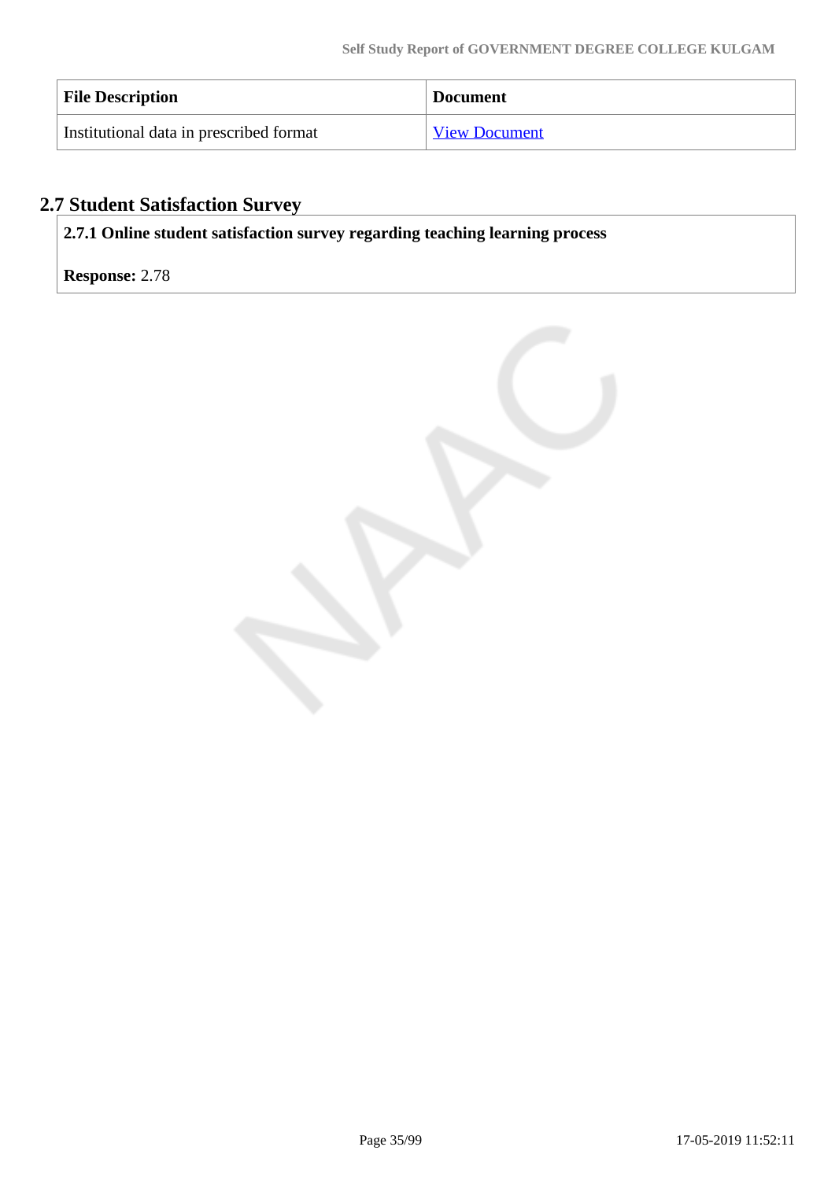| File Description | Document |
| --- | --- |
| Institutional data in prescribed format | View Document |

## 2.7 Student Satisfaction Survey

**2.7.1 Online student satisfaction survey regarding teaching learning process**

**Response:** 2.78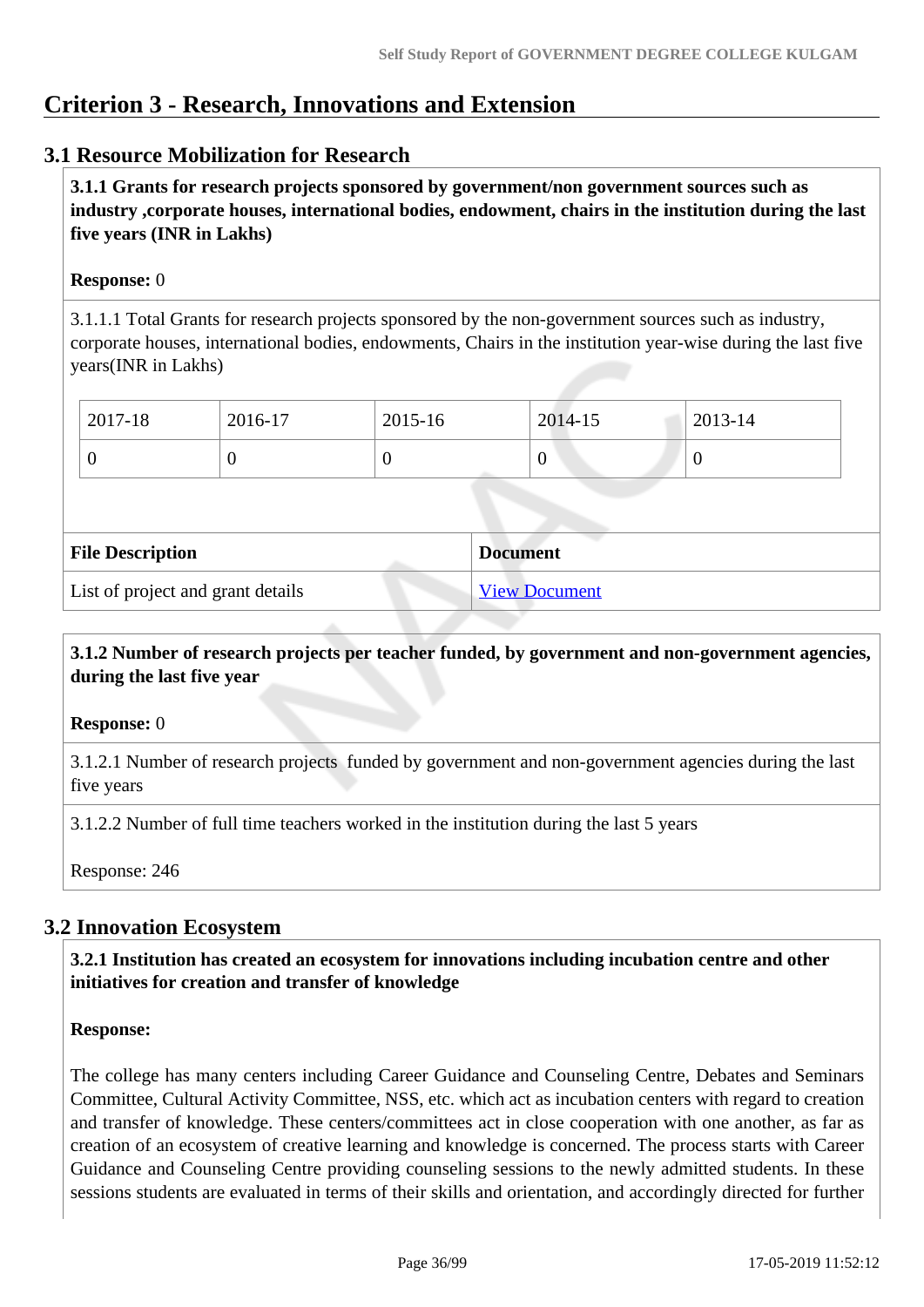# Criterion 3 - Research, Innovations and Extension

## 3.1 Resource Mobilization for Research

**3.1.1 Grants for research projects sponsored by government/non government sources such as industry ,corporate houses, international bodies, endowment, chairs in the institution during the last five years (INR in Lakhs)**

**Response:** 0

3.1.1.1 Total Grants for research projects sponsored by the non-government sources such as industry, corporate houses, international bodies, endowments, Chairs in the institution year-wise during the last five years(INR in Lakhs)

| 2017-18 | 2016-17 | 2015-16 | 2014-15 | 2013-14 |
|---|---|---|---|---|
| 0 | 0 | 0 | 0 | 0 |

| File Description | Document |
|---|---|
| List of project and grant details | View Document |

**3.1.2 Number of research projects per teacher funded, by government and non-government agencies, during the last five year**

**Response:** 0

3.1.2.1 Number of research projects funded by government and non-government agencies during the last five years

3.1.2.2 Number of full time teachers worked in the institution during the last 5 years

Response: 246

## 3.2 Innovation Ecosystem

**3.2.1 Institution has created an ecosystem for innovations including incubation centre and other initiatives for creation and transfer of knowledge**

**Response:**

The college has many centers including Career Guidance and Counseling Centre, Debates and Seminars Committee, Cultural Activity Committee, NSS, etc. which act as incubation centers with regard to creation and transfer of knowledge. These centers/committees act in close cooperation with one another, as far as creation of an ecosystem of creative learning and knowledge is concerned. The process starts with Career Guidance and Counseling Centre providing counseling sessions to the newly admitted students. In these sessions students are evaluated in terms of their skills and orientation, and accordingly directed for further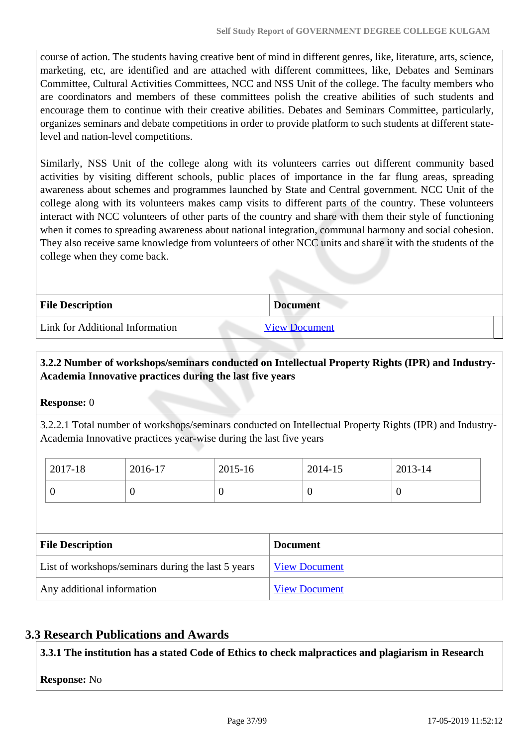course of action. The students having creative bent of mind in different genres, like, literature, arts, science, marketing, etc, are identified and are attached with different committees, like, Debates and Seminars Committee, Cultural Activities Committees, NCC and NSS Unit of the college. The faculty members who are coordinators and members of these committees polish the creative abilities of such students and encourage them to continue with their creative abilities. Debates and Seminars Committee, particularly, organizes seminars and debate competitions in order to provide platform to such students at different state-level and nation-level competitions.

Similarly, NSS Unit of the college along with its volunteers carries out different community based activities by visiting different schools, public places of importance in the far flung areas, spreading awareness about schemes and programmes launched by State and Central government. NCC Unit of the college along with its volunteers makes camp visits to different parts of the country. These volunteers interact with NCC volunteers of other parts of the country and share with them their style of functioning when it comes to spreading awareness about national integration, communal harmony and social cohesion. They also receive same knowledge from volunteers of other NCC units and share it with the students of the college when they come back.

| File Description | Document |
|---|---|
| Link for Additional Information | View Document |

**3.2.2 Number of workshops/seminars conducted on Intellectual Property Rights (IPR) and Industry-Academia Innovative practices during the last five years**

**Response:** 0

3.2.2.1 Total number of workshops/seminars conducted on Intellectual Property Rights (IPR) and Industry-Academia Innovative practices year-wise during the last five years

| 2017-18 | 2016-17 | 2015-16 | 2014-15 | 2013-14 |
|---|---|---|---|---|
| 0 | 0 | 0 | 0 | 0 |

| File Description | Document |
|---|---|
| List of workshops/seminars during the last 5 years | View Document |
| Any additional information | View Document |

## 3.3 Research Publications and Awards

**3.3.1 The institution has a stated Code of Ethics to check malpractices and plagiarism in Research**

**Response:** No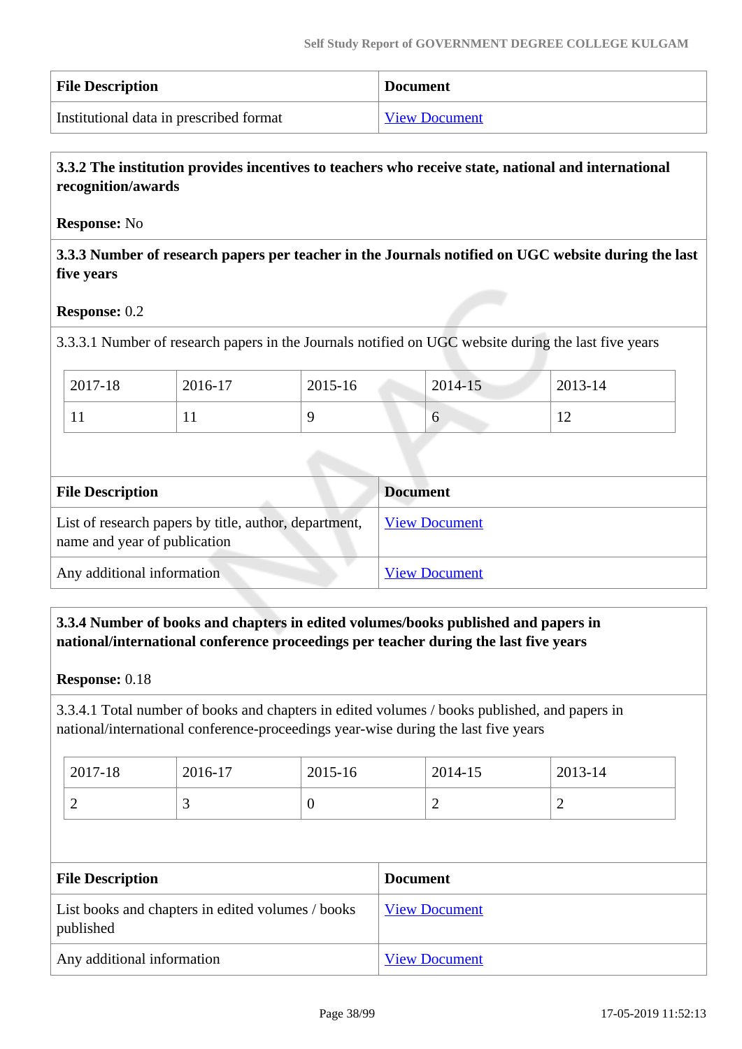| File Description | Document |
|---|---|
| Institutional data in prescribed format | View Document |

**3.3.2 The institution provides incentives to teachers who receive state, national and international recognition/awards**

**Response:** No

**3.3.3 Number of research papers per teacher in the Journals notified on UGC website during the last five years**

**Response:** 0.2

3.3.3.1 Number of research papers in the Journals notified on UGC website during the last five years

| 2017-18 | 2016-17 | 2015-16 | 2014-15 | 2013-14 |
|---|---|---|---|---|
| 11 | 11 | 9 | 6 | 12 |

| File Description | Document |
|---|---|
| List of research papers by title, author, department, name and year of publication | View Document |
| Any additional information | View Document |

**3.3.4 Number of books and chapters in edited volumes/books published and papers in national/international conference proceedings per teacher during the last five years**

**Response:** 0.18

3.3.4.1 Total number of books and chapters in edited volumes / books published, and papers in national/international conference-proceedings year-wise during the last five years

| 2017-18 | 2016-17 | 2015-16 | 2014-15 | 2013-14 |
|---|---|---|---|---|
| 2 | 3 | 0 | 2 | 2 |

| File Description | Document |
|---|---|
| List books and chapters in edited volumes / books published | View Document |
| Any additional information | View Document |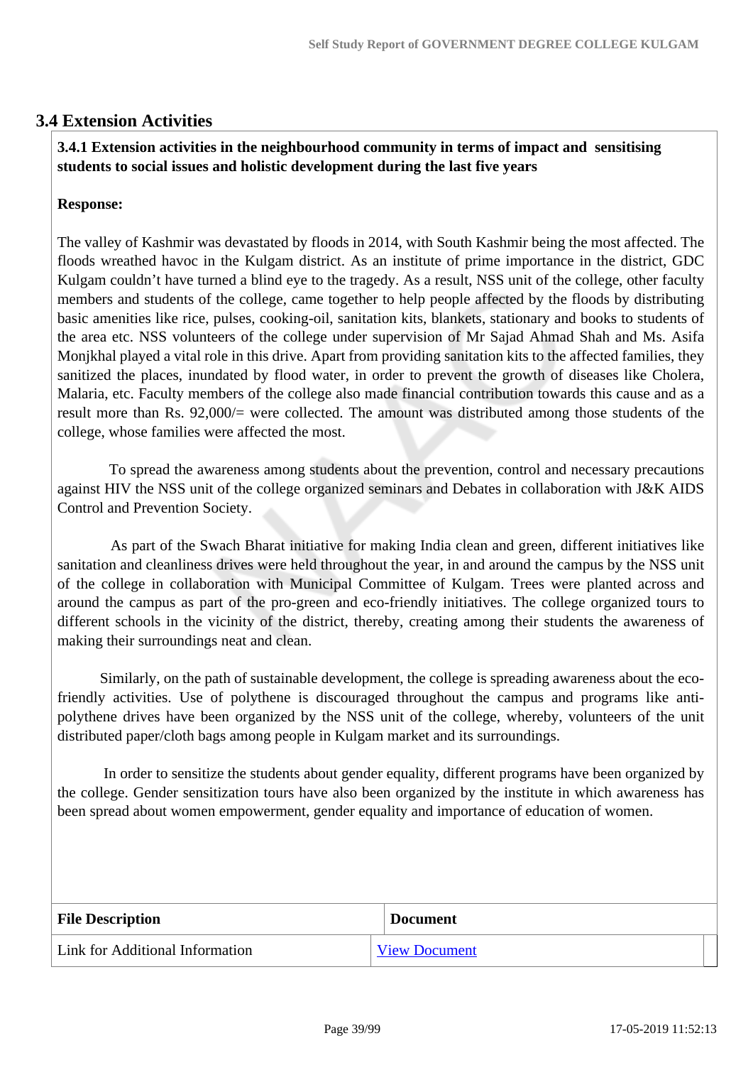## 3.4 Extension Activities

**3.4.1 Extension activities in the neighbourhood community in terms of impact and sensitising students to social issues and holistic development during the last five years**

**Response:**

The valley of Kashmir was devastated by floods in 2014, with South Kashmir being the most affected. The floods wreathed havoc in the Kulgam district. As an institute of prime importance in the district, GDC Kulgam couldn't have turned a blind eye to the tragedy. As a result, NSS unit of the college, other faculty members and students of the college, came together to help people affected by the floods by distributing basic amenities like rice, pulses, cooking-oil, sanitation kits, blankets, stationary and books to students of the area etc. NSS volunteers of the college under supervision of Mr Sajad Ahmad Shah and Ms. Asifa Monjkhal played a vital role in this drive. Apart from providing sanitation kits to the affected families, they sanitized the places, inundated by flood water, in order to prevent the growth of diseases like Cholera, Malaria, etc. Faculty members of the college also made financial contribution towards this cause and as a result more than Rs. 92,000/= were collected. The amount was distributed among those students of the college, whose families were affected the most.

To spread the awareness among students about the prevention, control and necessary precautions against HIV the NSS unit of the college organized seminars and Debates in collaboration with J&K AIDS Control and Prevention Society.

As part of the Swach Bharat initiative for making India clean and green, different initiatives like sanitation and cleanliness drives were held throughout the year, in and around the campus by the NSS unit of the college in collaboration with Municipal Committee of Kulgam. Trees were planted across and around the campus as part of the pro-green and eco-friendly initiatives. The college organized tours to different schools in the vicinity of the district, thereby, creating among their students the awareness of making their surroundings neat and clean.

Similarly, on the path of sustainable development, the college is spreading awareness about the eco-friendly activities. Use of polythene is discouraged throughout the campus and programs like anti-polythene drives have been organized by the NSS unit of the college, whereby, volunteers of the unit distributed paper/cloth bags among people in Kulgam market and its surroundings.

In order to sensitize the students about gender equality, different programs have been organized by the college. Gender sensitization tours have also been organized by the institute in which awareness has been spread about women empowerment, gender equality and importance of education of women.

| File Description | Document |
|---|---|
| Link for Additional Information | View Document |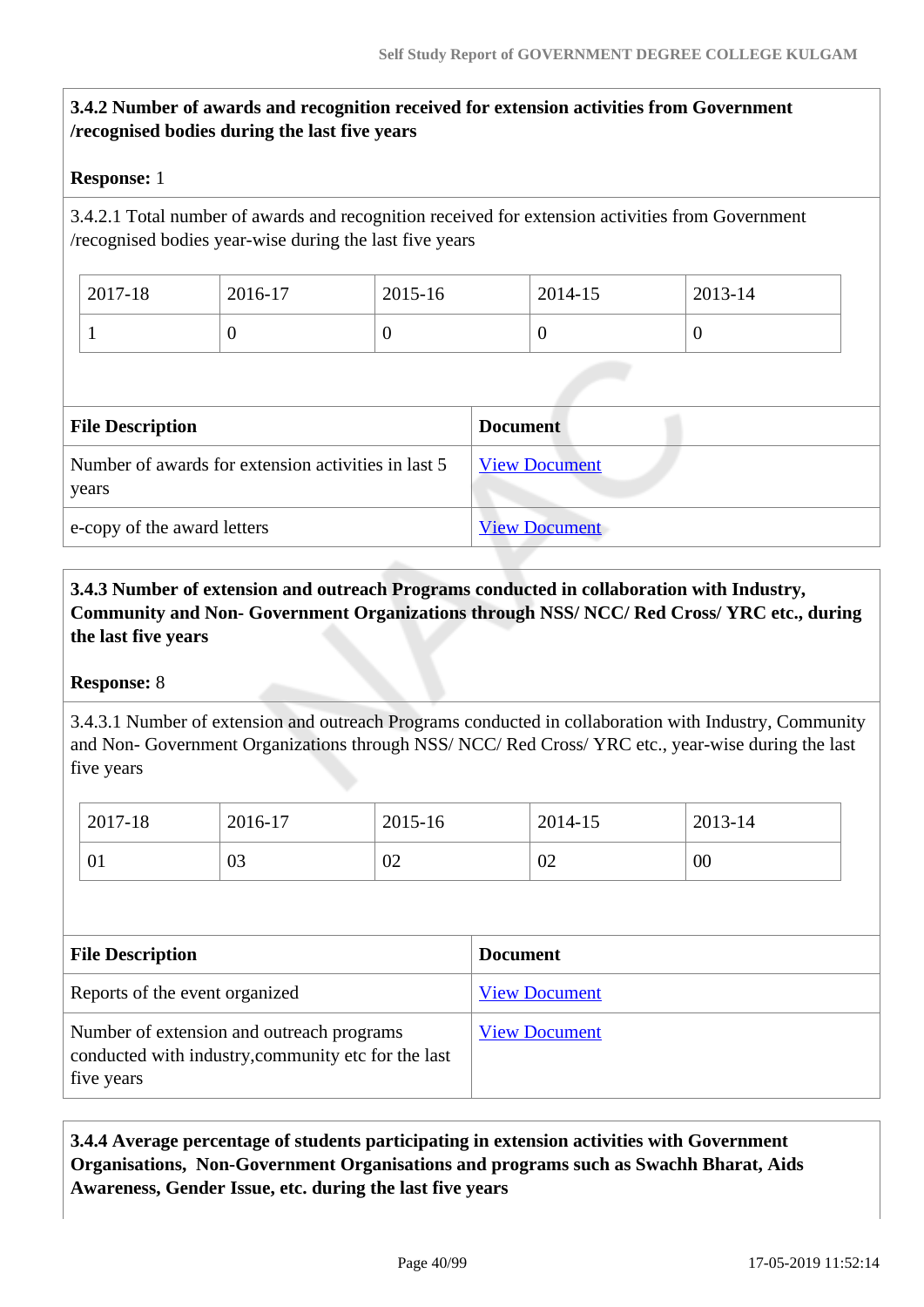**3.4.2 Number of awards and recognition received for extension activities from Government /recognised bodies during the last five years**

**Response:** 1

3.4.2.1 Total number of awards and recognition received for extension activities from Government /recognised bodies year-wise during the last five years

| 2017-18 | 2016-17 | 2015-16 | 2014-15 | 2013-14 |
|---|---|---|---|---|
| 1 | 0 | 0 | 0 | 0 |

| File Description | Document |
|---|---|
| Number of awards for extension activities in last 5 years | View Document |
| e-copy of the award letters | View Document |

**3.4.3 Number of extension and outreach Programs conducted in collaboration with Industry, Community and Non- Government Organizations through NSS/ NCC/ Red Cross/ YRC etc., during the last five years**

**Response:** 8

3.4.3.1 Number of extension and outreach Programs conducted in collaboration with Industry, Community and Non- Government Organizations through NSS/ NCC/ Red Cross/ YRC etc., year-wise during the last five years

| 2017-18 | 2016-17 | 2015-16 | 2014-15 | 2013-14 |
|---|---|---|---|---|
| 01 | 03 | 02 | 02 | 00 |

| File Description | Document |
|---|---|
| Reports of the event organized | View Document |
| Number of extension and outreach programs conducted with industry,community etc for the last five years | View Document |

**3.4.4 Average percentage of students participating in extension activities with Government Organisations, Non-Government Organisations and programs such as Swachh Bharat, Aids Awareness, Gender Issue, etc. during the last five years**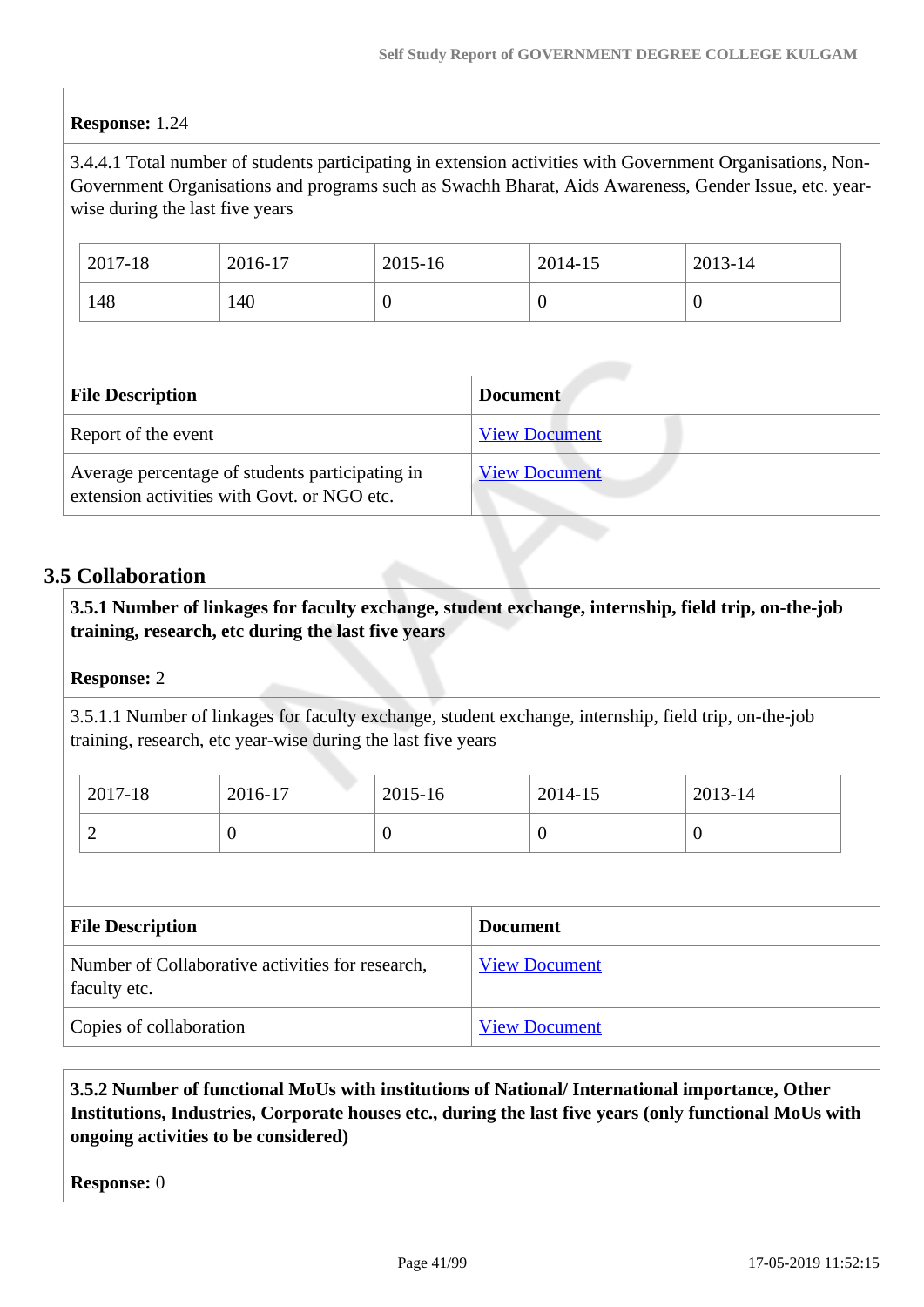**Response:** 1.24

3.4.4.1 Total number of students participating in extension activities with Government Organisations, Non-Government Organisations and programs such as Swachh Bharat, Aids Awareness, Gender Issue, etc. year-wise during the last five years

| 2017-18 | 2016-17 | 2015-16 | 2014-15 | 2013-14 |
|---|---|---|---|---|
| 148 | 140 | 0 | 0 | 0 |

| File Description | Document |
|---|---|
| Report of the event | View Document |
| Average percentage of students participating in extension activities with Govt. or NGO etc. | View Document |

## 3.5 Collaboration

**3.5.1 Number of linkages for faculty exchange, student exchange, internship, field trip, on-the-job training, research, etc during the last five years**

**Response:** 2

3.5.1.1 Number of linkages for faculty exchange, student exchange, internship, field trip, on-the-job training, research, etc year-wise during the last five years

| 2017-18 | 2016-17 | 2015-16 | 2014-15 | 2013-14 |
|---|---|---|---|---|
| 2 | 0 | 0 | 0 | 0 |

| File Description | Document |
|---|---|
| Number of Collaborative activities for research, faculty etc. | View Document |
| Copies of collaboration | View Document |

**3.5.2 Number of functional MoUs with institutions of National/ International importance, Other Institutions, Industries, Corporate houses etc., during the last five years (only functional MoUs with ongoing activities to be considered)**

**Response:** 0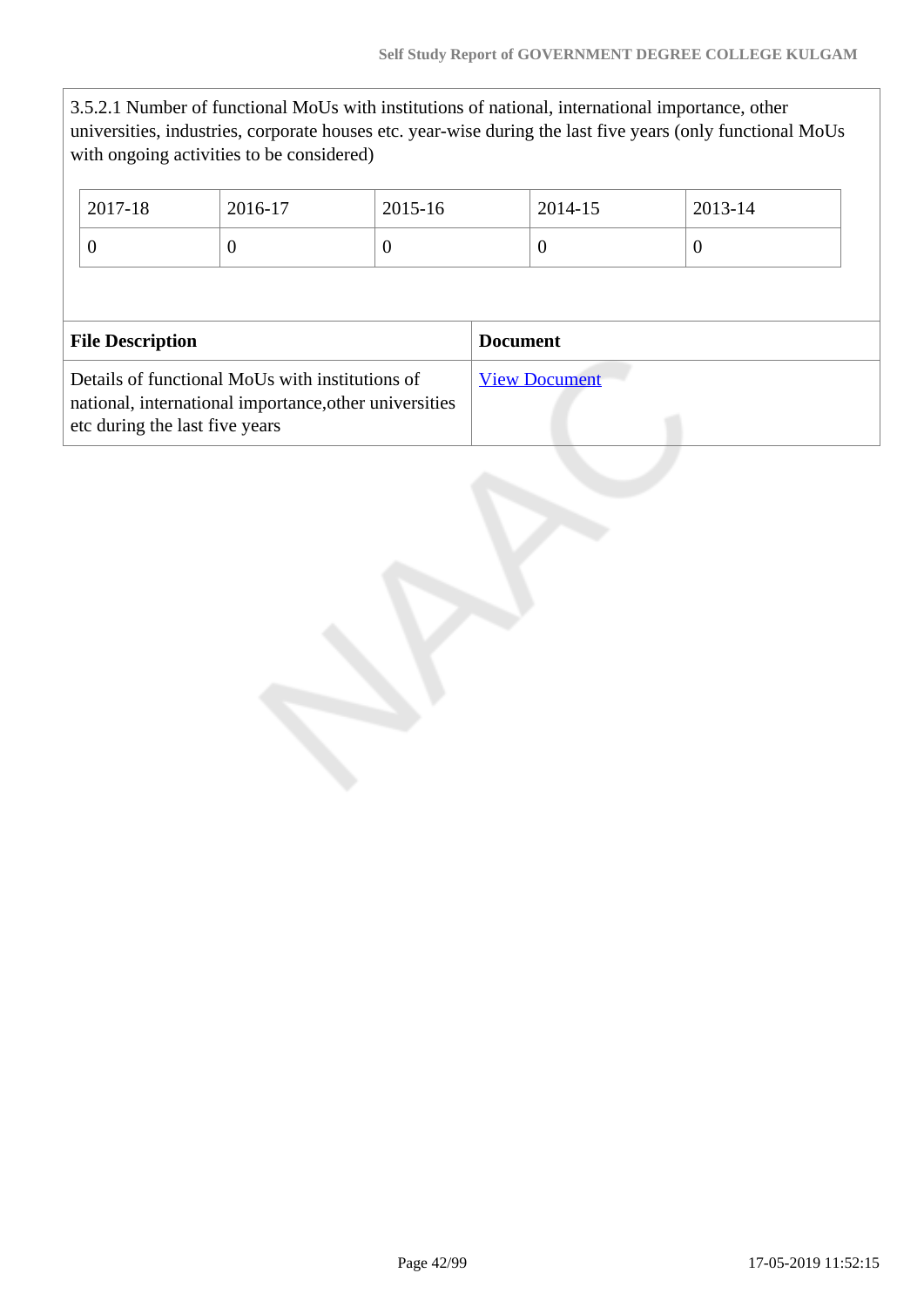3.5.2.1 Number of functional MoUs with institutions of national, international importance, other universities, industries, corporate houses etc. year-wise during the last five years (only functional MoUs with ongoing activities to be considered)

| 2017-18 | 2016-17 | 2015-16 | 2014-15 | 2013-14 |
|---|---|---|---|---|
| 0 | 0 | 0 | 0 | 0 |

| File Description | Document |
|---|---|
| Details of functional MoUs with institutions of national, international importance,other universities etc during the last five years | View Document |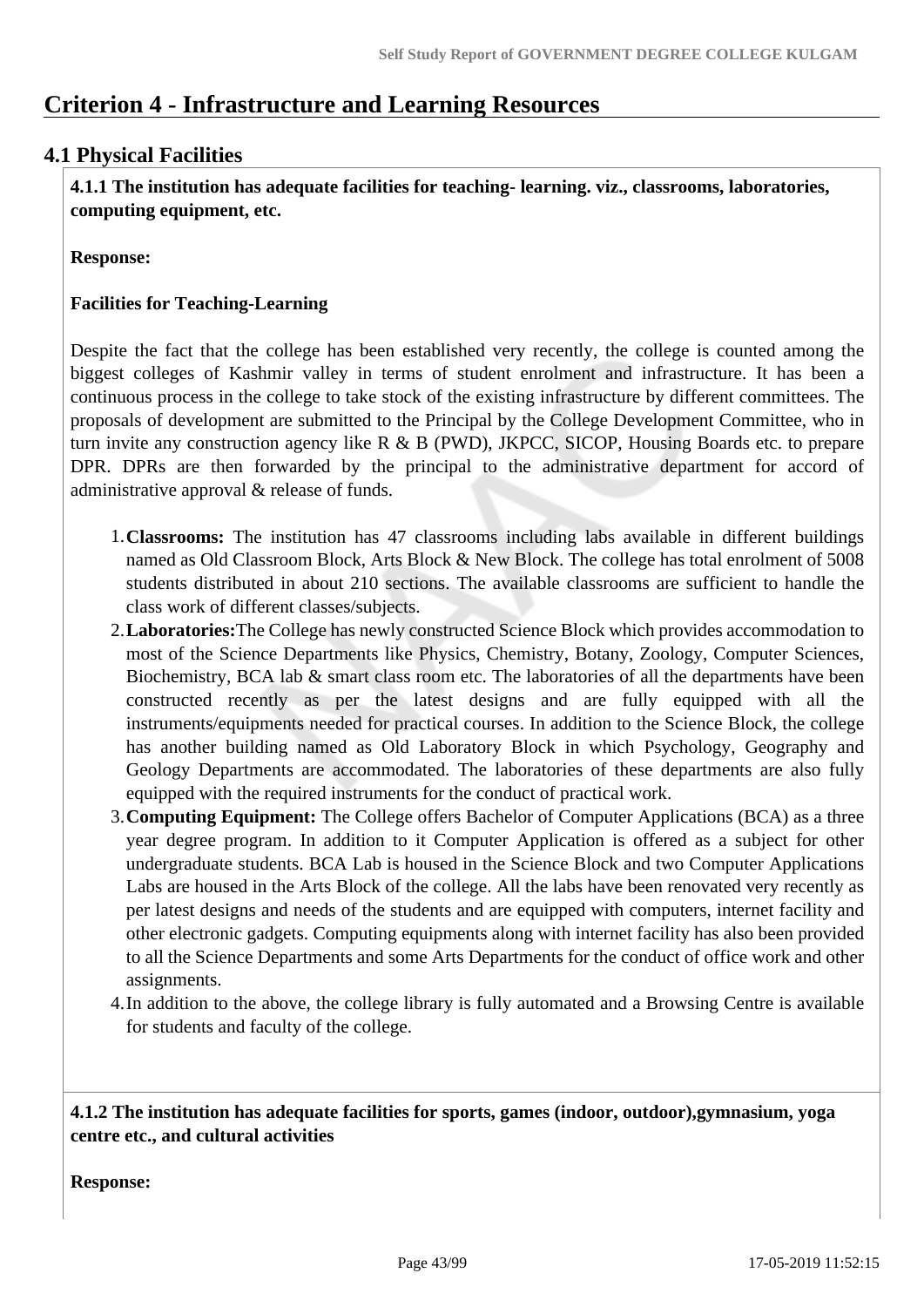# Criterion 4 - Infrastructure and Learning Resources

## 4.1 Physical Facilities

**4.1.1 The institution has adequate facilities for teaching- learning. viz., classrooms, laboratories, computing equipment, etc.**

**Response:**

**Facilities for Teaching-Learning**

Despite the fact that the college has been established very recently, the college is counted among the biggest colleges of Kashmir valley in terms of student enrolment and infrastructure. It has been a continuous process in the college to take stock of the existing infrastructure by different committees. The proposals of development are submitted to the Principal by the College Development Committee, who in turn invite any construction agency like R & B (PWD), JKPCC, SICOP, Housing Boards etc. to prepare DPR. DPRs are then forwarded by the principal to the administrative department for accord of administrative approval & release of funds.

1. **Classrooms:** The institution has 47 classrooms including labs available in different buildings named as Old Classroom Block, Arts Block & New Block. The college has total enrolment of 5008 students distributed in about 210 sections. The available classrooms are sufficient to handle the class work of different classes/subjects.
2. **Laboratories:**The College has newly constructed Science Block which provides accommodation to most of the Science Departments like Physics, Chemistry, Botany, Zoology, Computer Sciences, Biochemistry, BCA lab & smart class room etc. The laboratories of all the departments have been constructed recently as per the latest designs and are fully equipped with all the instruments/equipments needed for practical courses. In addition to the Science Block, the college has another building named as Old Laboratory Block in which Psychology, Geography and Geology Departments are accommodated. The laboratories of these departments are also fully equipped with the required instruments for the conduct of practical work.
3. **Computing Equipment:** The College offers Bachelor of Computer Applications (BCA) as a three year degree program. In addition to it Computer Application is offered as a subject for other undergraduate students. BCA Lab is housed in the Science Block and two Computer Applications Labs are housed in the Arts Block of the college. All the labs have been renovated very recently as per latest designs and needs of the students and are equipped with computers, internet facility and other electronic gadgets. Computing equipments along with internet facility has also been provided to all the Science Departments and some Arts Departments for the conduct of office work and other assignments.
4. In addition to the above, the college library is fully automated and a Browsing Centre is available for students and faculty of the college.

**4.1.2 The institution has adequate facilities for sports, games (indoor, outdoor),gymnasium, yoga centre etc., and cultural activities**

**Response:**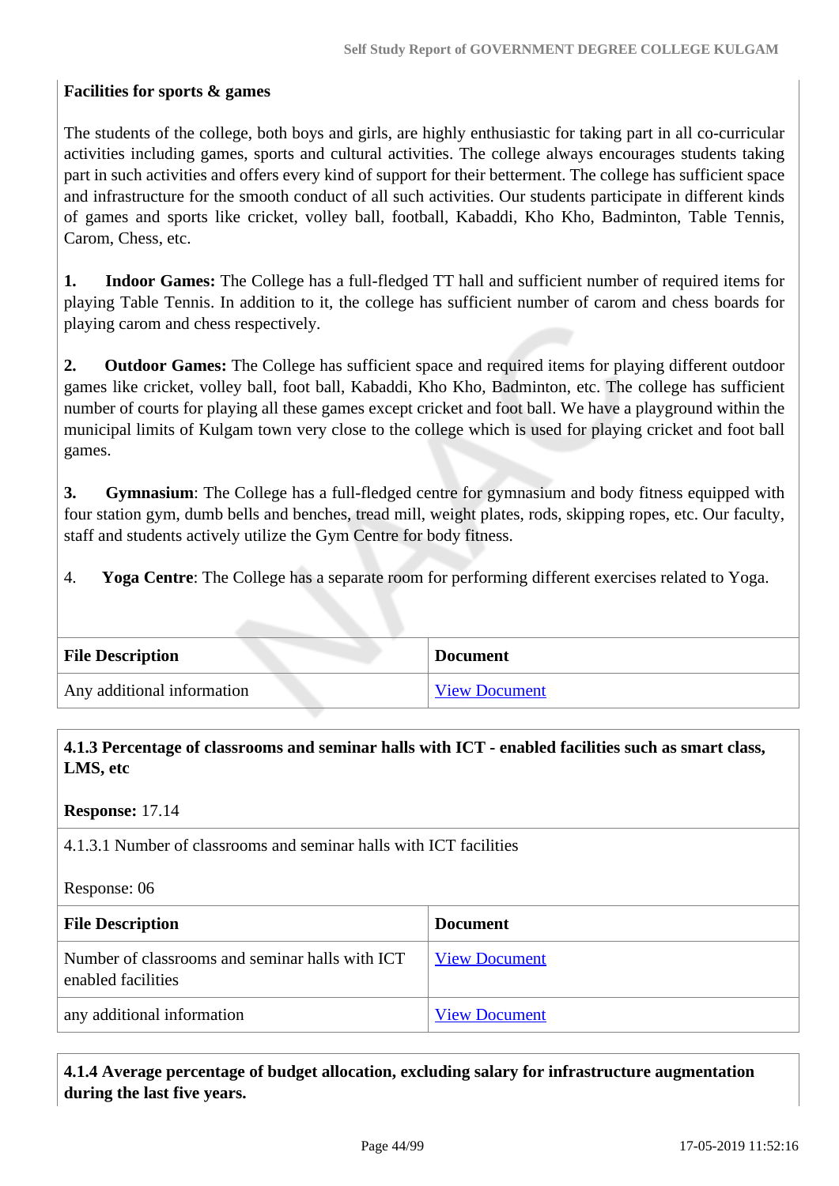**Facilities for sports & games**

The students of the college, both boys and girls, are highly enthusiastic for taking part in all co-curricular activities including games, sports and cultural activities. The college always encourages students taking part in such activities and offers every kind of support for their betterment. The college has sufficient space and infrastructure for the smooth conduct of all such activities. Our students participate in different kinds of games and sports like cricket, volley ball, football, Kabaddi, Kho Kho, Badminton, Table Tennis, Carom, Chess, etc.

**1. Indoor Games:** The College has a full-fledged TT hall and sufficient number of required items for playing Table Tennis. In addition to it, the college has sufficient number of carom and chess boards for playing carom and chess respectively.

**2. Outdoor Games:** The College has sufficient space and required items for playing different outdoor games like cricket, volley ball, foot ball, Kabaddi, Kho Kho, Badminton, etc. The college has sufficient number of courts for playing all these games except cricket and foot ball. We have a playground within the municipal limits of Kulgam town very close to the college which is used for playing cricket and foot ball games.

**3. Gymnasium**: The College has a full-fledged centre for gymnasium and body fitness equipped with four station gym, dumb bells and benches, tread mill, weight plates, rods, skipping ropes, etc. Our faculty, staff and students actively utilize the Gym Centre for body fitness.

4. **Yoga Centre**: The College has a separate room for performing different exercises related to Yoga.

| File Description | Document |
|---|---|
| Any additional information | View Document |

**4.1.3 Percentage of classrooms and seminar halls with ICT - enabled facilities such as smart class, LMS, etc**

**Response:** 17.14

4.1.3.1 Number of classrooms and seminar halls with ICT facilities

Response: 06

| File Description | Document |
|---|---|
| Number of classrooms and seminar halls with ICT enabled facilities | View Document |
| any additional information | View Document |

**4.1.4 Average percentage of budget allocation, excluding salary for infrastructure augmentation during the last five years.**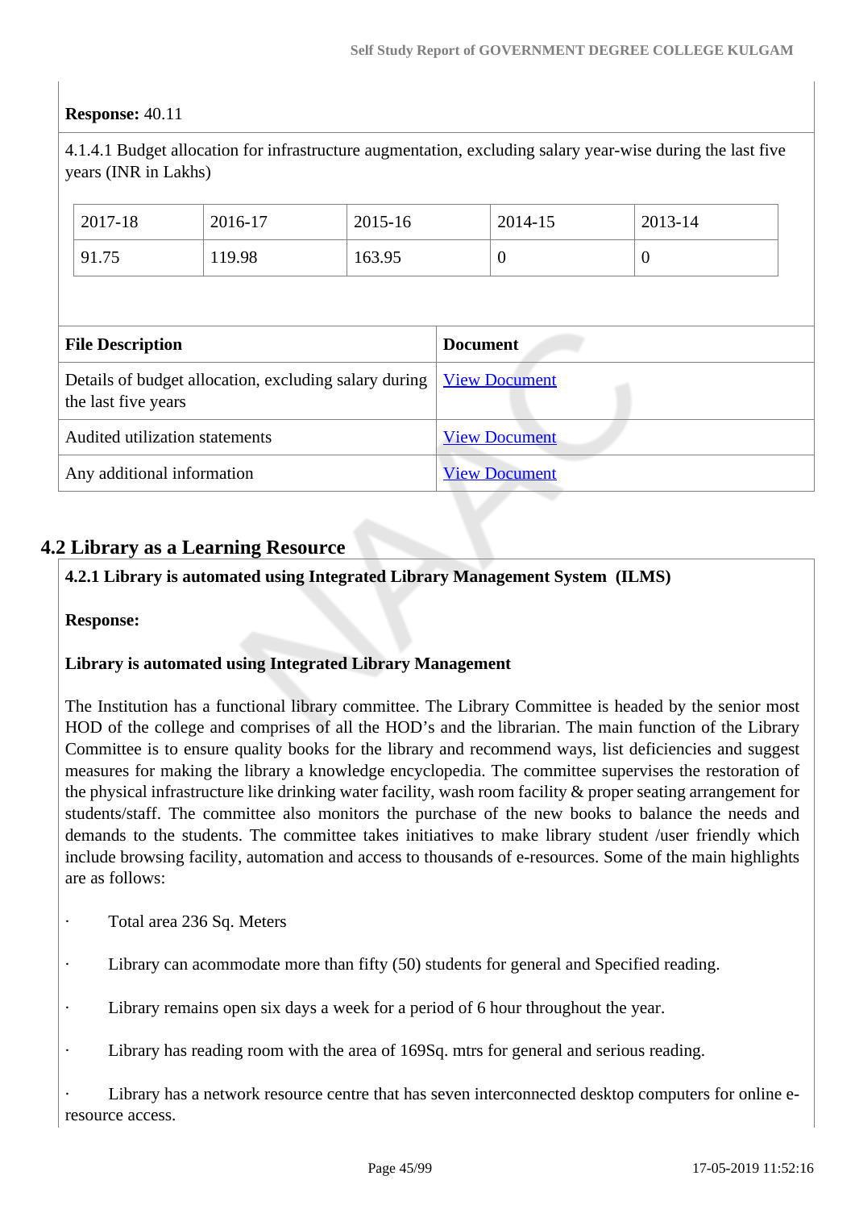**Response:** 40.11

4.1.4.1 Budget allocation for infrastructure augmentation, excluding salary year-wise during the last five years (INR in Lakhs)

| 2017-18 | 2016-17 | 2015-16 | 2014-15 | 2013-14 |
|---|---|---|---|---|
| 91.75 | 119.98 | 163.95 | 0 | 0 |

| File Description | Document |
|---|---|
| Details of budget allocation, excluding salary during the last five years | View Document |
| Audited utilization statements | View Document |
| Any additional information | View Document |

## 4.2 Library as a Learning Resource

**4.2.1 Library is automated using Integrated Library Management System (ILMS)**

**Response:**

**Library is automated using Integrated Library Management**

The Institution has a functional library committee. The Library Committee is headed by the senior most HOD of the college and comprises of all the HOD's and the librarian. The main function of the Library Committee is to ensure quality books for the library and recommend ways, list deficiencies and suggest measures for making the library a knowledge encyclopedia. The committee supervises the restoration of the physical infrastructure like drinking water facility, wash room facility & proper seating arrangement for students/staff. The committee also monitors the purchase of the new books to balance the needs and demands to the students. The committee takes initiatives to make library student /user friendly which include browsing facility, automation and access to thousands of e-resources. Some of the main highlights are as follows:

- Total area 236 Sq. Meters
- Library can acommodate more than fifty (50) students for general and Specified reading.
- Library remains open six days a week for a period of 6 hour throughout the year.
- Library has reading room with the area of 169Sq. mtrs for general and serious reading.
- Library has a network resource centre that has seven interconnected desktop computers for online e-resource access.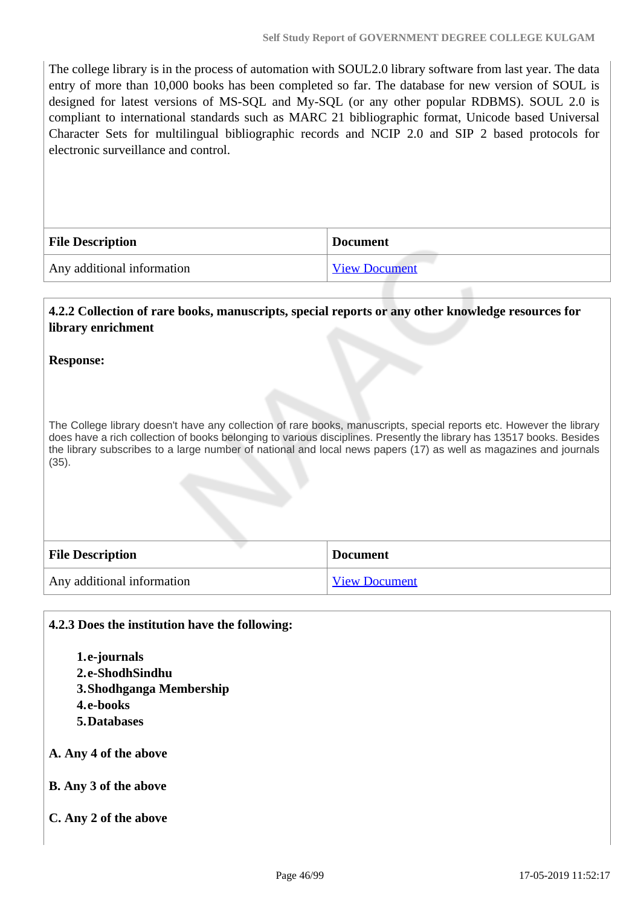The college library is in the process of automation with SOUL2.0 library software from last year. The data entry of more than 10,000 books has been completed so far. The database for new version of SOUL is designed for latest versions of MS-SQL and My-SQL (or any other popular RDBMS). SOUL 2.0 is compliant to international standards such as MARC 21 bibliographic format, Unicode based Universal Character Sets for multilingual bibliographic records and NCIP 2.0 and SIP 2 based protocols for electronic surveillance and control.

| File Description | Document |
|---|---|
| Any additional information | View Document |

**4.2.2 Collection of rare books, manuscripts, special reports or any other knowledge resources for library enrichment**

**Response:**

The College library doesn't have any collection of rare books, manuscripts, special reports etc. However the library does have a rich collection of books belonging to various disciplines. Presently the library has 13517 books. Besides the library subscribes to a large number of national and local news papers (17) as well as magazines and journals (35).

| File Description | Document |
|---|---|
| Any additional information | View Document |

**4.2.3 Does the institution have the following:**

1. **e-journals**
2. **e-ShodhSindhu**
3. **Shodhganga Membership**
4. **e-books**
5. **Databases**

**A. Any 4 of the above**

**B. Any 3 of the above**

**C. Any 2 of the above**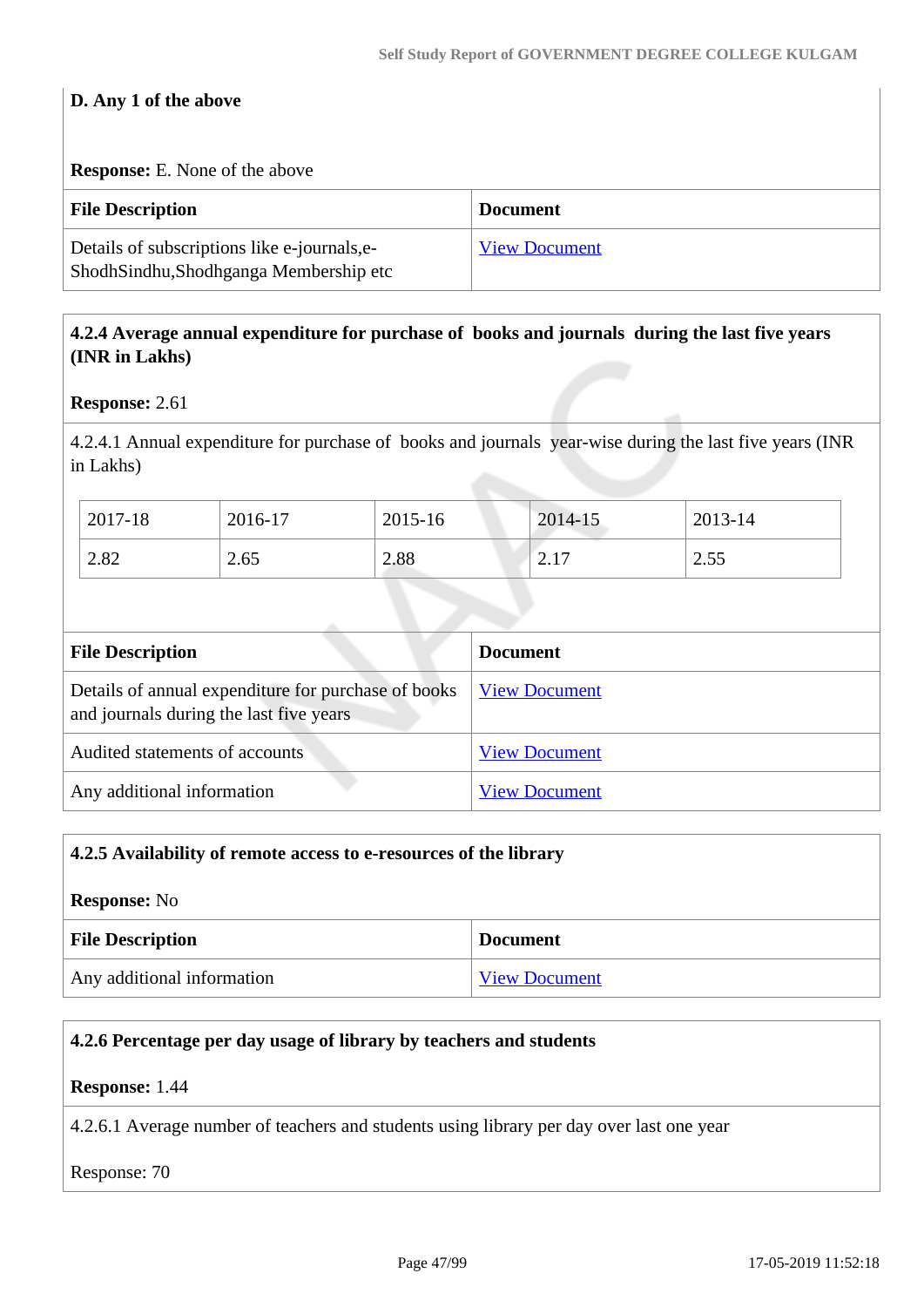**D. Any 1 of the above**

**Response:** E. None of the above

| File Description | Document |
|---|---|
| Details of subscriptions like e-journals,e-ShodhSindhu,Shodhganga Membership etc | View Document |

**4.2.4 Average annual expenditure for purchase of books and journals during the last five years (INR in Lakhs)**

**Response:** 2.61

4.2.4.1 Annual expenditure for purchase of books and journals year-wise during the last five years (INR in Lakhs)

| 2017-18 | 2016-17 | 2015-16 | 2014-15 | 2013-14 |
|---|---|---|---|---|
| 2.82 | 2.65 | 2.88 | 2.17 | 2.55 |

| File Description | Document |
|---|---|
| Details of annual expenditure for purchase of books and journals during the last five years | View Document |
| Audited statements of accounts | View Document |
| Any additional information | View Document |

**4.2.5 Availability of remote access to e-resources of the library**

**Response:** No

| File Description | Document |
|---|---|
| Any additional information | View Document |

**4.2.6 Percentage per day usage of library by teachers and students**

**Response:** 1.44

4.2.6.1 Average number of teachers and students using library per day over last one year

Response: 70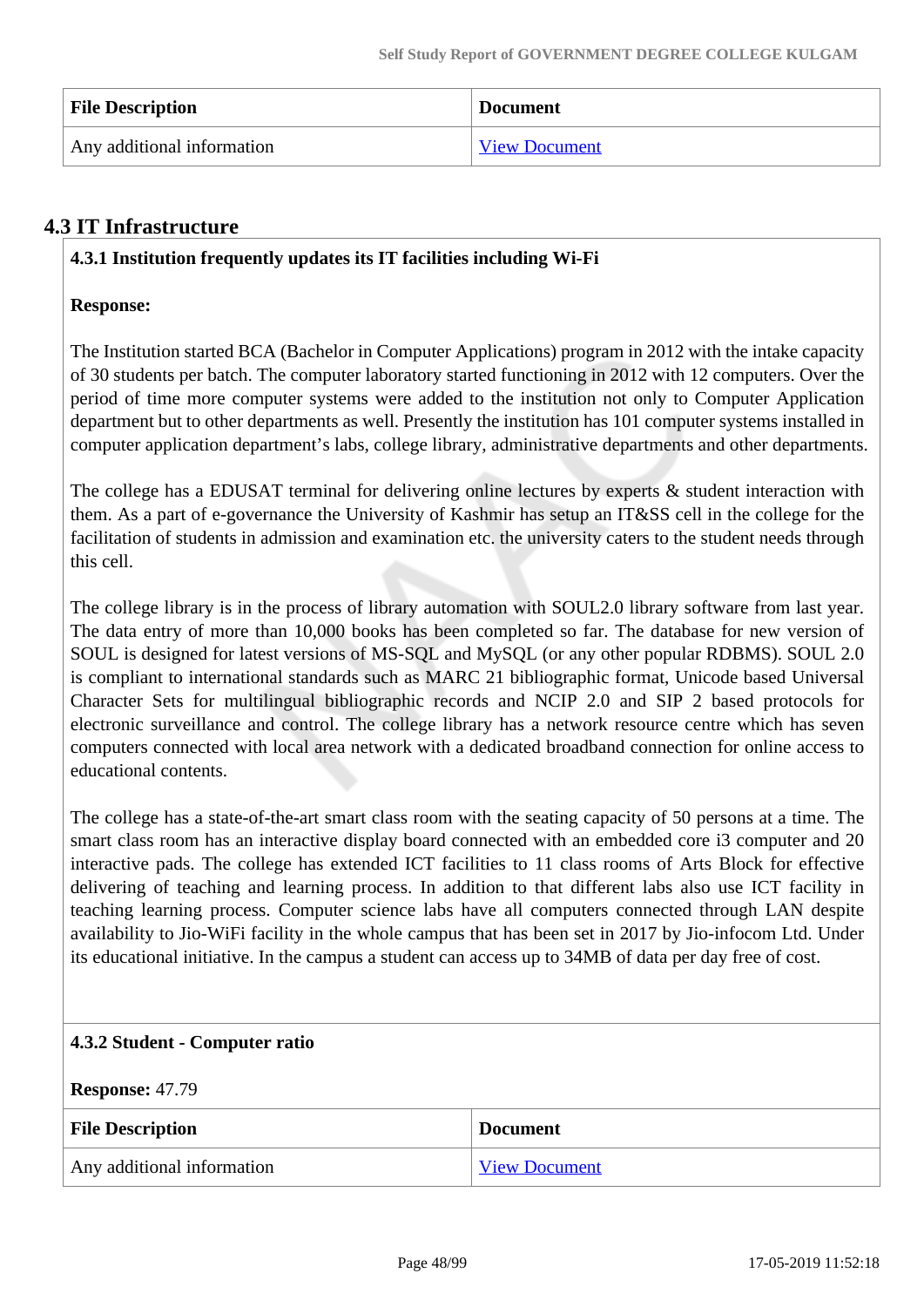| File Description | Document |
| --- | --- |
| Any additional information | View Document |

## 4.3 IT Infrastructure

**4.3.1 Institution frequently updates its IT facilities including Wi-Fi**

**Response:**

The Institution started BCA (Bachelor in Computer Applications) program in 2012 with the intake capacity of 30 students per batch. The computer laboratory started functioning in 2012 with 12 computers. Over the period of time more computer systems were added to the institution not only to Computer Application department but to other departments as well. Presently the institution has 101 computer systems installed in computer application department's labs, college library, administrative departments and other departments.

The college has a EDUSAT terminal for delivering online lectures by experts & student interaction with them. As a part of e-governance the University of Kashmir has setup an IT&SS cell in the college for the facilitation of students in admission and examination etc. the university caters to the student needs through this cell.

The college library is in the process of library automation with SOUL2.0 library software from last year. The data entry of more than 10,000 books has been completed so far. The database for new version of SOUL is designed for latest versions of MS-SQL and MySQL (or any other popular RDBMS). SOUL 2.0 is compliant to international standards such as MARC 21 bibliographic format, Unicode based Universal Character Sets for multilingual bibliographic records and NCIP 2.0 and SIP 2 based protocols for electronic surveillance and control. The college library has a network resource centre which has seven computers connected with local area network with a dedicated broadband connection for online access to educational contents.

The college has a state-of-the-art smart class room with the seating capacity of 50 persons at a time. The smart class room has an interactive display board connected with an embedded core i3 computer and 20 interactive pads. The college has extended ICT facilities to 11 class rooms of Arts Block for effective delivering of teaching and learning process. In addition to that different labs also use ICT facility in teaching learning process. Computer science labs have all computers connected through LAN despite availability to Jio-WiFi facility in the whole campus that has been set in 2017 by Jio-infocom Ltd. Under its educational initiative. In the campus a student can access up to 34MB of data per day free of cost.

**4.3.2 Student - Computer ratio**

**Response:** 47.79

| File Description | Document |
| --- | --- |
| Any additional information | View Document |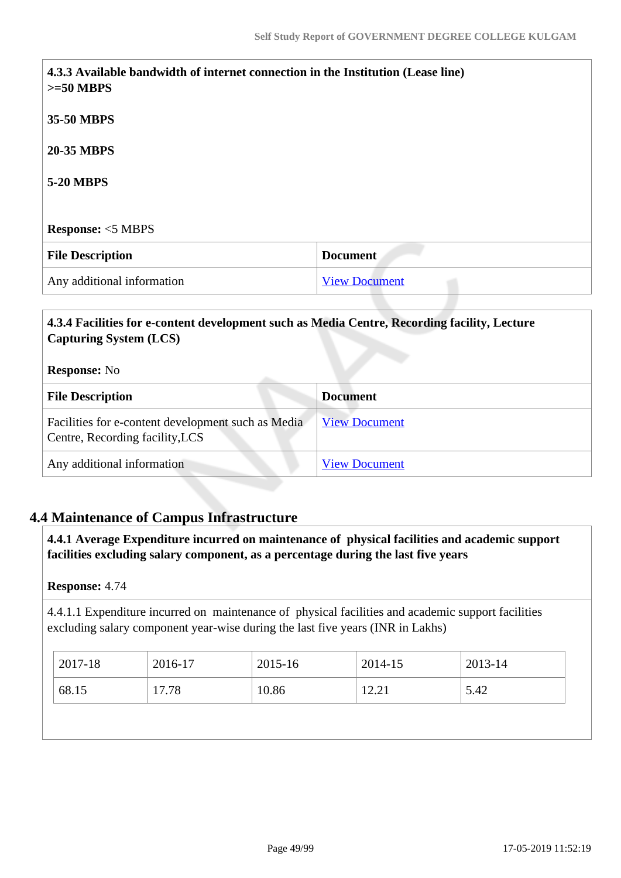**4.3.3 Available bandwidth of internet connection in the Institution (Lease line)**
**>=50 MBPS**

**35-50 MBPS**

**20-35 MBPS**

**5-20 MBPS**

**Response:** <5 MBPS

| File Description | Document |
|---|---|
| Any additional information | View Document |

**4.3.4 Facilities for e-content development such as Media Centre, Recording facility, Lecture Capturing System (LCS)**

**Response:** No

| File Description | Document |
|---|---|
| Facilities for e-content development such as Media Centre, Recording facility,LCS | View Document |
| Any additional information | View Document |

## 4.4 Maintenance of Campus Infrastructure

**4.4.1 Average Expenditure incurred on maintenance of physical facilities and academic support facilities excluding salary component, as a percentage during the last five years**

**Response:** 4.74

4.4.1.1 Expenditure incurred on maintenance of physical facilities and academic support facilities excluding salary component year-wise during the last five years (INR in Lakhs)

| 2017-18 | 2016-17 | 2015-16 | 2014-15 | 2013-14 |
|---|---|---|---|---|
| 68.15 | 17.78 | 10.86 | 12.21 | 5.42 |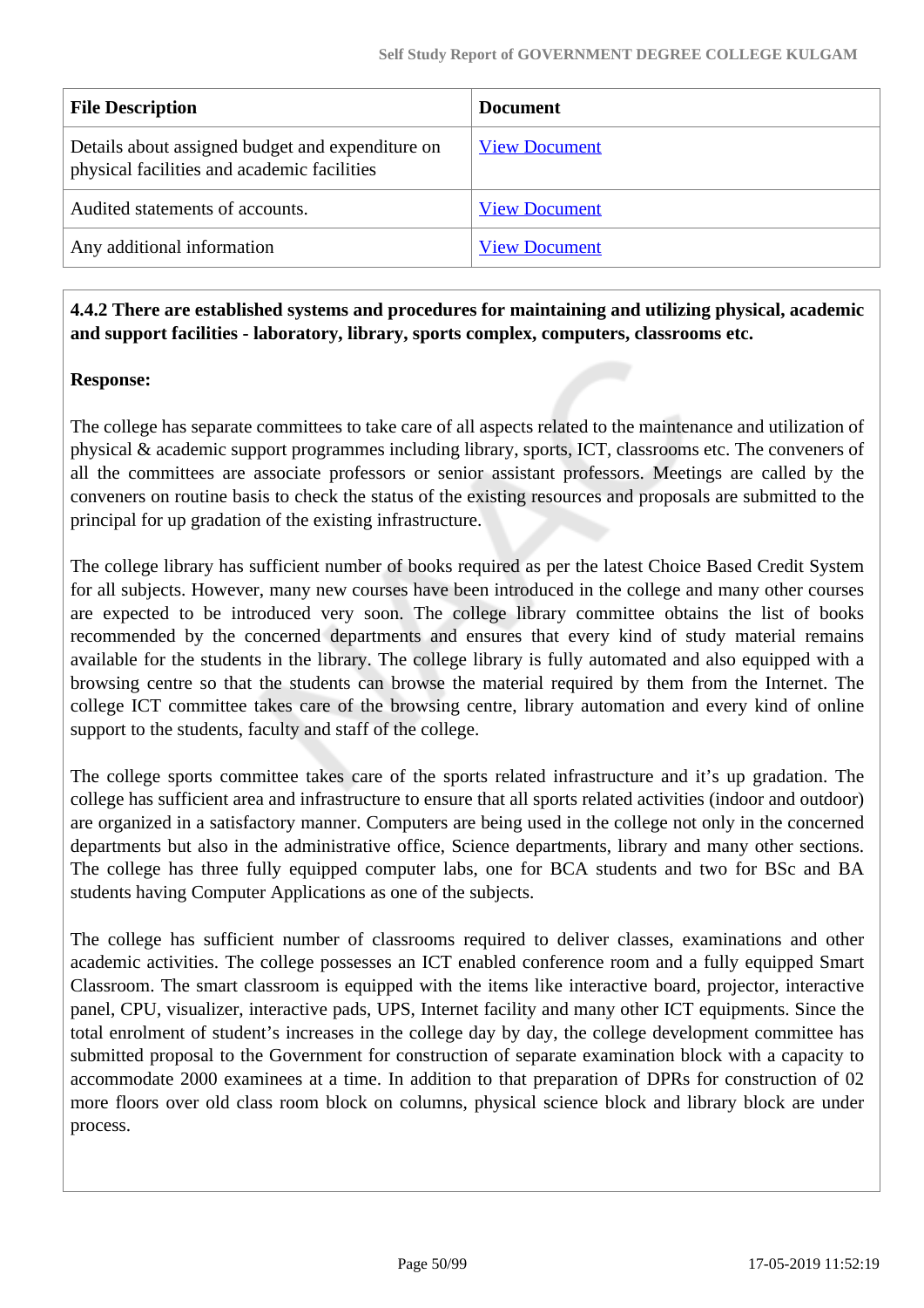| File Description | Document |
|---|---|
| Details about assigned budget and expenditure on physical facilities and academic facilities | View Document |
| Audited statements of accounts. | View Document |
| Any additional information | View Document |

**4.4.2 There are established systems and procedures for maintaining and utilizing physical, academic and support facilities - laboratory, library, sports complex, computers, classrooms etc.**

**Response:**

The college has separate committees to take care of all aspects related to the maintenance and utilization of physical & academic support programmes including library, sports, ICT, classrooms etc. The conveners of all the committees are associate professors or senior assistant professors. Meetings are called by the conveners on routine basis to check the status of the existing resources and proposals are submitted to the principal for up gradation of the existing infrastructure.

The college library has sufficient number of books required as per the latest Choice Based Credit System for all subjects. However, many new courses have been introduced in the college and many other courses are expected to be introduced very soon. The college library committee obtains the list of books recommended by the concerned departments and ensures that every kind of study material remains available for the students in the library. The college library is fully automated and also equipped with a browsing centre so that the students can browse the material required by them from the Internet. The college ICT committee takes care of the browsing centre, library automation and every kind of online support to the students, faculty and staff of the college.

The college sports committee takes care of the sports related infrastructure and it's up gradation. The college has sufficient area and infrastructure to ensure that all sports related activities (indoor and outdoor) are organized in a satisfactory manner. Computers are being used in the college not only in the concerned departments but also in the administrative office, Science departments, library and many other sections. The college has three fully equipped computer labs, one for BCA students and two for BSc and BA students having Computer Applications as one of the subjects.

The college has sufficient number of classrooms required to deliver classes, examinations and other academic activities. The college possesses an ICT enabled conference room and a fully equipped Smart Classroom. The smart classroom is equipped with the items like interactive board, projector, interactive panel, CPU, visualizer, interactive pads, UPS, Internet facility and many other ICT equipments. Since the total enrolment of student's increases in the college day by day, the college development committee has submitted proposal to the Government for construction of separate examination block with a capacity to accommodate 2000 examinees at a time. In addition to that preparation of DPRs for construction of 02 more floors over old class room block on columns, physical science block and library block are under process.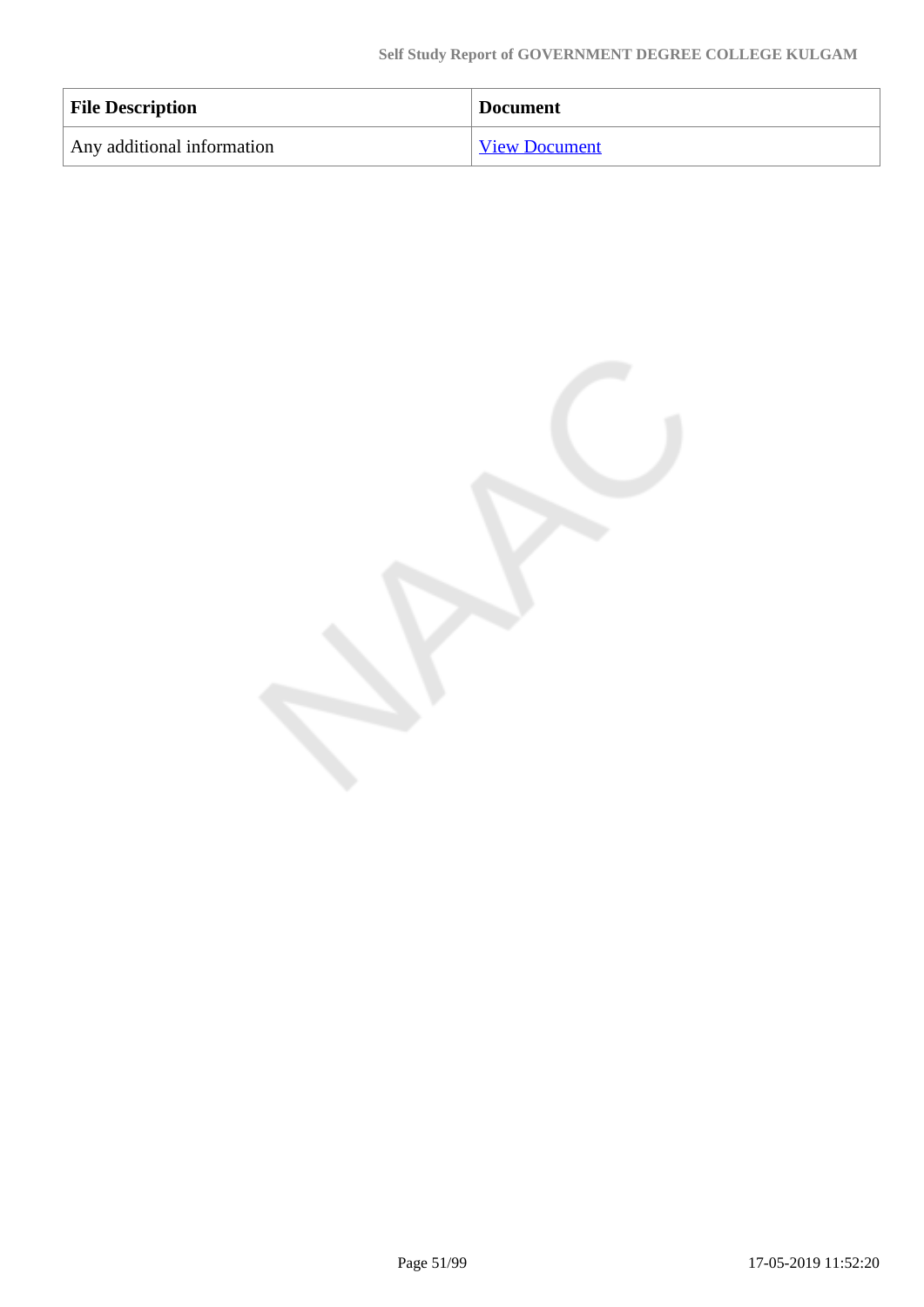| File Description | Document |
| --- | --- |
| Any additional information | View Document |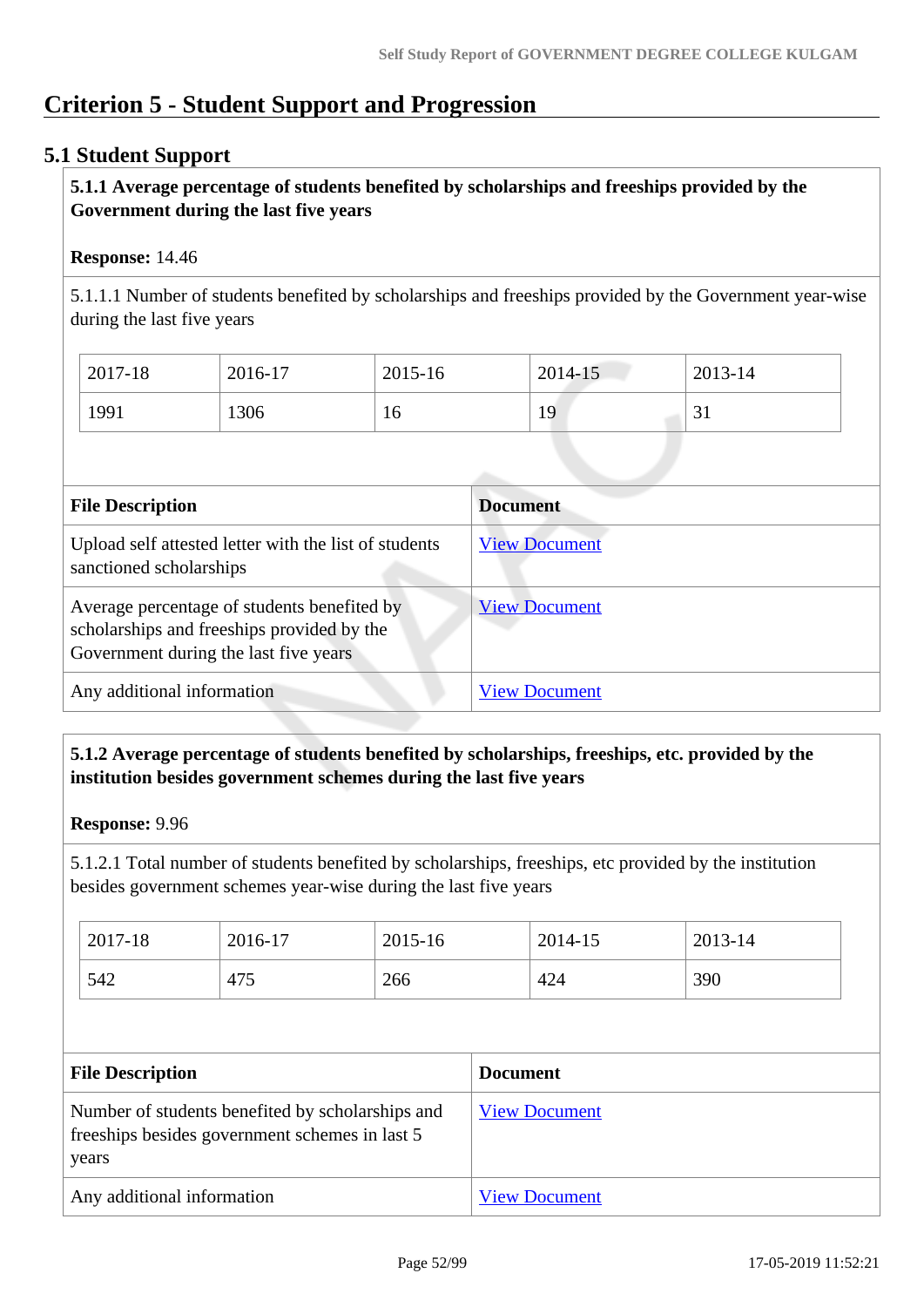# Criterion 5 - Student Support and Progression

## 5.1 Student Support

**5.1.1 Average percentage of students benefited by scholarships and freeships provided by the Government during the last five years**

**Response:** 14.46

5.1.1.1 Number of students benefited by scholarships and freeships provided by the Government year-wise during the last five years

| 2017-18 | 2016-17 | 2015-16 | 2014-15 | 2013-14 |
|---|---|---|---|---|
| 1991 | 1306 | 16 | 19 | 31 |

| File Description | Document |
|---|---|
| Upload self attested letter with the list of students sanctioned scholarships | View Document |
| Average percentage of students benefited by scholarships and freeships provided by the Government during the last five years | View Document |
| Any additional information | View Document |

**5.1.2 Average percentage of students benefited by scholarships, freeships, etc. provided by the institution besides government schemes during the last five years**

**Response:** 9.96

5.1.2.1 Total number of students benefited by scholarships, freeships, etc provided by the institution besides government schemes year-wise during the last five years

| 2017-18 | 2016-17 | 2015-16 | 2014-15 | 2013-14 |
|---|---|---|---|---|
| 542 | 475 | 266 | 424 | 390 |

| File Description | Document |
|---|---|
| Number of students benefited by scholarships and freeships besides government schemes in last 5 years | View Document |
| Any additional information | View Document |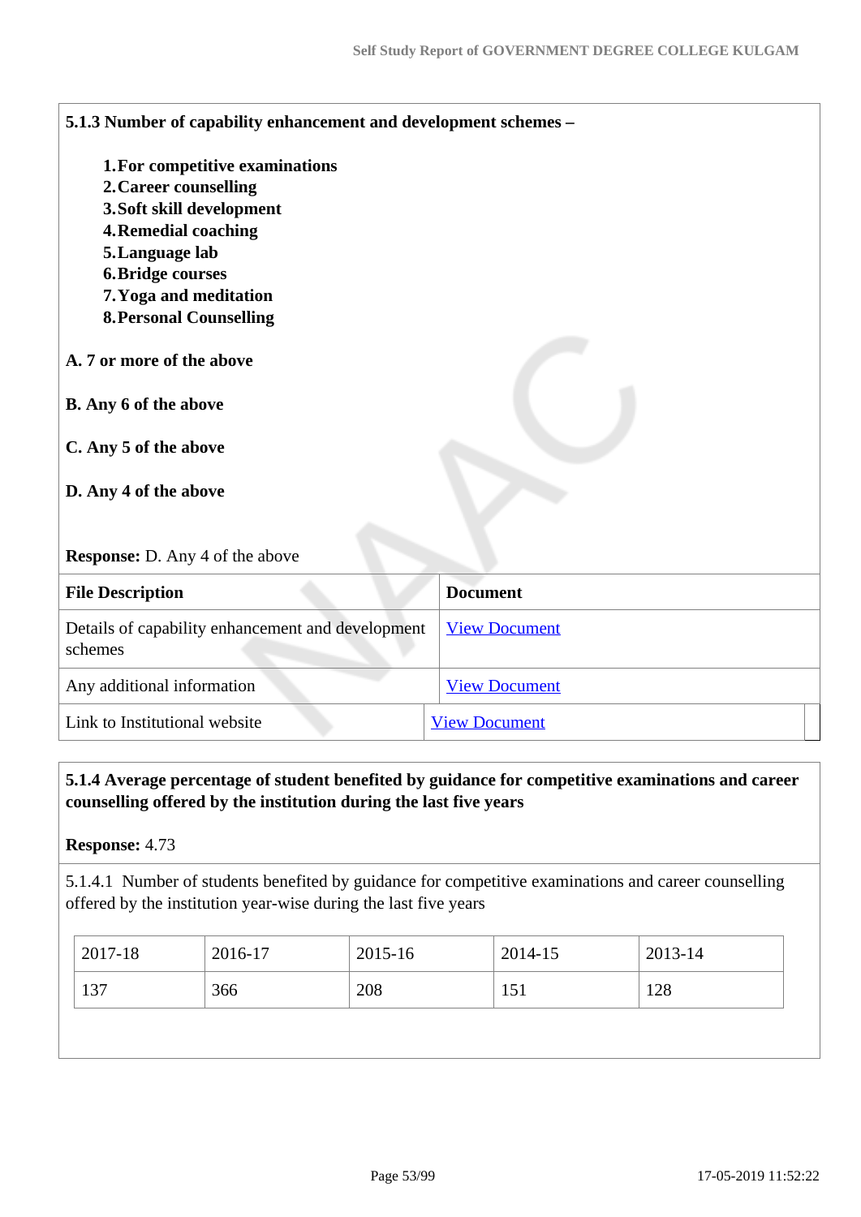**5.1.3 Number of capability enhancement and development schemes –**

1. **For competitive examinations**
2. **Career counselling**
3. **Soft skill development**
4. **Remedial coaching**
5. **Language lab**
6. **Bridge courses**
7. **Yoga and meditation**
8. **Personal Counselling**

**A. 7 or more of the above**

**B. Any 6 of the above**

**C. Any 5 of the above**

**D. Any 4 of the above**

**Response:** D. Any 4 of the above

| File Description | Document |
|---|---|
| Details of capability enhancement and development schemes | View Document |
| Any additional information | View Document |
| Link to Institutional website | View Document |

**5.1.4 Average percentage of student benefited by guidance for competitive examinations and career counselling offered by the institution during the last five years**

**Response:** 4.73

5.1.4.1 Number of students benefited by guidance for competitive examinations and career counselling offered by the institution year-wise during the last five years

| 2017-18 | 2016-17 | 2015-16 | 2014-15 | 2013-14 |
|---|---|---|---|---|
| 137 | 366 | 208 | 151 | 128 |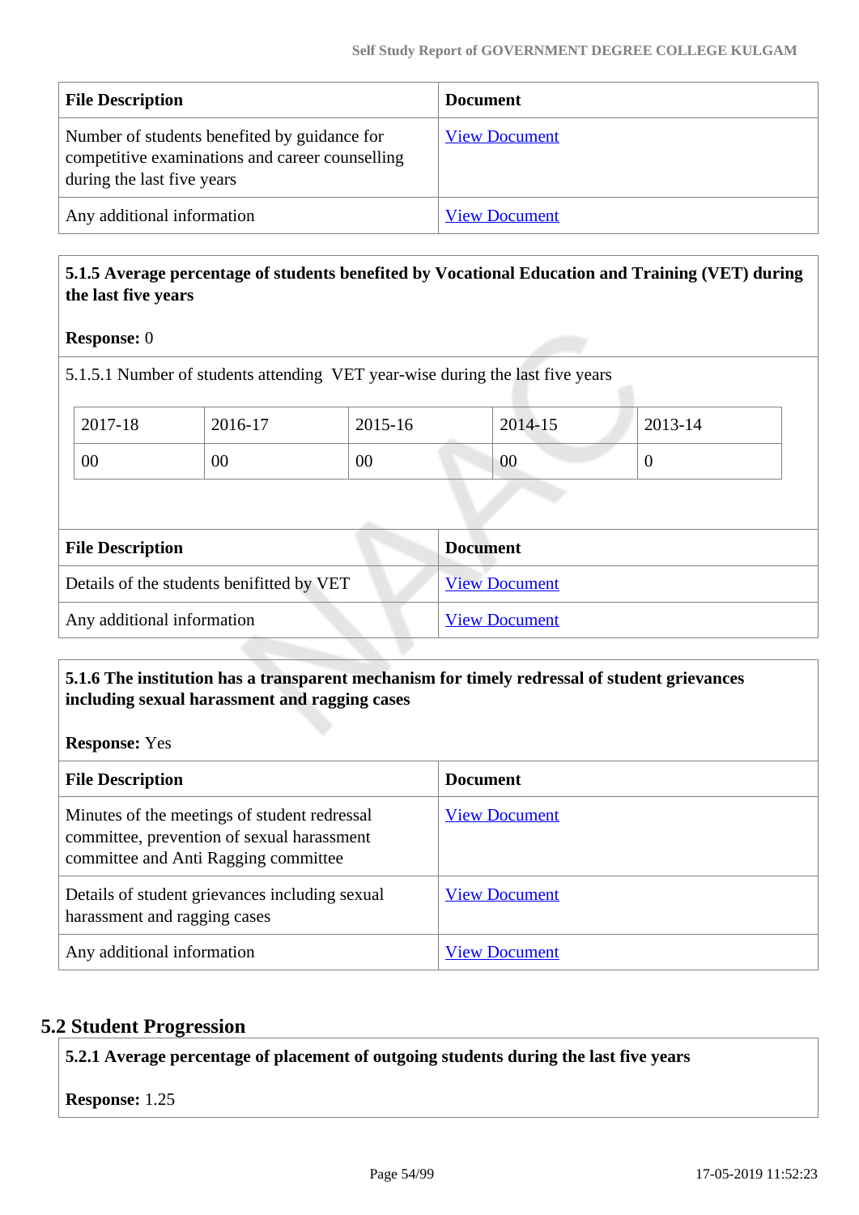| File Description | Document |
|---|---|
| Number of students benefited by guidance for competitive examinations and career counselling during the last five years | View Document |
| Any additional information | View Document |

**5.1.5 Average percentage of students benefited by Vocational Education and Training (VET) during the last five years**

**Response:** 0

5.1.5.1 Number of students attending VET year-wise during the last five years

| 2017-18 | 2016-17 | 2015-16 | 2014-15 | 2013-14 |
|---|---|---|---|---|
| 00 | 00 | 00 | 00 | 0 |

| File Description | Document |
|---|---|
| Details of the students benifitted by VET | View Document |
| Any additional information | View Document |

**5.1.6 The institution has a transparent mechanism for timely redressal of student grievances including sexual harassment and ragging cases**

**Response:** Yes

| File Description | Document |
|---|---|
| Minutes of the meetings of student redressal committee, prevention of sexual harassment committee and Anti Ragging committee | View Document |
| Details of student grievances including sexual harassment and ragging cases | View Document |
| Any additional information | View Document |

## 5.2 Student Progression

**5.2.1 Average percentage of placement of outgoing students during the last five years**

**Response:** 1.25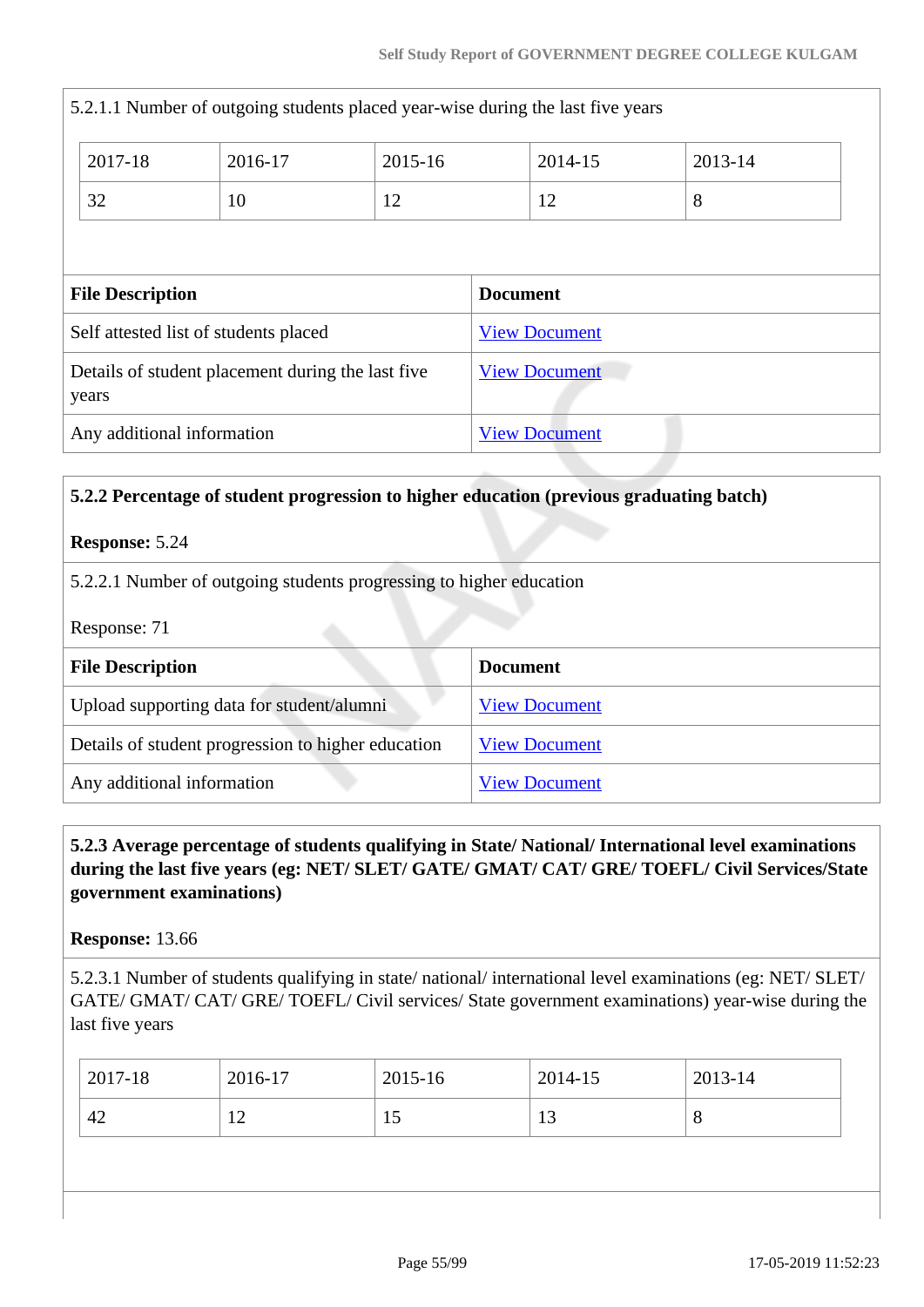5.2.1.1 Number of outgoing students placed year-wise during the last five years

| 2017-18 | 2016-17 | 2015-16 | 2014-15 | 2013-14 |
|---|---|---|---|---|
| 32 | 10 | 12 | 12 | 8 |

| File Description | Document |
|---|---|
| Self attested list of students placed | View Document |
| Details of student placement during the last five years | View Document |
| Any additional information | View Document |

**5.2.2 Percentage of student progression to higher education (previous graduating batch)**

**Response:** 5.24

5.2.2.1 Number of outgoing students progressing to higher education

Response: 71

| File Description | Document |
|---|---|
| Upload supporting data for student/alumni | View Document |
| Details of student progression to higher education | View Document |
| Any additional information | View Document |

**5.2.3 Average percentage of students qualifying in State/ National/ International level examinations during the last five years (eg: NET/ SLET/ GATE/ GMAT/ CAT/ GRE/ TOEFL/ Civil Services/State government examinations)**

**Response:** 13.66

5.2.3.1 Number of students qualifying in state/ national/ international level examinations (eg: NET/ SLET/ GATE/ GMAT/ CAT/ GRE/ TOEFL/ Civil services/ State government examinations) year-wise during the last five years

| 2017-18 | 2016-17 | 2015-16 | 2014-15 | 2013-14 |
|---|---|---|---|---|
| 42 | 12 | 15 | 13 | 8 |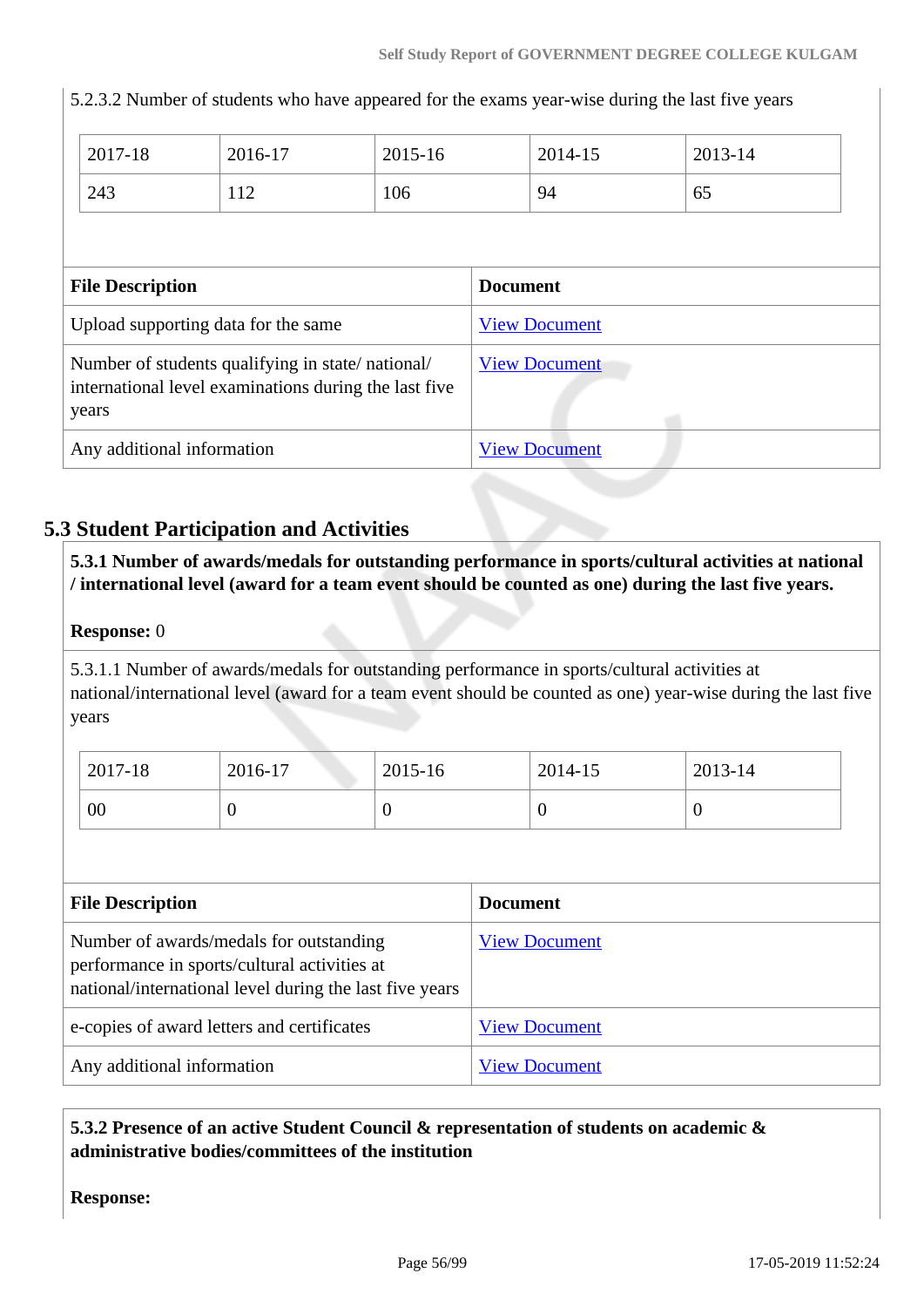5.2.3.2 Number of students who have appeared for the exams year-wise during the last five years

| 2017-18 | 2016-17 | 2015-16 | 2014-15 | 2013-14 |
|---|---|---|---|---|
| 243 | 112 | 106 | 94 | 65 |

| File Description | Document |
|---|---|
| Upload supporting data for the same | View Document |
| Number of students qualifying in state/ national/ international level examinations during the last five years | View Document |
| Any additional information | View Document |

## 5.3 Student Participation and Activities

**5.3.1 Number of awards/medals for outstanding performance in sports/cultural activities at national / international level (award for a team event should be counted as one) during the last five years.**

**Response:** 0

5.3.1.1 Number of awards/medals for outstanding performance in sports/cultural activities at national/international level (award for a team event should be counted as one) year-wise during the last five years

| 2017-18 | 2016-17 | 2015-16 | 2014-15 | 2013-14 |
|---|---|---|---|---|
| 00 | 0 | 0 | 0 | 0 |

| File Description | Document |
|---|---|
| Number of awards/medals for outstanding performance in sports/cultural activities at national/international level during the last five years | View Document |
| e-copies of award letters and certificates | View Document |
| Any additional information | View Document |

**5.3.2 Presence of an active Student Council & representation of students on academic & administrative bodies/committees of the institution**

**Response:**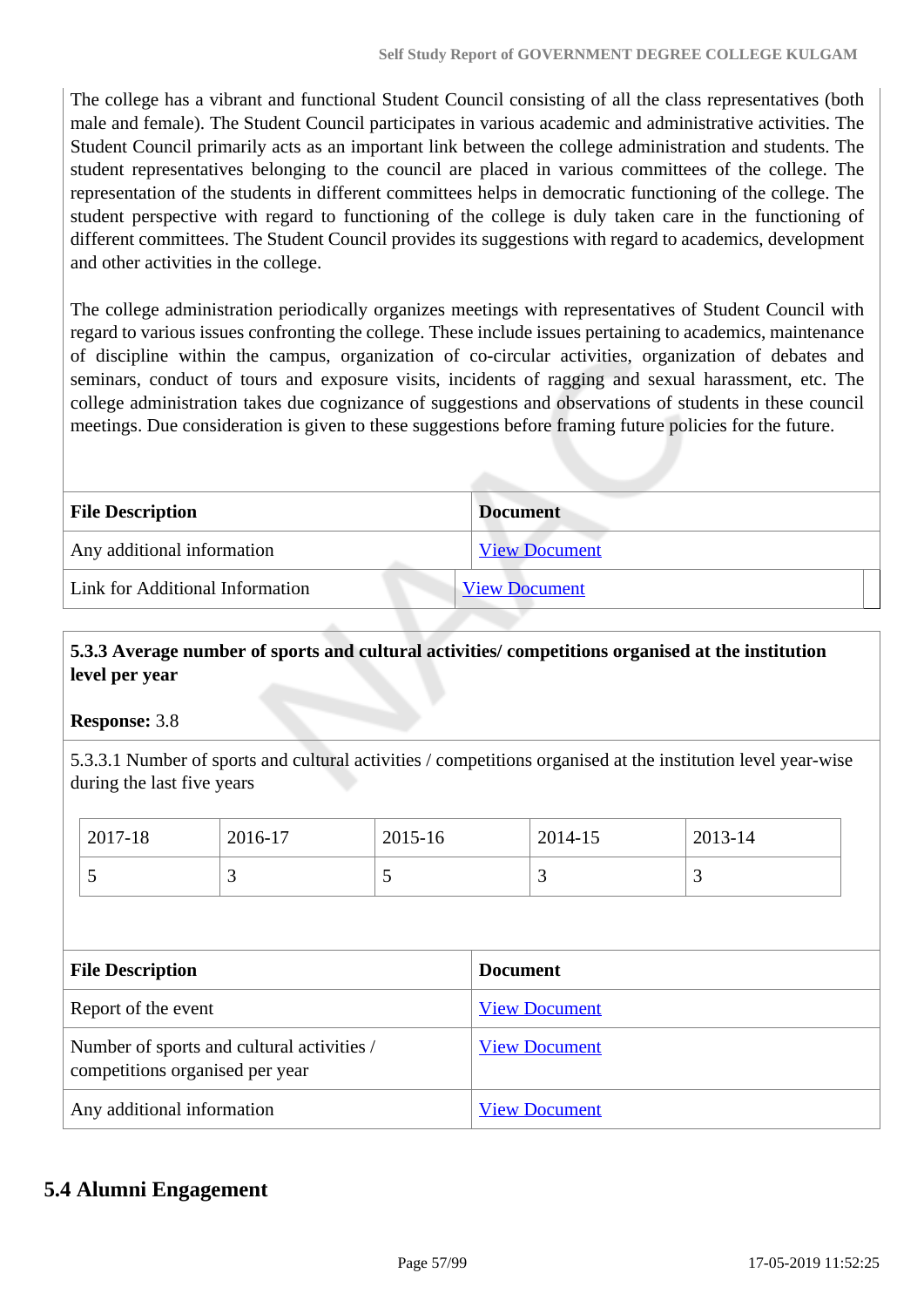The college has a vibrant and functional Student Council consisting of all the class representatives (both male and female). The Student Council participates in various academic and administrative activities. The Student Council primarily acts as an important link between the college administration and students. The student representatives belonging to the council are placed in various committees of the college. The representation of the students in different committees helps in democratic functioning of the college. The student perspective with regard to functioning of the college is duly taken care in the functioning of different committees. The Student Council provides its suggestions with regard to academics, development and other activities in the college.

The college administration periodically organizes meetings with representatives of Student Council with regard to various issues confronting the college. These include issues pertaining to academics, maintenance of discipline within the campus, organization of co-circular activities, organization of debates and seminars, conduct of tours and exposure visits, incidents of ragging and sexual harassment, etc. The college administration takes due cognizance of suggestions and observations of students in these council meetings. Due consideration is given to these suggestions before framing future policies for the future.

| File Description | Document |
|---|---|
| Any additional information | View Document |
| Link for Additional Information | View Document |

**5.3.3 Average number of sports and cultural activities/ competitions organised at the institution level per year**

**Response:** 3.8

5.3.3.1 Number of sports and cultural activities / competitions organised at the institution level year-wise during the last five years

| 2017-18 | 2016-17 | 2015-16 | 2014-15 | 2013-14 |
|---|---|---|---|---|
| 5 | 3 | 5 | 3 | 3 |

| File Description | Document |
|---|---|
| Report of the event | View Document |
| Number of sports and cultural activities / competitions organised per year | View Document |
| Any additional information | View Document |

## 5.4 Alumni Engagement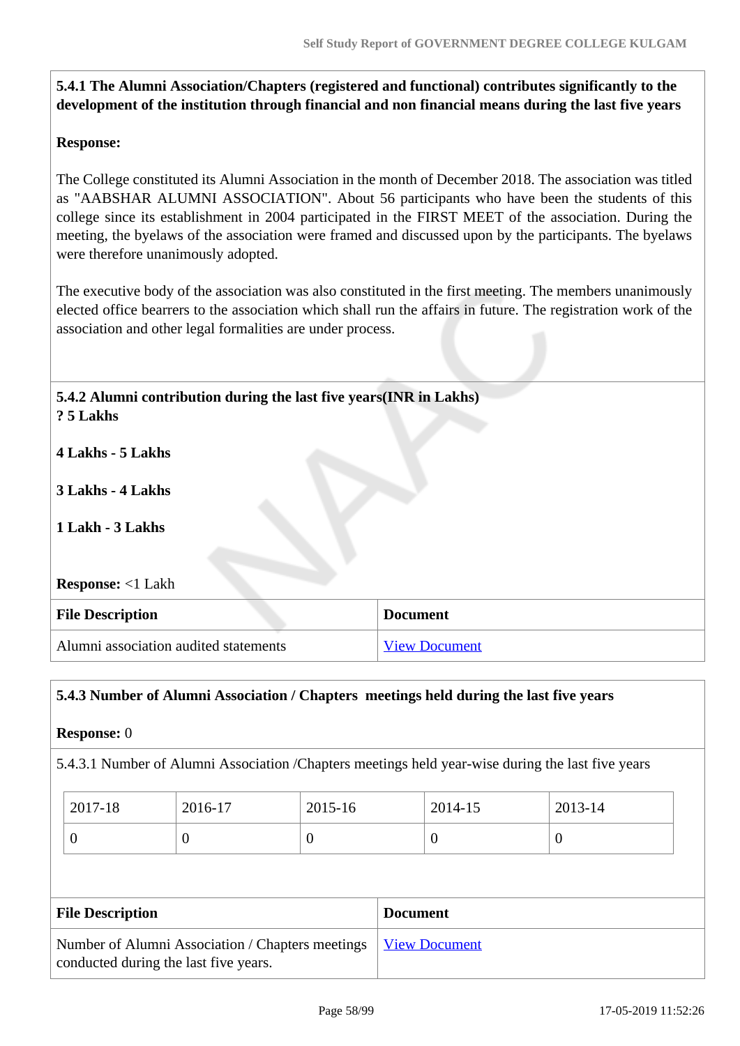**5.4.1 The Alumni Association/Chapters (registered and functional) contributes significantly to the development of the institution through financial and non financial means during the last five years**

**Response:**

The College constituted its Alumni Association in the month of December 2018. The association was titled as "AABSHAR ALUMNI ASSOCIATION". About 56 participants who have been the students of this college since its establishment in 2004 participated in the FIRST MEET of the association. During the meeting, the byelaws of the association were framed and discussed upon by the participants. The byelaws were therefore unanimously adopted.

The executive body of the association was also constituted in the first meeting. The members unanimously elected office bearers to the association which shall run the affairs in future. The registration work of the association and other legal formalities are under process.

**5.4.2 Alumni contribution during the last five years(INR in Lakhs)**

**? 5 Lakhs**

**4 Lakhs - 5 Lakhs**

**3 Lakhs - 4 Lakhs**

**1 Lakh - 3 Lakhs**

**Response:** <1 Lakh

| File Description | Document |
|---|---|
| Alumni association audited statements | View Document |

**5.4.3 Number of Alumni Association / Chapters meetings held during the last five years**

**Response:** 0

5.4.3.1 Number of Alumni Association /Chapters meetings held year-wise during the last five years

| 2017-18 | 2016-17 | 2015-16 | 2014-15 | 2013-14 |
|---|---|---|---|---|
| 0 | 0 | 0 | 0 | 0 |

| File Description | Document |
|---|---|
| Number of Alumni Association / Chapters meetings conducted during the last five years. | View Document |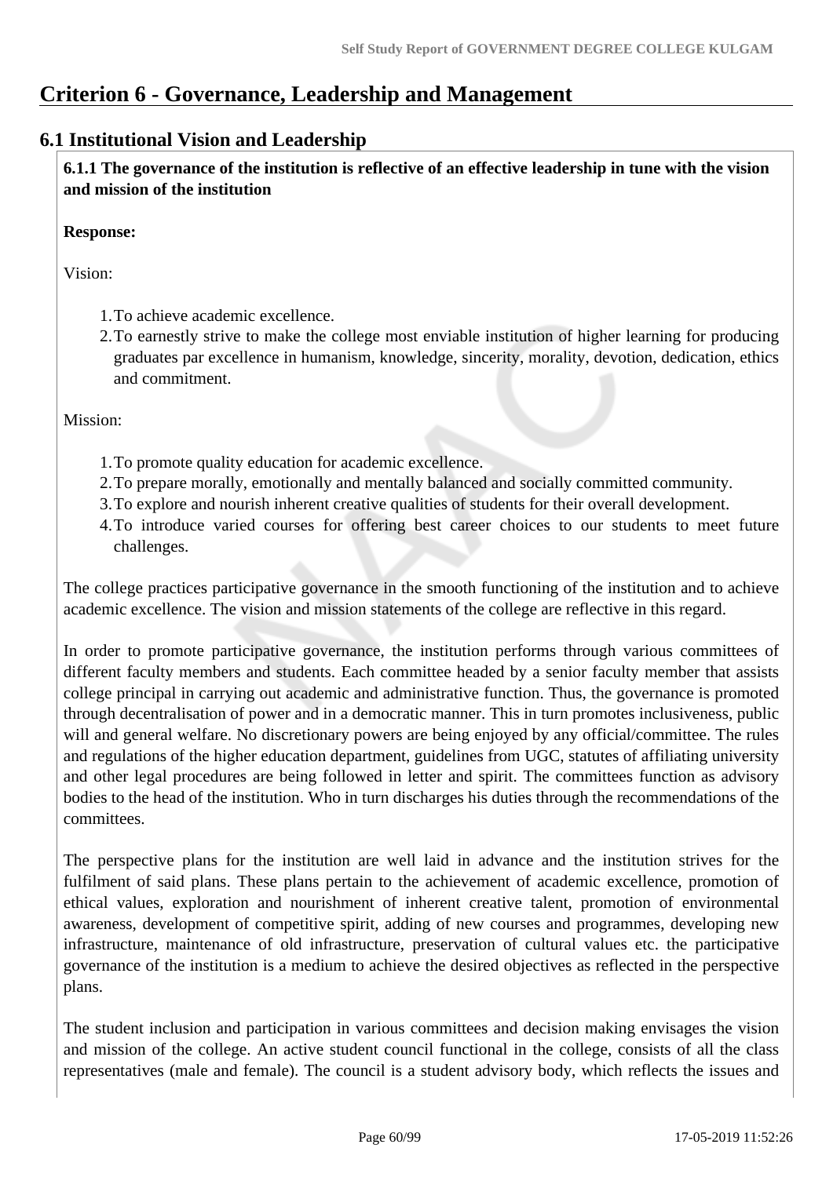# Criterion 6 - Governance, Leadership and Management

## 6.1 Institutional Vision and Leadership

**6.1.1 The governance of the institution is reflective of an effective leadership in tune with the vision and mission of the institution**

**Response:**

Vision:

1. To achieve academic excellence.
2. To earnestly strive to make the college most enviable institution of higher learning for producing graduates par excellence in humanism, knowledge, sincerity, morality, devotion, dedication, ethics and commitment.

Mission:

1. To promote quality education for academic excellence.
2. To prepare morally, emotionally and mentally balanced and socially committed community.
3. To explore and nourish inherent creative qualities of students for their overall development.
4. To introduce varied courses for offering best career choices to our students to meet future challenges.

The college practices participative governance in the smooth functioning of the institution and to achieve academic excellence. The vision and mission statements of the college are reflective in this regard.

In order to promote participative governance, the institution performs through various committees of different faculty members and students. Each committee headed by a senior faculty member that assists college principal in carrying out academic and administrative function. Thus, the governance is promoted through decentralisation of power and in a democratic manner. This in turn promotes inclusiveness, public will and general welfare. No discretionary powers are being enjoyed by any official/committee. The rules and regulations of the higher education department, guidelines from UGC, statutes of affiliating university and other legal procedures are being followed in letter and spirit. The committees function as advisory bodies to the head of the institution. Who in turn discharges his duties through the recommendations of the committees.

The perspective plans for the institution are well laid in advance and the institution strives for the fulfilment of said plans. These plans pertain to the achievement of academic excellence, promotion of ethical values, exploration and nourishment of inherent creative talent, promotion of environmental awareness, development of competitive spirit, adding of new courses and programmes, developing new infrastructure, maintenance of old infrastructure, preservation of cultural values etc. the participative governance of the institution is a medium to achieve the desired objectives as reflected in the perspective plans.

The student inclusion and participation in various committees and decision making envisages the vision and mission of the college. An active student council functional in the college, consists of all the class representatives (male and female). The council is a student advisory body, which reflects the issues and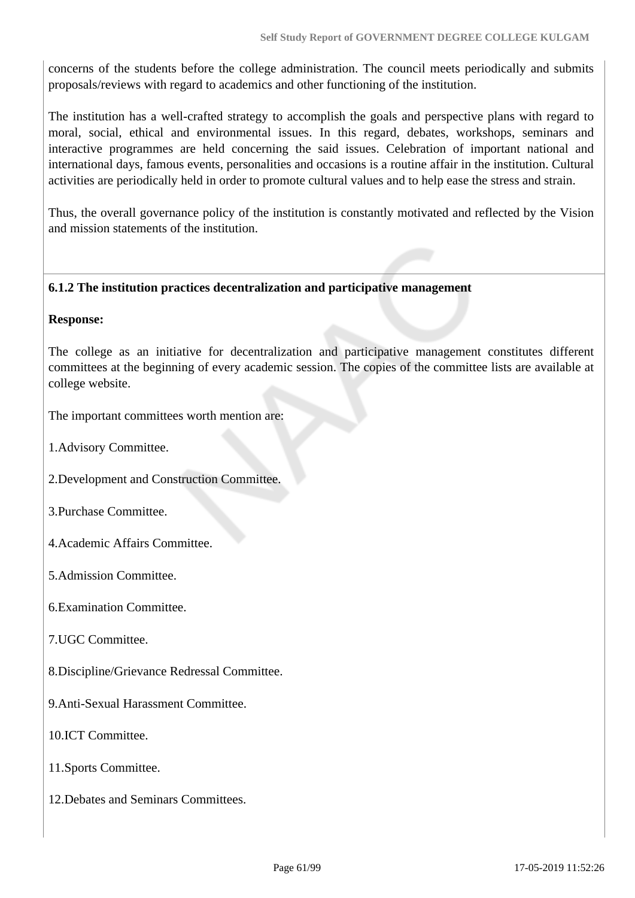concerns of the students before the college administration. The council meets periodically and submits proposals/reviews with regard to academics and other functioning of the institution.

The institution has a well-crafted strategy to accomplish the goals and perspective plans with regard to moral, social, ethical and environmental issues. In this regard, debates, workshops, seminars and interactive programmes are held concerning the said issues. Celebration of important national and international days, famous events, personalities and occasions is a routine affair in the institution. Cultural activities are periodically held in order to promote cultural values and to help ease the stress and strain.

Thus, the overall governance policy of the institution is constantly motivated and reflected by the Vision and mission statements of the institution.

**6.1.2 The institution practices decentralization and participative management**

**Response:**

The college as an initiative for decentralization and participative management constitutes different committees at the beginning of every academic session. The copies of the committee lists are available at college website.

The important committees worth mention are:

1.Advisory Committee.

2.Development and Construction Committee.

3.Purchase Committee.

4.Academic Affairs Committee.

5.Admission Committee.

6.Examination Committee.

7.UGC Committee.

8.Discipline/Grievance Redressal Committee.

9.Anti-Sexual Harassment Committee.

10.ICT Committee.

11.Sports Committee.

12.Debates and Seminars Committees.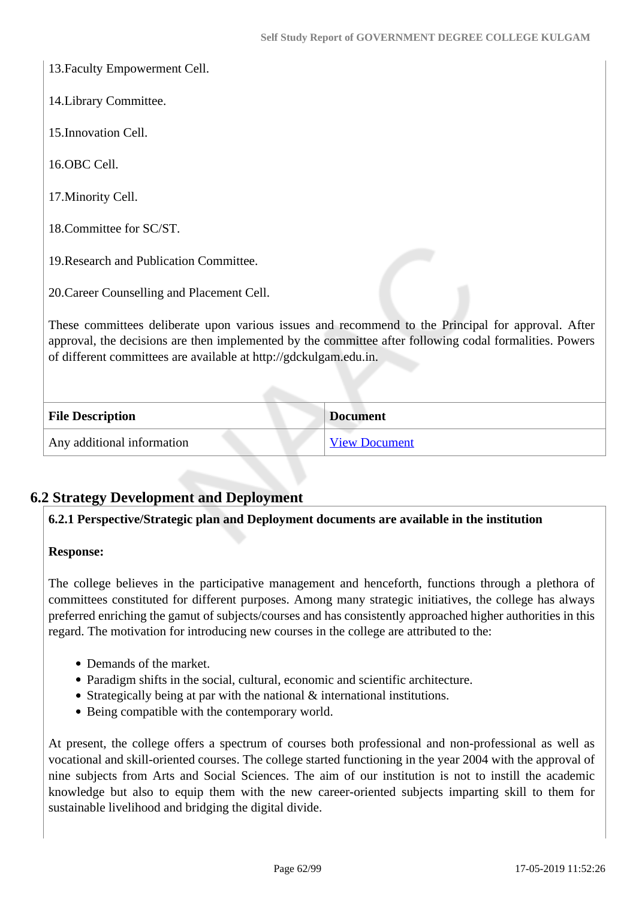13.Faculty Empowerment Cell.

14.Library Committee.

15.Innovation Cell.

16.OBC Cell.

17.Minority Cell.

18.Committee for SC/ST.

19.Research and Publication Committee.

20.Career Counselling and Placement Cell.

These committees deliberate upon various issues and recommend to the Principal for approval. After approval, the decisions are then implemented by the committee after following codal formalities. Powers of different committees are available at http://gdckulgam.edu.in.

| File Description | Document |
|---|---|
| Any additional information | View Document |

## 6.2 Strategy Development and Deployment

**6.2.1 Perspective/Strategic plan and Deployment documents are available in the institution**

**Response:**

The college believes in the participative management and henceforth, functions through a plethora of committees constituted for different purposes. Among many strategic initiatives, the college has always preferred enriching the gamut of subjects/courses and has consistently approached higher authorities in this regard. The motivation for introducing new courses in the college are attributed to the:

- Demands of the market.
- Paradigm shifts in the social, cultural, economic and scientific architecture.
- Strategically being at par with the national & international institutions.
- Being compatible with the contemporary world.

At present, the college offers a spectrum of courses both professional and non-professional as well as vocational and skill-oriented courses. The college started functioning in the year 2004 with the approval of nine subjects from Arts and Social Sciences. The aim of our institution is not to instill the academic knowledge but also to equip them with the new career-oriented subjects imparting skill to them for sustainable livelihood and bridging the digital divide.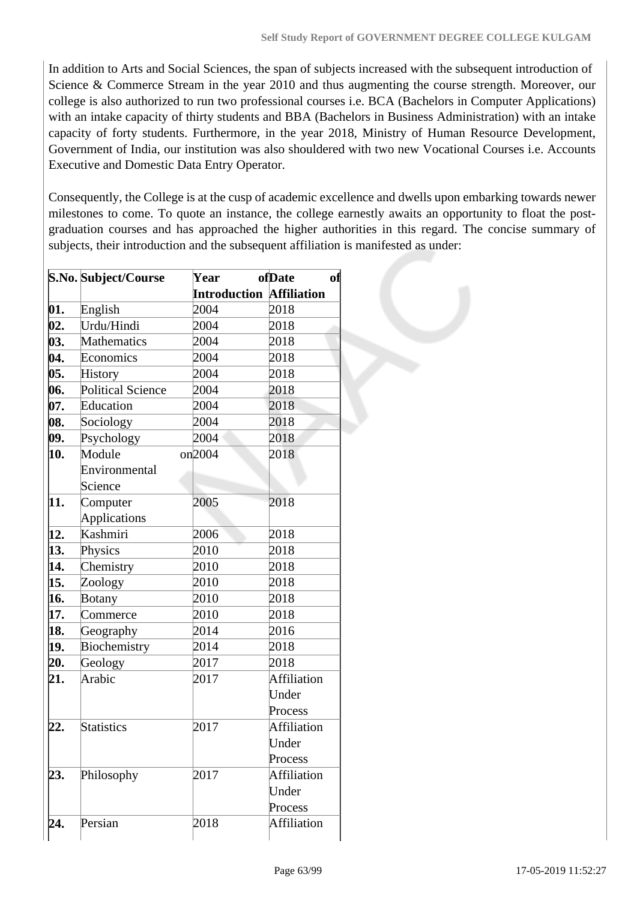In addition to Arts and Social Sciences, the span of subjects increased with the subsequent introduction of Science & Commerce Stream in the year 2010 and thus augmenting the course strength. Moreover, our college is also authorized to run two professional courses i.e. BCA (Bachelors in Computer Applications) with an intake capacity of thirty students and BBA (Bachelors in Business Administration) with an intake capacity of forty students. Furthermore, in the year 2018, Ministry of Human Resource Development, Government of India, our institution was also shouldered with two new Vocational Courses i.e. Accounts Executive and Domestic Data Entry Operator.

Consequently, the College is at the cusp of academic excellence and dwells upon embarking towards newer milestones to come. To quote an instance, the college earnestly awaits an opportunity to float the post-graduation courses and has approached the higher authorities in this regard. The concise summary of subjects, their introduction and the subsequent affiliation is manifested as under:

| S.No. | Subject/Course | Year of Introduction | Date of Affiliation |
|---|---|---|---|
| 01. | English | 2004 | 2018 |
| 02. | Urdu/Hindi | 2004 | 2018 |
| 03. | Mathematics | 2004 | 2018 |
| 04. | Economics | 2004 | 2018 |
| 05. | History | 2004 | 2018 |
| 06. | Political Science | 2004 | 2018 |
| 07. | Education | 2004 | 2018 |
| 08. | Sociology | 2004 | 2018 |
| 09. | Psychology | 2004 | 2018 |
| 10. | Module on Environmental Science | 2004 | 2018 |
| 11. | Computer Applications | 2005 | 2018 |
| 12. | Kashmiri | 2006 | 2018 |
| 13. | Physics | 2010 | 2018 |
| 14. | Chemistry | 2010 | 2018 |
| 15. | Zoology | 2010 | 2018 |
| 16. | Botany | 2010 | 2018 |
| 17. | Commerce | 2010 | 2018 |
| 18. | Geography | 2014 | 2016 |
| 19. | Biochemistry | 2014 | 2018 |
| 20. | Geology | 2017 | 2018 |
| 21. | Arabic | 2017 | Affiliation Under Process |
| 22. | Statistics | 2017 | Affiliation Under Process |
| 23. | Philosophy | 2017 | Affiliation Under Process |
| 24. | Persian | 2018 | Affiliation |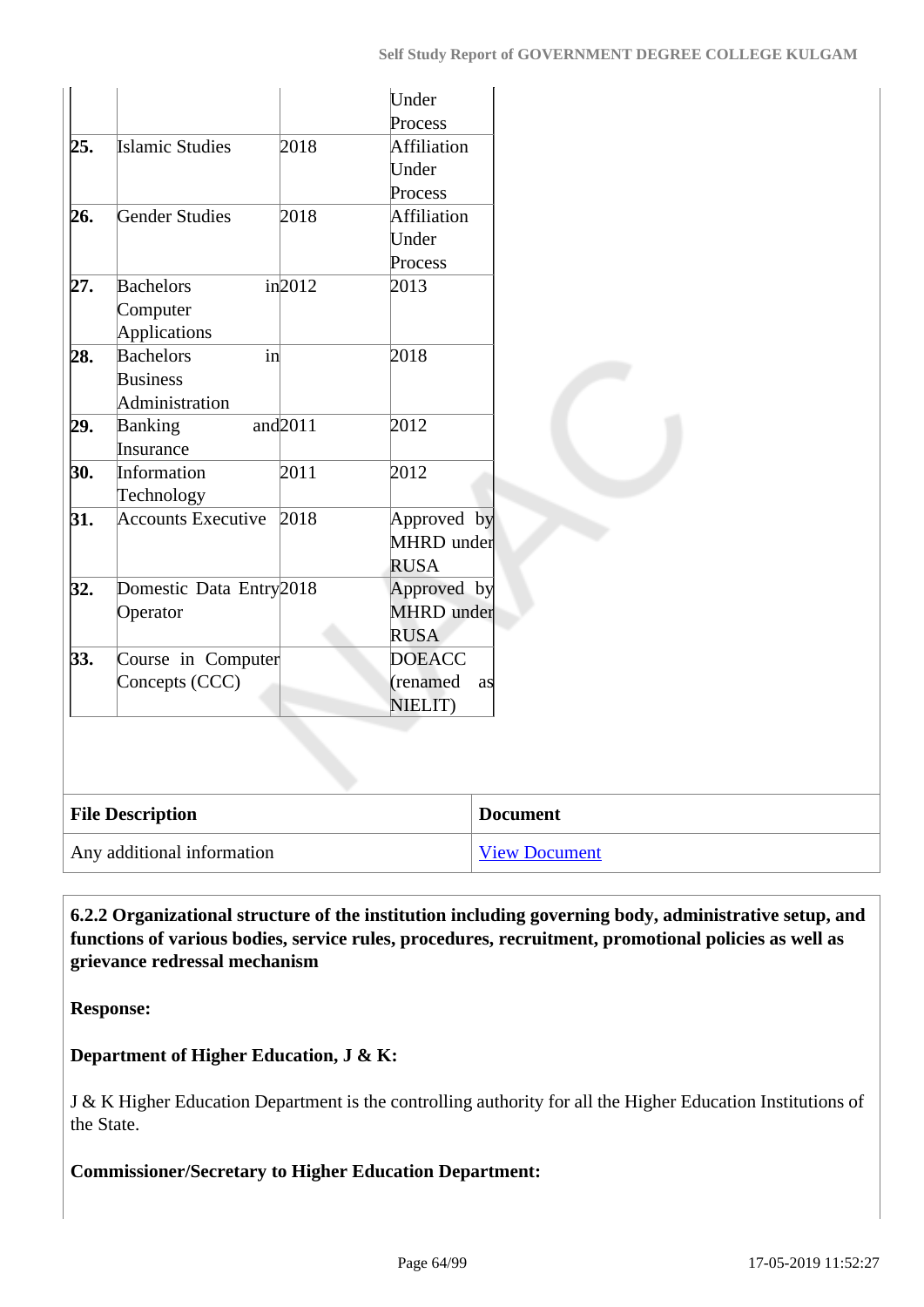|  |  |  | Under Process |
|---|---|---|---|
| **25.** | Islamic Studies | 2018 | Affiliation Under Process |
| **26.** | Gender Studies | 2018 | Affiliation Under Process |
| **27.** | Bachelors in Computer Applications | 2012 | 2013 |
| **28.** | Bachelors in Business Administration |  | 2018 |
| **29.** | Banking and Insurance | 2011 | 2012 |
| **30.** | Information Technology | 2011 | 2012 |
| **31.** | Accounts Executive | 2018 | Approved by MHRD under RUSA |
| **32.** | Domestic Data Entry Operator | 2018 | Approved by MHRD under RUSA |
| **33.** | Course in Computer Concepts (CCC) |  | DOEACC (renamed as NIELIT) |

| File Description | Document |
|---|---|
| Any additional information | View Document |

**6.2.2 Organizational structure of the institution including governing body, administrative setup, and functions of various bodies, service rules, procedures, recruitment, promotional policies as well as grievance redressal mechanism**

**Response:**

**Department of Higher Education, J & K:**

J & K Higher Education Department is the controlling authority for all the Higher Education Institutions of the State.

**Commissioner/Secretary to Higher Education Department:**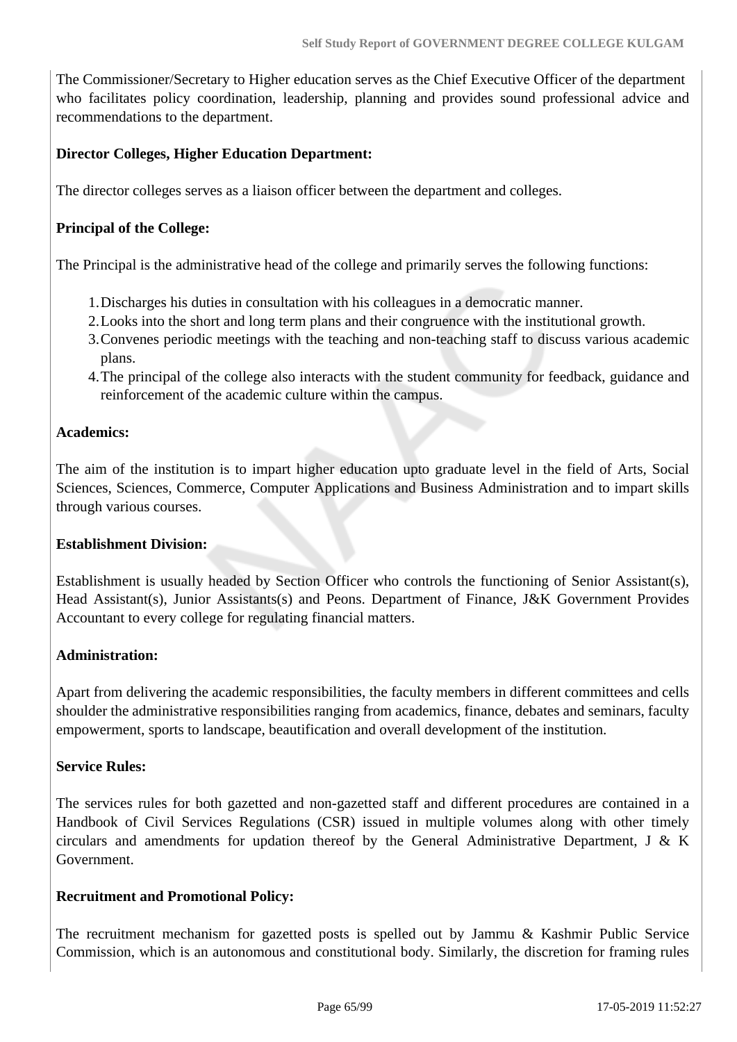The Commissioner/Secretary to Higher education serves as the Chief Executive Officer of the department who facilitates policy coordination, leadership, planning and provides sound professional advice and recommendations to the department.

**Director Colleges, Higher Education Department:**

The director colleges serves as a liaison officer between the department and colleges.

**Principal of the College:**

The Principal is the administrative head of the college and primarily serves the following functions:

1. Discharges his duties in consultation with his colleagues in a democratic manner.
2. Looks into the short and long term plans and their congruence with the institutional growth.
3. Convenes periodic meetings with the teaching and non-teaching staff to discuss various academic plans.
4. The principal of the college also interacts with the student community for feedback, guidance and reinforcement of the academic culture within the campus.

**Academics:**

The aim of the institution is to impart higher education upto graduate level in the field of Arts, Social Sciences, Sciences, Commerce, Computer Applications and Business Administration and to impart skills through various courses.

**Establishment Division:**

Establishment is usually headed by Section Officer who controls the functioning of Senior Assistant(s), Head Assistant(s), Junior Assistants(s) and Peons. Department of Finance, J&K Government Provides Accountant to every college for regulating financial matters.

**Administration:**

Apart from delivering the academic responsibilities, the faculty members in different committees and cells shoulder the administrative responsibilities ranging from academics, finance, debates and seminars, faculty empowerment, sports to landscape, beautification and overall development of the institution.

**Service Rules:**

The services rules for both gazetted and non-gazetted staff and different procedures are contained in a Handbook of Civil Services Regulations (CSR) issued in multiple volumes along with other timely circulars and amendments for updation thereof by the General Administrative Department, J & K Government.

**Recruitment and Promotional Policy:**

The recruitment mechanism for gazetted posts is spelled out by Jammu & Kashmir Public Service Commission, which is an autonomous and constitutional body. Similarly, the discretion for framing rules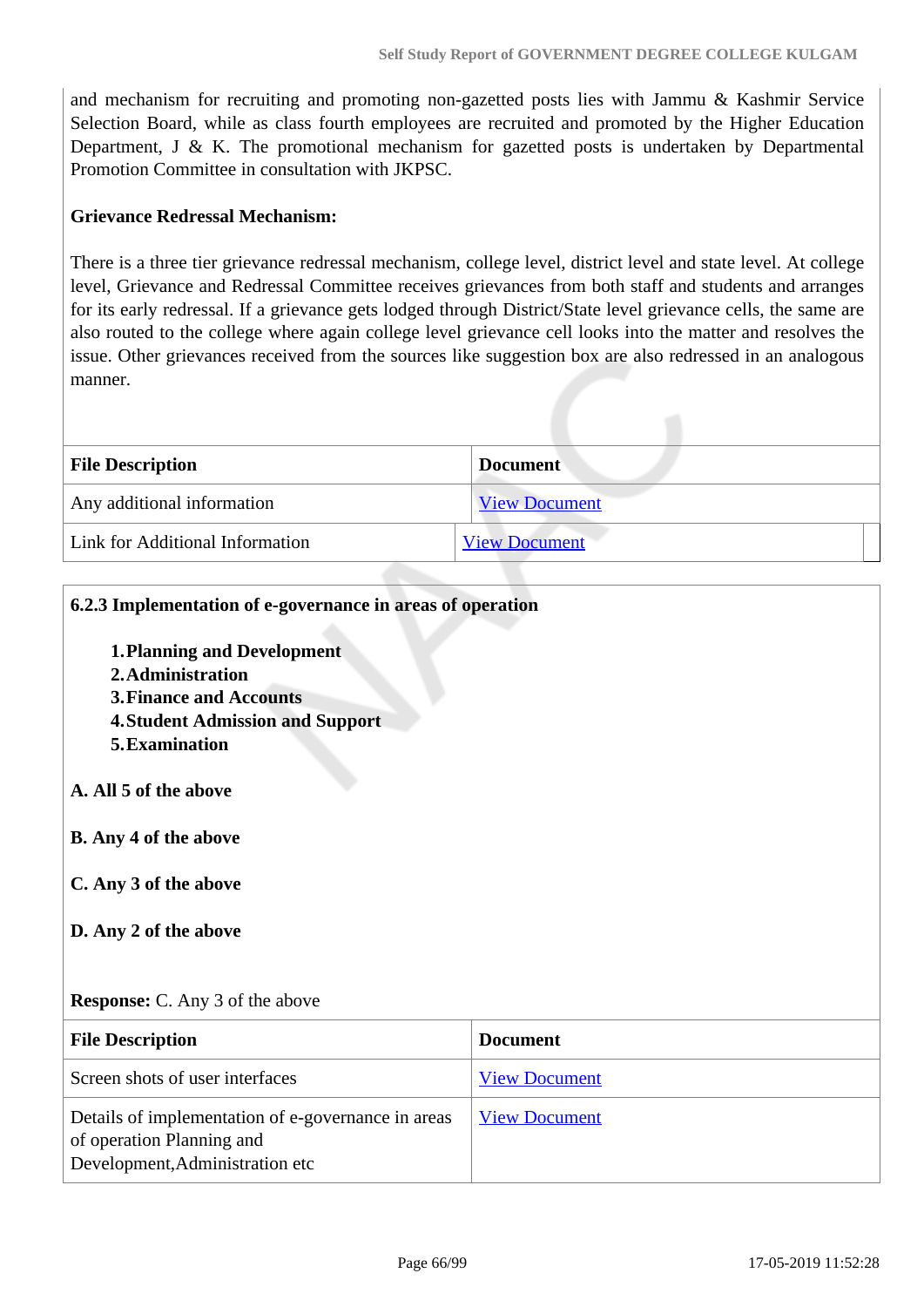and mechanism for recruiting and promoting non-gazetted posts lies with Jammu & Kashmir Service Selection Board, while as class fourth employees are recruited and promoted by the Higher Education Department, J & K. The promotional mechanism for gazetted posts is undertaken by Departmental Promotion Committee in consultation with JKPSC.

**Grievance Redressal Mechanism:**

There is a three tier grievance redressal mechanism, college level, district level and state level. At college level, Grievance and Redressal Committee receives grievances from both staff and students and arranges for its early redressal. If a grievance gets lodged through District/State level grievance cells, the same are also routed to the college where again college level grievance cell looks into the matter and resolves the issue. Other grievances received from the sources like suggestion box are also redressed in an analogous manner.

| File Description | Document |
|---|---|
| Any additional information | View Document |
| Link for Additional Information | View Document |

**6.2.3 Implementation of e-governance in areas of operation**

1. **Planning and Development**
2. **Administration**
3. **Finance and Accounts**
4. **Student Admission and Support**
5. **Examination**

**A. All 5 of the above**

**B. Any 4 of the above**

**C. Any 3 of the above**

**D. Any 2 of the above**

**Response:** C. Any 3 of the above

| File Description | Document |
|---|---|
| Screen shots of user interfaces | View Document |
| Details of implementation of e-governance in areas of operation Planning and Development,Administration etc | View Document |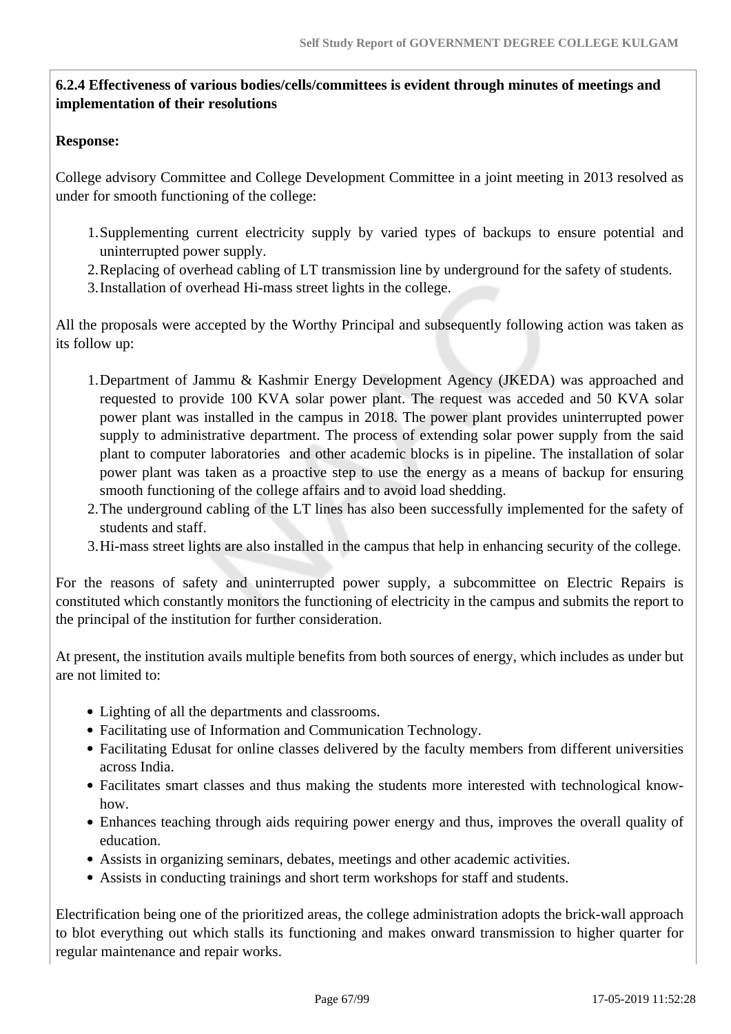**6.2.4 Effectiveness of various bodies/cells/committees is evident through minutes of meetings and implementation of their resolutions**

**Response:**

College advisory Committee and College Development Committee in a joint meeting in 2013 resolved as under for smooth functioning of the college:

1. Supplementing current electricity supply by varied types of backups to ensure potential and uninterrupted power supply.
2. Replacing of overhead cabling of LT transmission line by underground for the safety of students.
3. Installation of overhead Hi-mass street lights in the college.

All the proposals were accepted by the Worthy Principal and subsequently following action was taken as its follow up:

1. Department of Jammu & Kashmir Energy Development Agency (JKEDA) was approached and requested to provide 100 KVA solar power plant. The request was acceded and 50 KVA solar power plant was installed in the campus in 2018. The power plant provides uninterrupted power supply to administrative department. The process of extending solar power supply from the said plant to computer laboratories and other academic blocks is in pipeline. The installation of solar power plant was taken as a proactive step to use the energy as a means of backup for ensuring smooth functioning of the college affairs and to avoid load shedding.
2. The underground cabling of the LT lines has also been successfully implemented for the safety of students and staff.
3. Hi-mass street lights are also installed in the campus that help in enhancing security of the college.

For the reasons of safety and uninterrupted power supply, a subcommittee on Electric Repairs is constituted which constantly monitors the functioning of electricity in the campus and submits the report to the principal of the institution for further consideration.

At present, the institution avails multiple benefits from both sources of energy, which includes as under but are not limited to:

- Lighting of all the departments and classrooms.
- Facilitating use of Information and Communication Technology.
- Facilitating Edusat for online classes delivered by the faculty members from different universities across India.
- Facilitates smart classes and thus making the students more interested with technological know-how.
- Enhances teaching through aids requiring power energy and thus, improves the overall quality of education.
- Assists in organizing seminars, debates, meetings and other academic activities.
- Assists in conducting trainings and short term workshops for staff and students.

Electrification being one of the prioritized areas, the college administration adopts the brick-wall approach to blot everything out which stalls its functioning and makes onward transmission to higher quarter for regular maintenance and repair works.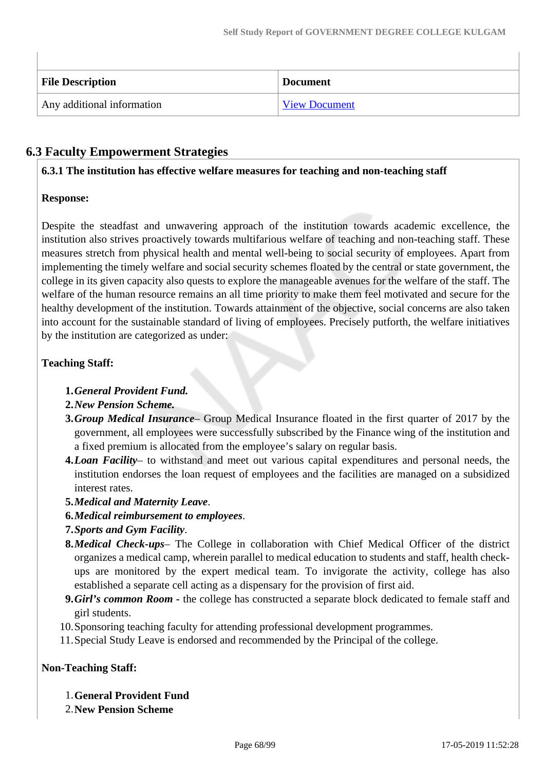| File Description | Document |
| --- | --- |
| Any additional information | View Document |

## 6.3 Faculty Empowerment Strategies

**6.3.1 The institution has effective welfare measures for teaching and non-teaching staff**

**Response:**

Despite the steadfast and unwavering approach of the institution towards academic excellence, the institution also strives proactively towards multifarious welfare of teaching and non-teaching staff. These measures stretch from physical health and mental well-being to social security of employees. Apart from implementing the timely welfare and social security schemes floated by the central or state government, the college in its given capacity also quests to explore the manageable avenues for the welfare of the staff. The welfare of the human resource remains an all time priority to make them feel motivated and secure for the healthy development of the institution. Towards attainment of the objective, social concerns are also taken into account for the sustainable standard of living of employees. Precisely putforth, the welfare initiatives by the institution are categorized as under:

**Teaching Staff:**

1. ***General Provident Fund.***
2. ***New Pension Scheme.***
3. ***Group Medical Insurance***– Group Medical Insurance floated in the first quarter of 2017 by the government, all employees were successfully subscribed by the Finance wing of the institution and a fixed premium is allocated from the employee's salary on regular basis.
4. ***Loan Facility***– to withstand and meet out various capital expenditures and personal needs, the institution endorses the loan request of employees and the facilities are managed on a subsidized interest rates.
5. ***Medical and Maternity Leave***.
6. ***Medical reimbursement to employees***.
7. ***Sports and Gym Facility***.
8. ***Medical Check-ups***– The College in collaboration with Chief Medical Officer of the district organizes a medical camp, wherein parallel to medical education to students and staff, health check-ups are monitored by the expert medical team. To invigorate the activity, college has also established a separate cell acting as a dispensary for the provision of first aid.
9. ***Girl's common Room -*** the college has constructed a separate block dedicated to female staff and girl students.
10. Sponsoring teaching faculty for attending professional development programmes.
11. Special Study Leave is endorsed and recommended by the Principal of the college.

**Non-Teaching Staff:**

1. **General Provident Fund**
2. **New Pension Scheme**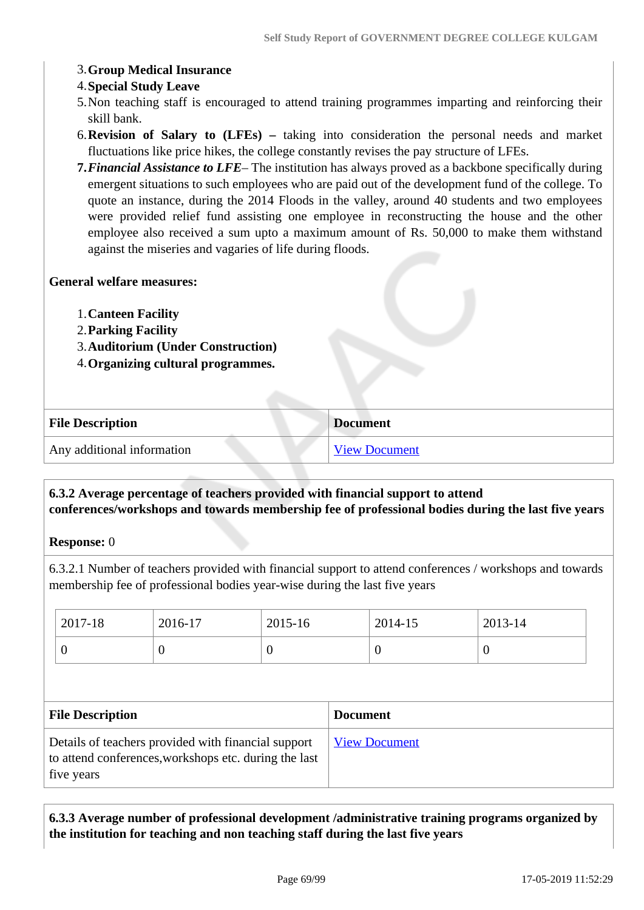3. **Group Medical Insurance**
4. **Special Study Leave**
5. Non teaching staff is encouraged to attend training programmes imparting and reinforcing their skill bank.
6. **Revision of Salary to (LFEs) –** taking into consideration the personal needs and market fluctuations like price hikes, the college constantly revises the pay structure of LFEs.
7. ***Financial Assistance to LFE***– The institution has always proved as a backbone specifically during emergent situations to such employees who are paid out of the development fund of the college. To quote an instance, during the 2014 Floods in the valley, around 40 students and two employees were provided relief fund assisting one employee in reconstructing the house and the other employee also received a sum upto a maximum amount of Rs. 50,000 to make them withstand against the miseries and vagaries of life during floods.

**General welfare measures:**

1. **Canteen Facility**
2. **Parking Facility**
3. **Auditorium (Under Construction)**
4. **Organizing cultural programmes.**

| File Description | Document |
|---|---|
| Any additional information | View Document |

**6.3.2 Average percentage of teachers provided with financial support to attend conferences/workshops and towards membership fee of professional bodies during the last five years**

**Response:** 0

6.3.2.1 Number of teachers provided with financial support to attend conferences / workshops and towards membership fee of professional bodies year-wise during the last five years

| 2017-18 | 2016-17 | 2015-16 | 2014-15 | 2013-14 |
|---|---|---|---|---|
| 0 | 0 | 0 | 0 | 0 |

| File Description | Document |
|---|---|
| Details of teachers provided with financial support to attend conferences,workshops etc. during the last five years | View Document |

**6.3.3 Average number of professional development /administrative training programs organized by the institution for teaching and non teaching staff during the last five years**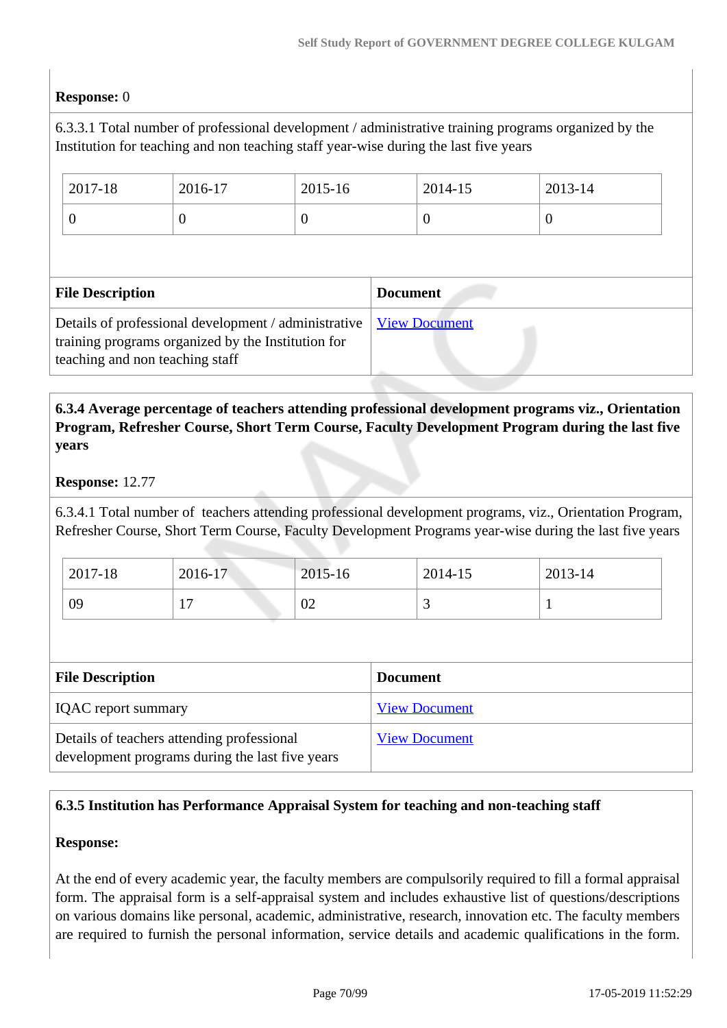**Response:** 0

6.3.3.1 Total number of professional development / administrative training programs organized by the Institution for teaching and non teaching staff year-wise during the last five years

| 2017-18 | 2016-17 | 2015-16 | 2014-15 | 2013-14 |
|---|---|---|---|---|
| 0 | 0 | 0 | 0 | 0 |

| File Description | Document |
|---|---|
| Details of professional development / administrative training programs organized by the Institution for teaching and non teaching staff | View Document |

**6.3.4 Average percentage of teachers attending professional development programs viz., Orientation Program, Refresher Course, Short Term Course, Faculty Development Program during the last five years**

**Response:** 12.77

6.3.4.1 Total number of teachers attending professional development programs, viz., Orientation Program, Refresher Course, Short Term Course, Faculty Development Programs year-wise during the last five years

| 2017-18 | 2016-17 | 2015-16 | 2014-15 | 2013-14 |
|---|---|---|---|---|
| 09 | 17 | 02 | 3 | 1 |

| File Description | Document |
|---|---|
| IQAC report summary | View Document |
| Details of teachers attending professional development programs during the last five years | View Document |

**6.3.5 Institution has Performance Appraisal System for teaching and non-teaching staff**

**Response:**

At the end of every academic year, the faculty members are compulsorily required to fill a formal appraisal form. The appraisal form is a self-appraisal system and includes exhaustive list of questions/descriptions on various domains like personal, academic, administrative, research, innovation etc. The faculty members are required to furnish the personal information, service details and academic qualifications in the form.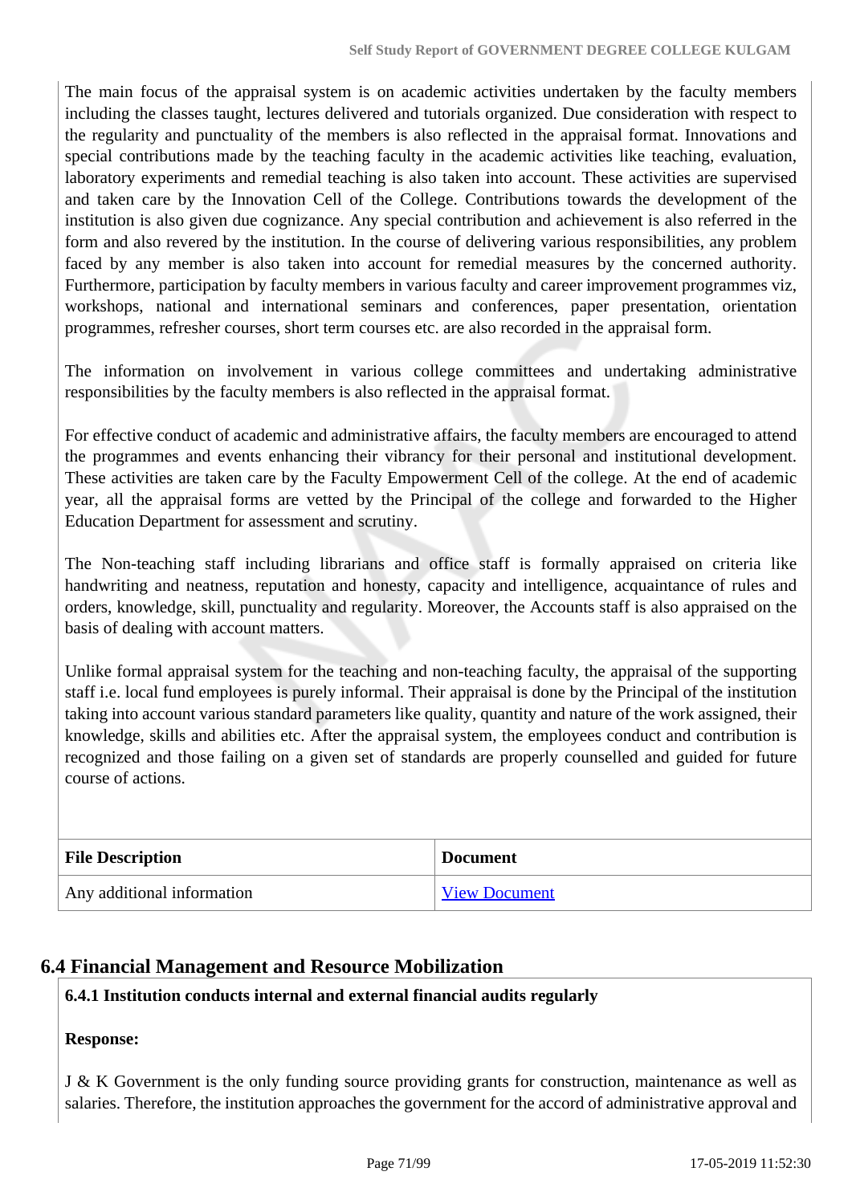The main focus of the appraisal system is on academic activities undertaken by the faculty members including the classes taught, lectures delivered and tutorials organized. Due consideration with respect to the regularity and punctuality of the members is also reflected in the appraisal format. Innovations and special contributions made by the teaching faculty in the academic activities like teaching, evaluation, laboratory experiments and remedial teaching is also taken into account. These activities are supervised and taken care by the Innovation Cell of the College. Contributions towards the development of the institution is also given due cognizance. Any special contribution and achievement is also referred in the form and also revered by the institution. In the course of delivering various responsibilities, any problem faced by any member is also taken into account for remedial measures by the concerned authority. Furthermore, participation by faculty members in various faculty and career improvement programmes viz, workshops, national and international seminars and conferences, paper presentation, orientation programmes, refresher courses, short term courses etc. are also recorded in the appraisal form.

The information on involvement in various college committees and undertaking administrative responsibilities by the faculty members is also reflected in the appraisal format.

For effective conduct of academic and administrative affairs, the faculty members are encouraged to attend the programmes and events enhancing their vibrancy for their personal and institutional development. These activities are taken care by the Faculty Empowerment Cell of the college. At the end of academic year, all the appraisal forms are vetted by the Principal of the college and forwarded to the Higher Education Department for assessment and scrutiny.

The Non-teaching staff including librarians and office staff is formally appraised on criteria like handwriting and neatness, reputation and honesty, capacity and intelligence, acquaintance of rules and orders, knowledge, skill, punctuality and regularity. Moreover, the Accounts staff is also appraised on the basis of dealing with account matters.

Unlike formal appraisal system for the teaching and non-teaching faculty, the appraisal of the supporting staff i.e. local fund employees is purely informal. Their appraisal is done by the Principal of the institution taking into account various standard parameters like quality, quantity and nature of the work assigned, their knowledge, skills and abilities etc. After the appraisal system, the employees conduct and contribution is recognized and those failing on a given set of standards are properly counselled and guided for future course of actions.

| File Description | Document |
|---|---|
| Any additional information | View Document |

## 6.4 Financial Management and Resource Mobilization

**6.4.1 Institution conducts internal and external financial audits regularly**

**Response:**

J & K Government is the only funding source providing grants for construction, maintenance as well as salaries. Therefore, the institution approaches the government for the accord of administrative approval and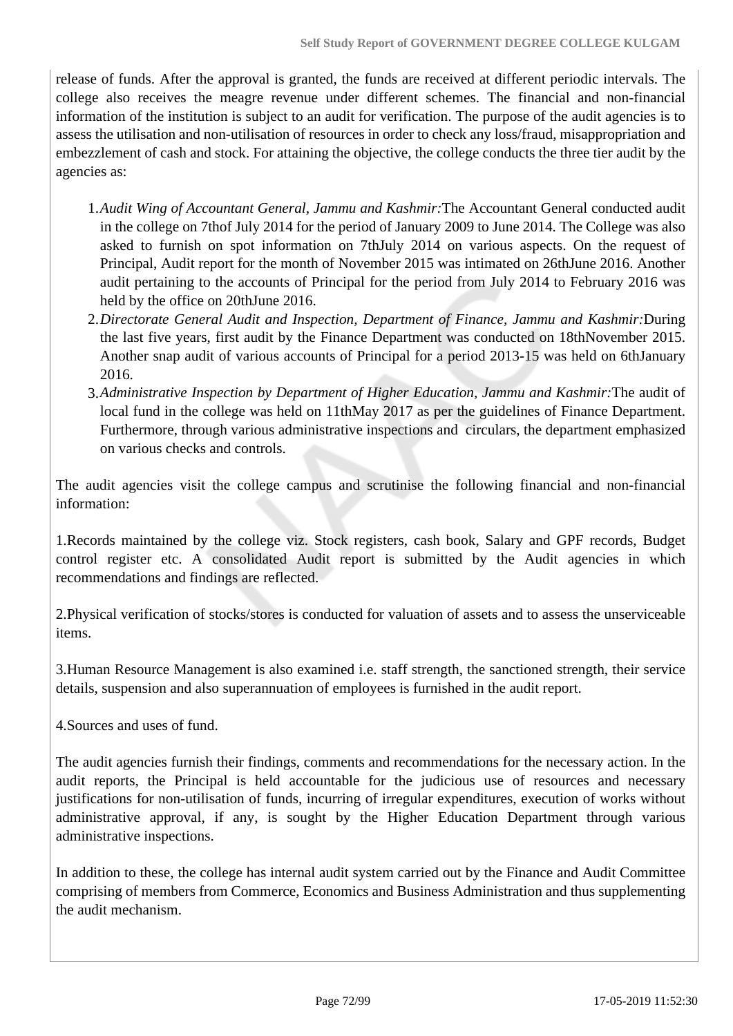release of funds. After the approval is granted, the funds are received at different periodic intervals. The college also receives the meagre revenue under different schemes. The financial and non-financial information of the institution is subject to an audit for verification. The purpose of the audit agencies is to assess the utilisation and non-utilisation of resources in order to check any loss/fraud, misappropriation and embezzlement of cash and stock. For attaining the objective, the college conducts the three tier audit by the agencies as:

1. *Audit Wing of Accountant General, Jammu and Kashmir:*The Accountant General conducted audit in the college on 7thof July 2014 for the period of January 2009 to June 2014. The College was also asked to furnish on spot information on 7thJuly 2014 on various aspects. On the request of Principal, Audit report for the month of November 2015 was intimated on 26thJune 2016. Another audit pertaining to the accounts of Principal for the period from July 2014 to February 2016 was held by the office on 20thJune 2016.
2. *Directorate General Audit and Inspection, Department of Finance, Jammu and Kashmir:*During the last five years, first audit by the Finance Department was conducted on 18thNovember 2015. Another snap audit of various accounts of Principal for a period 2013-15 was held on 6thJanuary 2016.
3. *Administrative Inspection by Department of Higher Education, Jammu and Kashmir:*The audit of local fund in the college was held on 11thMay 2017 as per the guidelines of Finance Department. Furthermore, through various administrative inspections and circulars, the department emphasized on various checks and controls.

The audit agencies visit the college campus and scrutinise the following financial and non-financial information:

1.Records maintained by the college viz. Stock registers, cash book, Salary and GPF records, Budget control register etc. A consolidated Audit report is submitted by the Audit agencies in which recommendations and findings are reflected.

2.Physical verification of stocks/stores is conducted for valuation of assets and to assess the unserviceable items.

3.Human Resource Management is also examined i.e. staff strength, the sanctioned strength, their service details, suspension and also superannuation of employees is furnished in the audit report.

4.Sources and uses of fund.

The audit agencies furnish their findings, comments and recommendations for the necessary action. In the audit reports, the Principal is held accountable for the judicious use of resources and necessary justifications for non-utilisation of funds, incurring of irregular expenditures, execution of works without administrative approval, if any, is sought by the Higher Education Department through various administrative inspections.

In addition to these, the college has internal audit system carried out by the Finance and Audit Committee comprising of members from Commerce, Economics and Business Administration and thus supplementing the audit mechanism.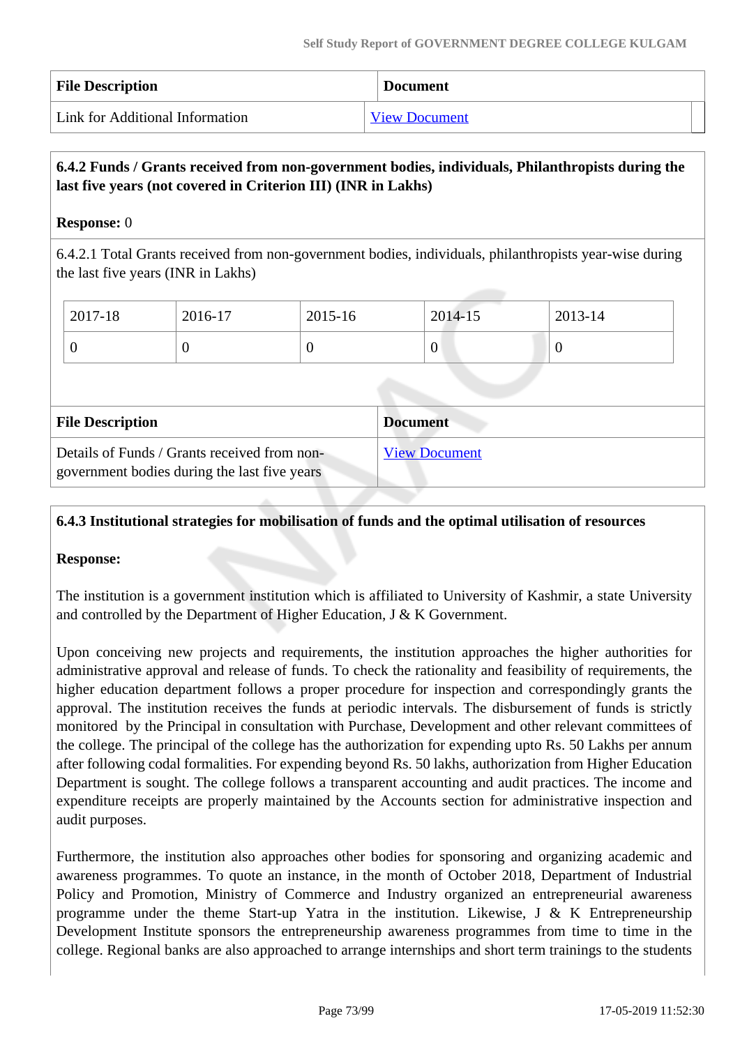| File Description | Document |
|---|---|
| Link for Additional Information | View Document |

**6.4.2 Funds / Grants received from non-government bodies, individuals, Philanthropists during the last five years (not covered in Criterion III) (INR in Lakhs)**

**Response:** 0

6.4.2.1 Total Grants received from non-government bodies, individuals, philanthropists year-wise during the last five years (INR in Lakhs)

| 2017-18 | 2016-17 | 2015-16 | 2014-15 | 2013-14 |
|---|---|---|---|---|
| 0 | 0 | 0 | 0 | 0 |

| File Description | Document |
|---|---|
| Details of Funds / Grants received from non-government bodies during the last five years | View Document |

**6.4.3 Institutional strategies for mobilisation of funds and the optimal utilisation of resources**

**Response:**

The institution is a government institution which is affiliated to University of Kashmir, a state University and controlled by the Department of Higher Education, J & K Government.

Upon conceiving new projects and requirements, the institution approaches the higher authorities for administrative approval and release of funds. To check the rationality and feasibility of requirements, the higher education department follows a proper procedure for inspection and correspondingly grants the approval. The institution receives the funds at periodic intervals. The disbursement of funds is strictly monitored by the Principal in consultation with Purchase, Development and other relevant committees of the college. The principal of the college has the authorization for expending upto Rs. 50 Lakhs per annum after following codal formalities. For expending beyond Rs. 50 lakhs, authorization from Higher Education Department is sought. The college follows a transparent accounting and audit practices. The income and expenditure receipts are properly maintained by the Accounts section for administrative inspection and audit purposes.

Furthermore, the institution also approaches other bodies for sponsoring and organizing academic and awareness programmes. To quote an instance, in the month of October 2018, Department of Industrial Policy and Promotion, Ministry of Commerce and Industry organized an entrepreneurial awareness programme under the theme Start-up Yatra in the institution. Likewise, J & K Entrepreneurship Development Institute sponsors the entrepreneurship awareness programmes from time to time in the college. Regional banks are also approached to arrange internships and short term trainings to the students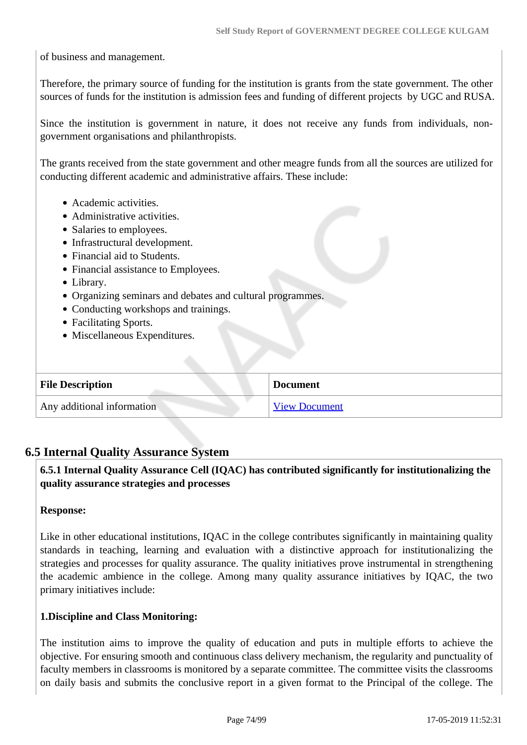of business and management.

Therefore, the primary source of funding for the institution is grants from the state government. The other sources of funds for the institution is admission fees and funding of different projects by UGC and RUSA.

Since the institution is government in nature, it does not receive any funds from individuals, non-government organisations and philanthropists.

The grants received from the state government and other meagre funds from all the sources are utilized for conducting different academic and administrative affairs. These include:

- Academic activities.
- Administrative activities.
- Salaries to employees.
- Infrastructural development.
- Financial aid to Students.
- Financial assistance to Employees.
- Library.
- Organizing seminars and debates and cultural programmes.
- Conducting workshops and trainings.
- Facilitating Sports.
- Miscellaneous Expenditures.

| File Description | Document |
|---|---|
| Any additional information | View Document |

## 6.5 Internal Quality Assurance System

**6.5.1 Internal Quality Assurance Cell (IQAC) has contributed significantly for institutionalizing the quality assurance strategies and processes**

**Response:**

Like in other educational institutions, IQAC in the college contributes significantly in maintaining quality standards in teaching, learning and evaluation with a distinctive approach for institutionalizing the strategies and processes for quality assurance. The quality initiatives prove instrumental in strengthening the academic ambience in the college. Among many quality assurance initiatives by IQAC, the two primary initiatives include:

**1.Discipline and Class Monitoring:**

The institution aims to improve the quality of education and puts in multiple efforts to achieve the objective. For ensuring smooth and continuous class delivery mechanism, the regularity and punctuality of faculty members in classrooms is monitored by a separate committee. The committee visits the classrooms on daily basis and submits the conclusive report in a given format to the Principal of the college. The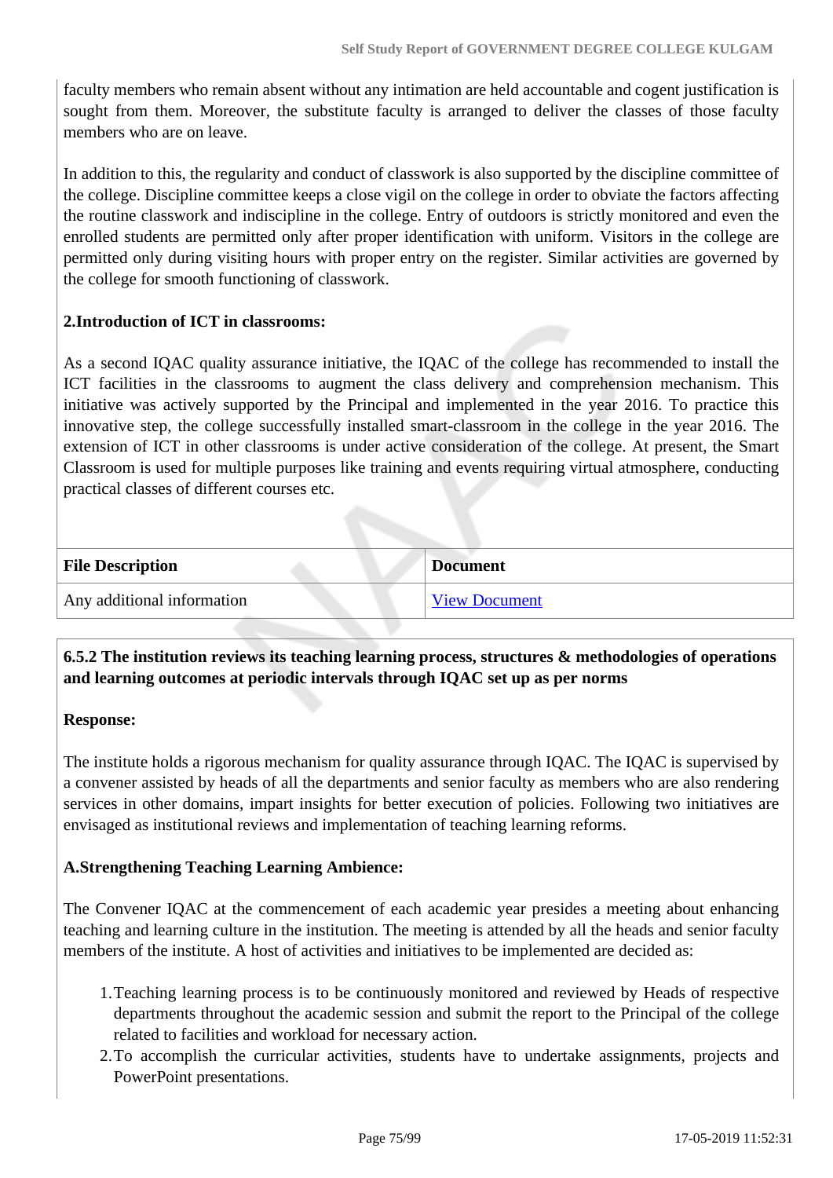faculty members who remain absent without any intimation are held accountable and cogent justification is sought from them. Moreover, the substitute faculty is arranged to deliver the classes of those faculty members who are on leave.

In addition to this, the regularity and conduct of classwork is also supported by the discipline committee of the college. Discipline committee keeps a close vigil on the college in order to obviate the factors affecting the routine classwork and indiscipline in the college. Entry of outdoors is strictly monitored and even the enrolled students are permitted only after proper identification with uniform. Visitors in the college are permitted only during visiting hours with proper entry on the register. Similar activities are governed by the college for smooth functioning of classwork.

**2.Introduction of ICT in classrooms:**

As a second IQAC quality assurance initiative, the IQAC of the college has recommended to install the ICT facilities in the classrooms to augment the class delivery and comprehension mechanism. This initiative was actively supported by the Principal and implemented in the year 2016. To practice this innovative step, the college successfully installed smart-classroom in the college in the year 2016. The extension of ICT in other classrooms is under active consideration of the college. At present, the Smart Classroom is used for multiple purposes like training and events requiring virtual atmosphere, conducting practical classes of different courses etc.

| File Description | Document |
|---|---|
| Any additional information | View Document |

**6.5.2 The institution reviews its teaching learning process, structures & methodologies of operations and learning outcomes at periodic intervals through IQAC set up as per norms**

**Response:**

The institute holds a rigorous mechanism for quality assurance through IQAC. The IQAC is supervised by a convener assisted by heads of all the departments and senior faculty as members who are also rendering services in other domains, impart insights for better execution of policies. Following two initiatives are envisaged as institutional reviews and implementation of teaching learning reforms.

**A.Strengthening Teaching Learning Ambience:**

The Convener IQAC at the commencement of each academic year presides a meeting about enhancing teaching and learning culture in the institution. The meeting is attended by all the heads and senior faculty members of the institute. A host of activities and initiatives to be implemented are decided as:

1. Teaching learning process is to be continuously monitored and reviewed by Heads of respective departments throughout the academic session and submit the report to the Principal of the college related to facilities and workload for necessary action.
2. To accomplish the curricular activities, students have to undertake assignments, projects and PowerPoint presentations.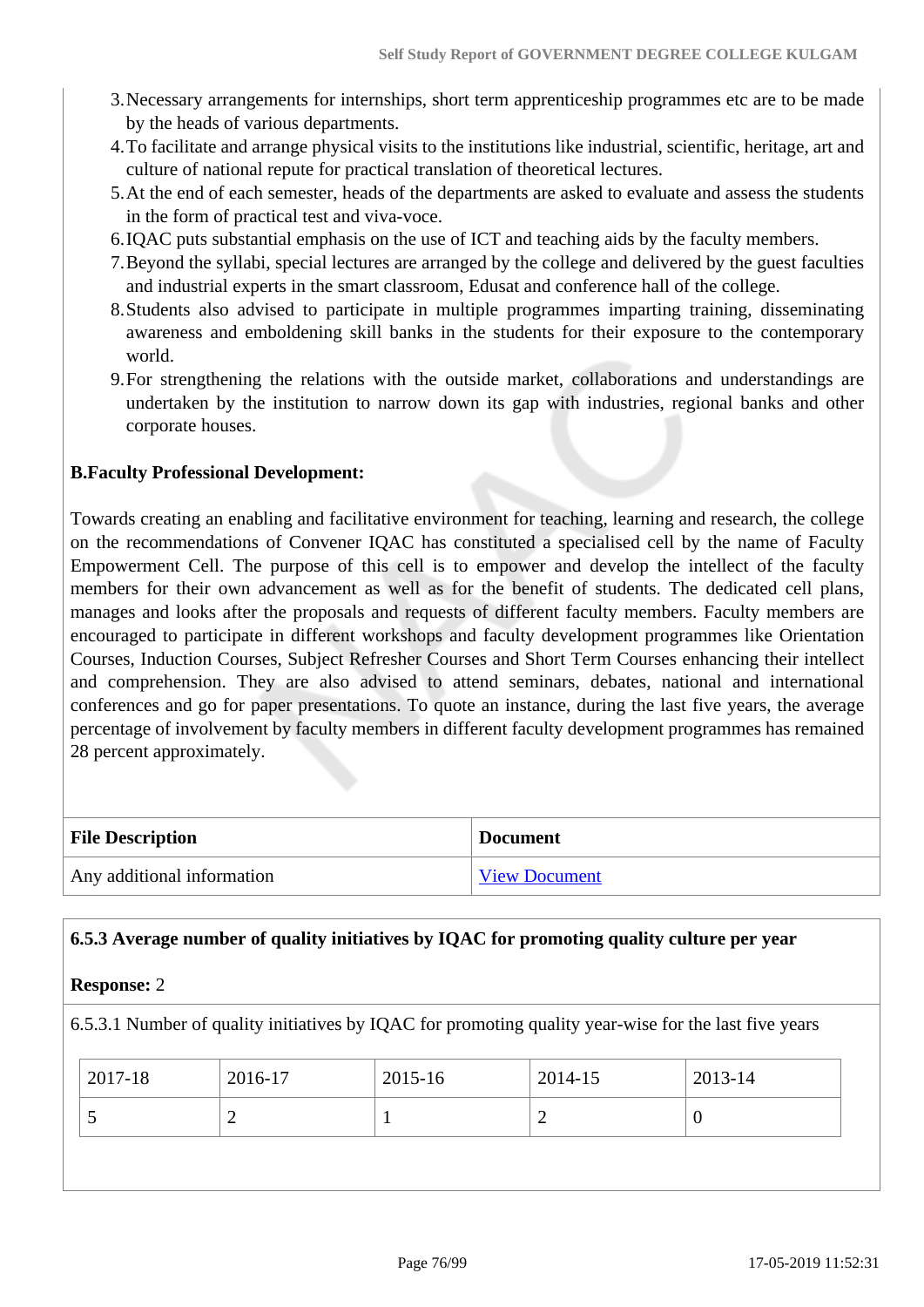3. Necessary arrangements for internships, short term apprenticeship programmes etc are to be made by the heads of various departments.
4. To facilitate and arrange physical visits to the institutions like industrial, scientific, heritage, art and culture of national repute for practical translation of theoretical lectures.
5. At the end of each semester, heads of the departments are asked to evaluate and assess the students in the form of practical test and viva-voce.
6. IQAC puts substantial emphasis on the use of ICT and teaching aids by the faculty members.
7. Beyond the syllabi, special lectures are arranged by the college and delivered by the guest faculties and industrial experts in the smart classroom, Edusat and conference hall of the college.
8. Students also advised to participate in multiple programmes imparting training, disseminating awareness and emboldening skill banks in the students for their exposure to the contemporary world.
9. For strengthening the relations with the outside market, collaborations and understandings are undertaken by the institution to narrow down its gap with industries, regional banks and other corporate houses.

**B.Faculty Professional Development:**

Towards creating an enabling and facilitative environment for teaching, learning and research, the college on the recommendations of Convener IQAC has constituted a specialised cell by the name of Faculty Empowerment Cell. The purpose of this cell is to empower and develop the intellect of the faculty members for their own advancement as well as for the benefit of students. The dedicated cell plans, manages and looks after the proposals and requests of different faculty members. Faculty members are encouraged to participate in different workshops and faculty development programmes like Orientation Courses, Induction Courses, Subject Refresher Courses and Short Term Courses enhancing their intellect and comprehension. They are also advised to attend seminars, debates, national and international conferences and go for paper presentations. To quote an instance, during the last five years, the average percentage of involvement by faculty members in different faculty development programmes has remained 28 percent approximately.

| File Description | Document |
| --- | --- |
| Any additional information | View Document |

**6.5.3 Average number of quality initiatives by IQAC for promoting quality culture per year**

**Response:** 2

6.5.3.1 Number of quality initiatives by IQAC for promoting quality year-wise for the last five years

| 2017-18 | 2016-17 | 2015-16 | 2014-15 | 2013-14 |
| --- | --- | --- | --- | --- |
| 5 | 2 | 1 | 2 | 0 |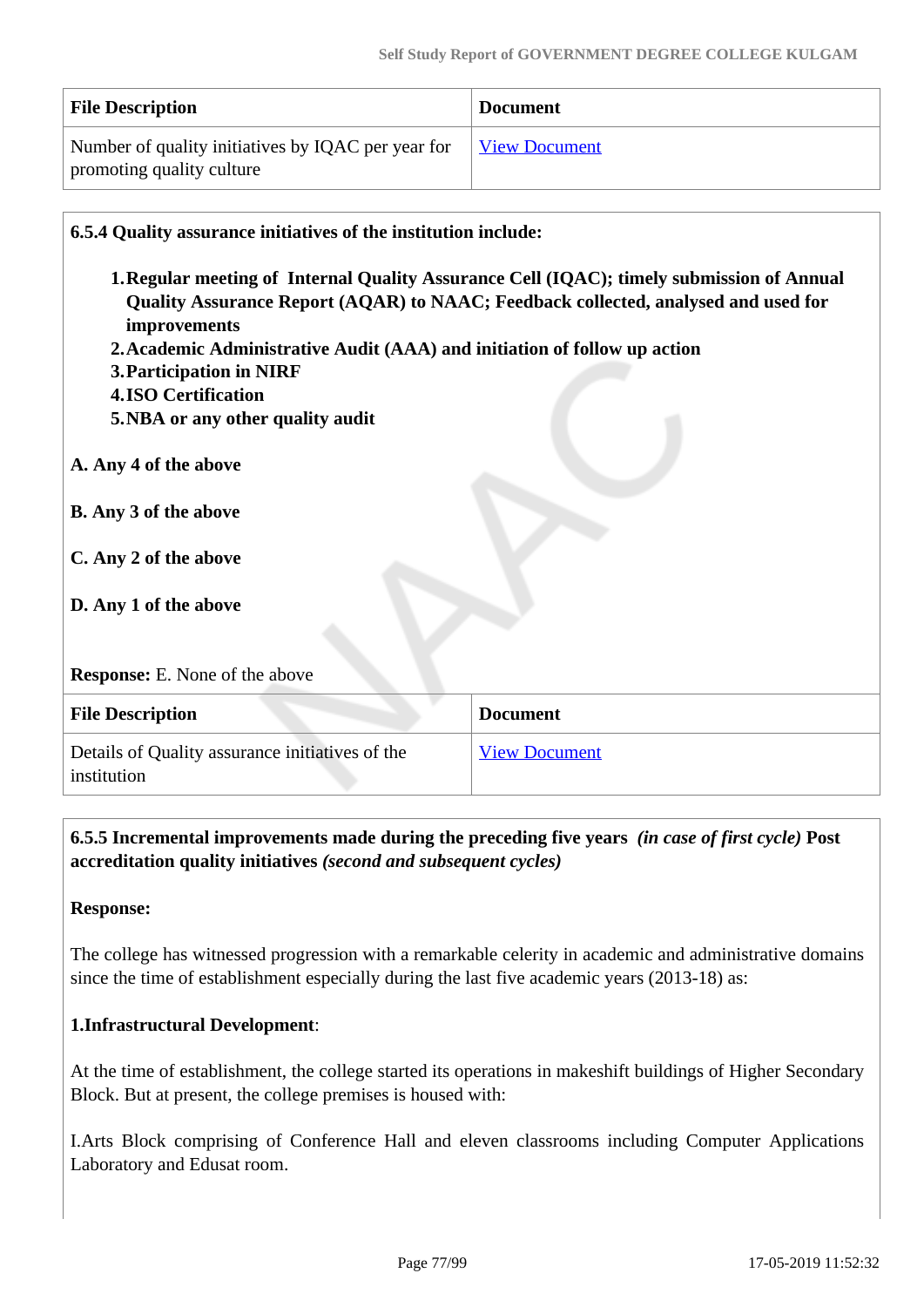| File Description | Document |
| --- | --- |
| Number of quality initiatives by IQAC per year for promoting quality culture | View Document |

**6.5.4 Quality assurance initiatives of the institution include:**

1. **Regular meeting of Internal Quality Assurance Cell (IQAC); timely submission of Annual Quality Assurance Report (AQAR) to NAAC; Feedback collected, analysed and used for improvements**
2. **Academic Administrative Audit (AAA) and initiation of follow up action**
3. **Participation in NIRF**
4. **ISO Certification**
5. **NBA or any other quality audit**

**A. Any 4 of the above**

**B. Any 3 of the above**

**C. Any 2 of the above**

**D. Any 1 of the above**

**Response:** E. None of the above

| File Description | Document |
| --- | --- |
| Details of Quality assurance initiatives of the institution | View Document |

**6.5.5 Incremental improvements made during the preceding five years** ***(in case of first cycle)*** **Post accreditation quality initiatives** ***(second and subsequent cycles)***

**Response:**

The college has witnessed progression with a remarkable celerity in academic and administrative domains since the time of establishment especially during the last five academic years (2013-18) as:

**1.Infrastructural Development**:

At the time of establishment, the college started its operations in makeshift buildings of Higher Secondary Block. But at present, the college premises is housed with:

I.Arts Block comprising of Conference Hall and eleven classrooms including Computer Applications Laboratory and Edusat room.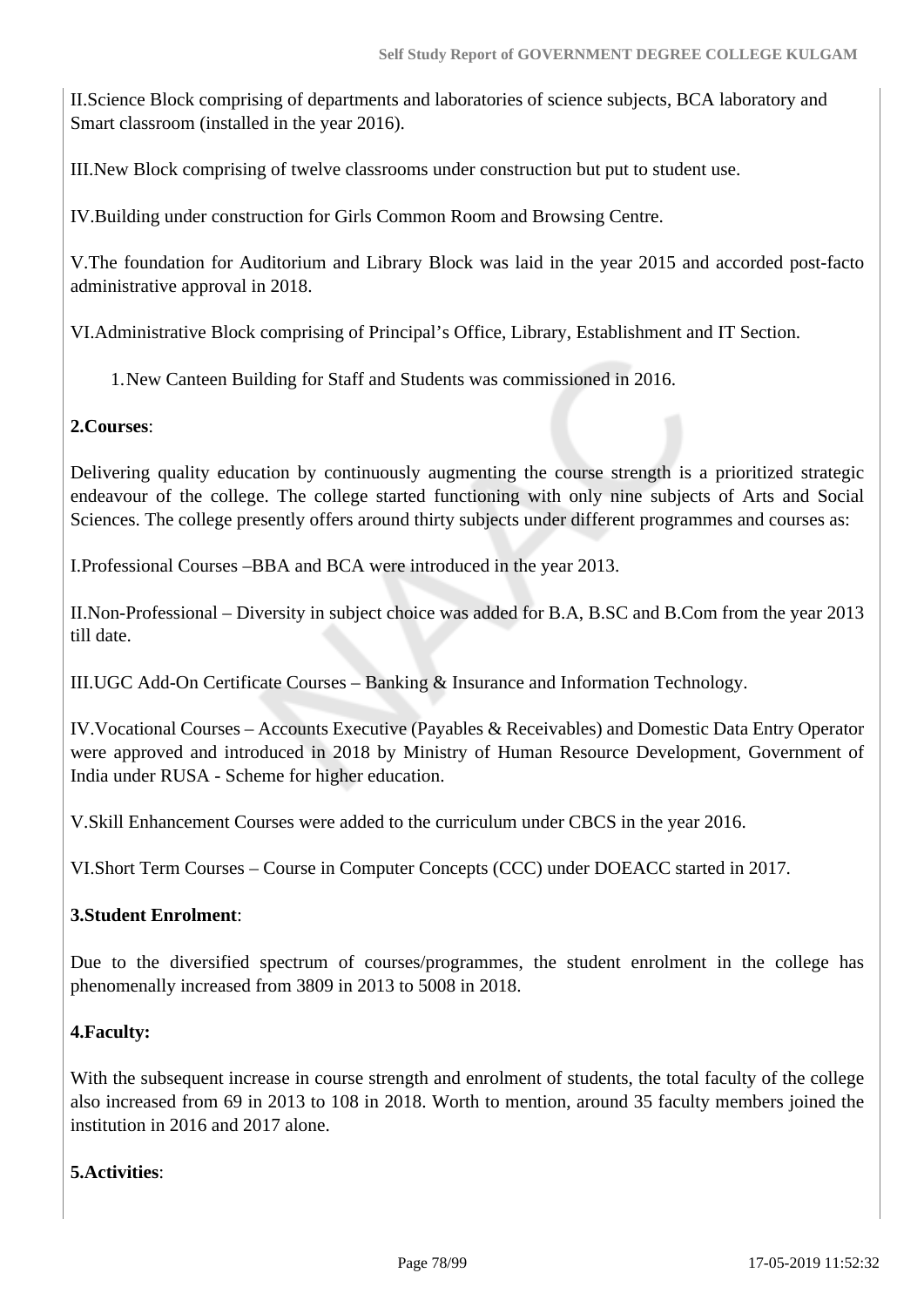II.Science Block comprising of departments and laboratories of science subjects, BCA laboratory and Smart classroom (installed in the year 2016).

III.New Block comprising of twelve classrooms under construction but put to student use.

IV.Building under construction for Girls Common Room and Browsing Centre.

V.The foundation for Auditorium and Library Block was laid in the year 2015 and accorded post-facto administrative approval in 2018.

VI.Administrative Block comprising of Principal's Office, Library, Establishment and IT Section.

1. New Canteen Building for Staff and Students was commissioned in 2016.

**2.Courses**:

Delivering quality education by continuously augmenting the course strength is a prioritized strategic endeavour of the college. The college started functioning with only nine subjects of Arts and Social Sciences. The college presently offers around thirty subjects under different programmes and courses as:

I.Professional Courses –BBA and BCA were introduced in the year 2013.

II.Non-Professional – Diversity in subject choice was added for B.A, B.SC and B.Com from the year 2013 till date.

III.UGC Add-On Certificate Courses – Banking & Insurance and Information Technology.

IV.Vocational Courses – Accounts Executive (Payables & Receivables) and Domestic Data Entry Operator were approved and introduced in 2018 by Ministry of Human Resource Development, Government of India under RUSA - Scheme for higher education.

V.Skill Enhancement Courses were added to the curriculum under CBCS in the year 2016.

VI.Short Term Courses – Course in Computer Concepts (CCC) under DOEACC started in 2017.

**3.Student Enrolment**:

Due to the diversified spectrum of courses/programmes, the student enrolment in the college has phenomenally increased from 3809 in 2013 to 5008 in 2018.

**4.Faculty:**

With the subsequent increase in course strength and enrolment of students, the total faculty of the college also increased from 69 in 2013 to 108 in 2018. Worth to mention, around 35 faculty members joined the institution in 2016 and 2017 alone.

**5.Activities**: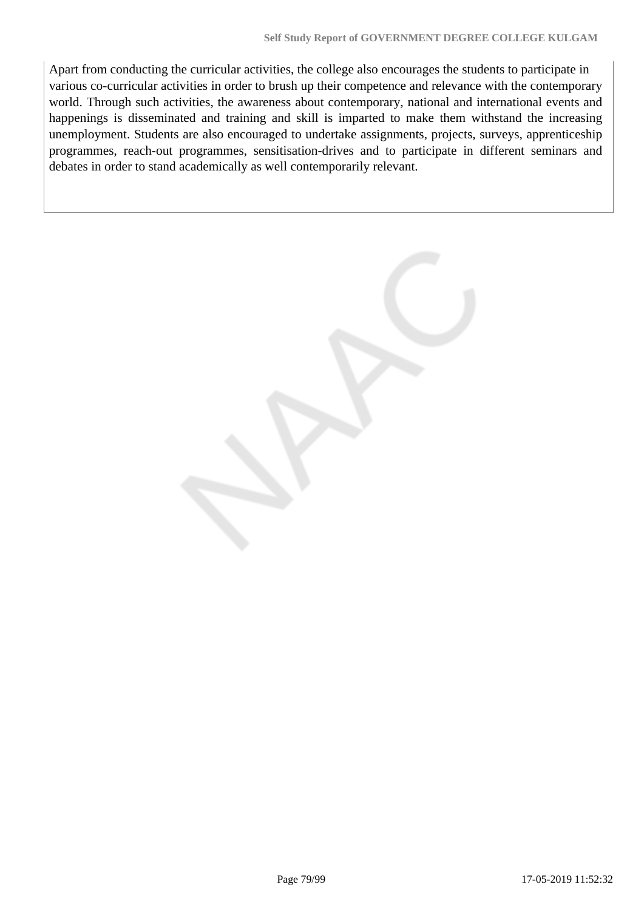Apart from conducting the curricular activities, the college also encourages the students to participate in various co-curricular activities in order to brush up their competence and relevance with the contemporary world. Through such activities, the awareness about contemporary, national and international events and happenings is disseminated and training and skill is imparted to make them withstand the increasing unemployment. Students are also encouraged to undertake assignments, projects, surveys, apprenticeship programmes, reach-out programmes, sensitisation-drives and to participate in different seminars and debates in order to stand academically as well contemporarily relevant.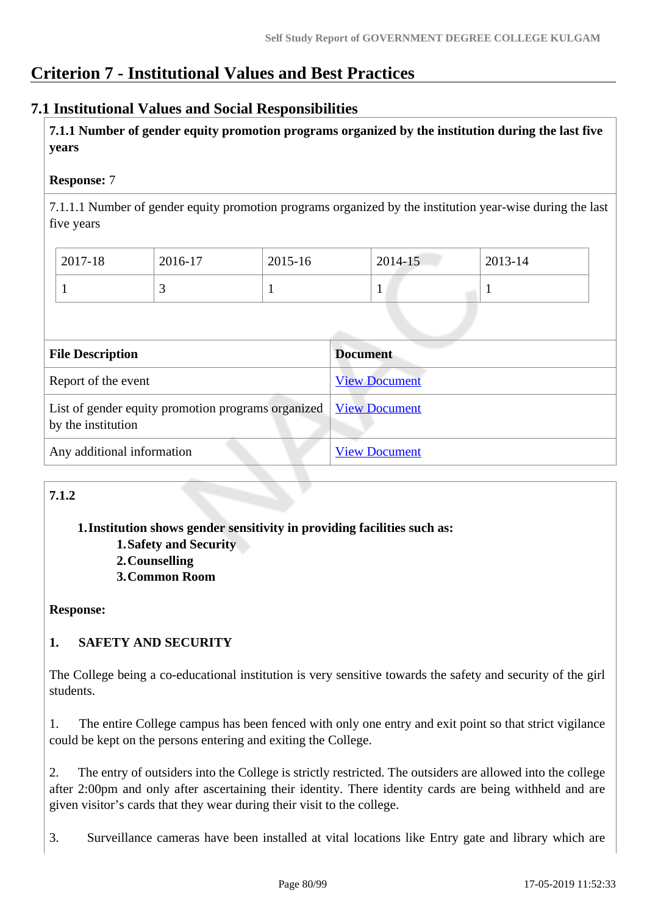# Criterion 7 - Institutional Values and Best Practices

## 7.1 Institutional Values and Social Responsibilities

**7.1.1 Number of gender equity promotion programs organized by the institution during the last five years**

**Response:** 7

7.1.1.1 Number of gender equity promotion programs organized by the institution year-wise during the last five years

| 2017-18 | 2016-17 | 2015-16 | 2014-15 | 2013-14 |
|---|---|---|---|---|
| 1 | 3 | 1 | 1 | 1 |

| File Description | Document |
|---|---|
| Report of the event | View Document |
| List of gender equity promotion programs organized by the institution | View Document |
| Any additional information | View Document |

**7.1.2**

1. **Institution shows gender sensitivity in providing facilities such as:**
   1. **Safety and Security**
   2. **Counselling**
   3. **Common Room**

**Response:**

**1. SAFETY AND SECURITY**

The College being a co-educational institution is very sensitive towards the safety and security of the girl students.

1. The entire College campus has been fenced with only one entry and exit point so that strict vigilance could be kept on the persons entering and exiting the College.

2. The entry of outsiders into the College is strictly restricted. The outsiders are allowed into the college after 2:00pm and only after ascertaining their identity. There identity cards are being withheld and are given visitor's cards that they wear during their visit to the college.

3. Surveillance cameras have been installed at vital locations like Entry gate and library which are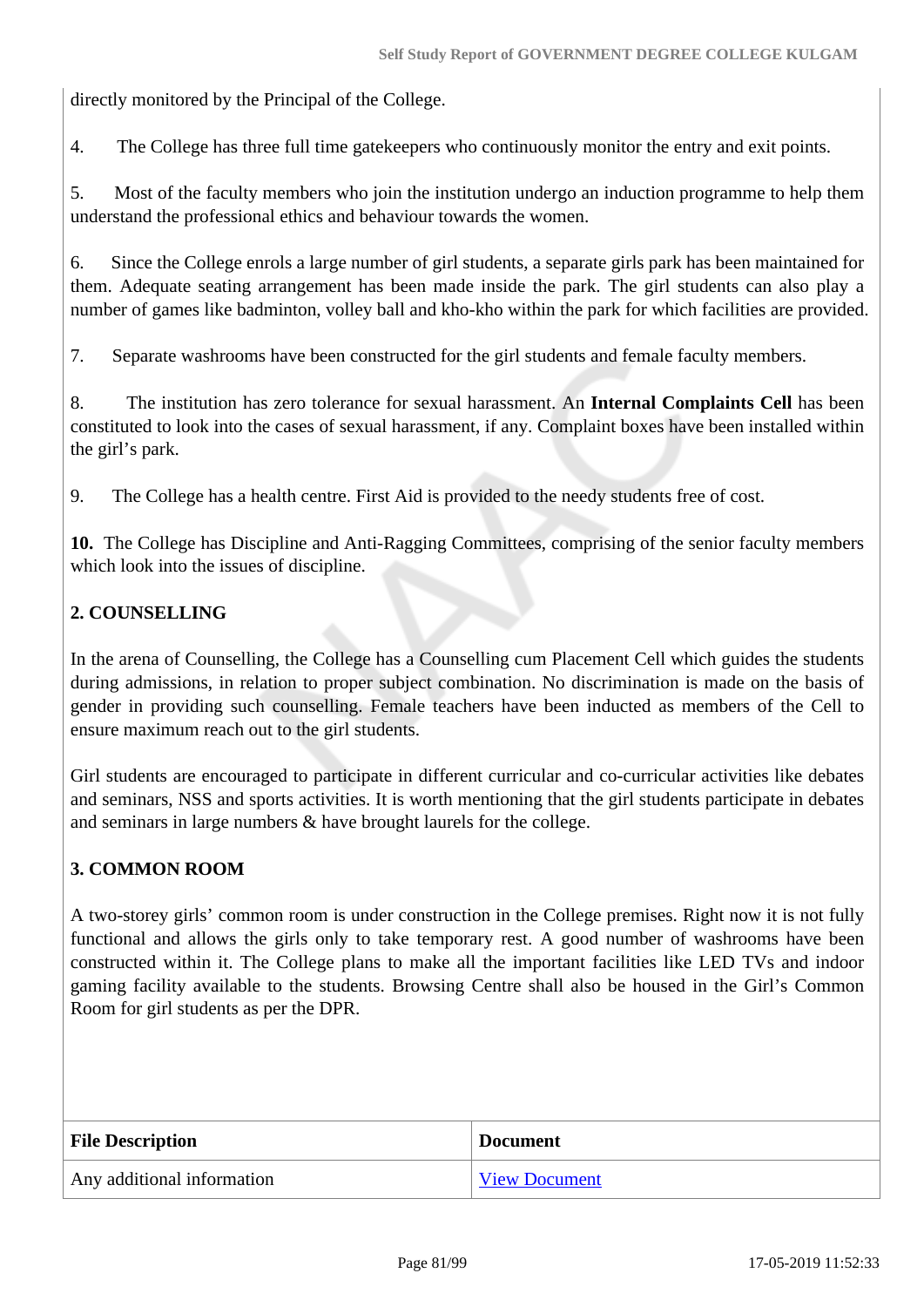directly monitored by the Principal of the College.

4. The College has three full time gatekeepers who continuously monitor the entry and exit points.

5. Most of the faculty members who join the institution undergo an induction programme to help them understand the professional ethics and behaviour towards the women.

6. Since the College enrols a large number of girl students, a separate girls park has been maintained for them. Adequate seating arrangement has been made inside the park. The girl students can also play a number of games like badminton, volley ball and kho-kho within the park for which facilities are provided.

7. Separate washrooms have been constructed for the girl students and female faculty members.

8. The institution has zero tolerance for sexual harassment. An **Internal Complaints Cell** has been constituted to look into the cases of sexual harassment, if any. Complaint boxes have been installed within the girl's park.

9. The College has a health centre. First Aid is provided to the needy students free of cost.

**10.** The College has Discipline and Anti-Ragging Committees, comprising of the senior faculty members which look into the issues of discipline.

**2. COUNSELLING**

In the arena of Counselling, the College has a Counselling cum Placement Cell which guides the students during admissions, in relation to proper subject combination. No discrimination is made on the basis of gender in providing such counselling. Female teachers have been inducted as members of the Cell to ensure maximum reach out to the girl students.

Girl students are encouraged to participate in different curricular and co-curricular activities like debates and seminars, NSS and sports activities. It is worth mentioning that the girl students participate in debates and seminars in large numbers & have brought laurels for the college.

**3. COMMON ROOM**

A two-storey girls' common room is under construction in the College premises. Right now it is not fully functional and allows the girls only to take temporary rest. A good number of washrooms have been constructed within it. The College plans to make all the important facilities like LED TVs and indoor gaming facility available to the students. Browsing Centre shall also be housed in the Girl's Common Room for girl students as per the DPR.

| File Description | Document |
| --- | --- |
| Any additional information | View Document |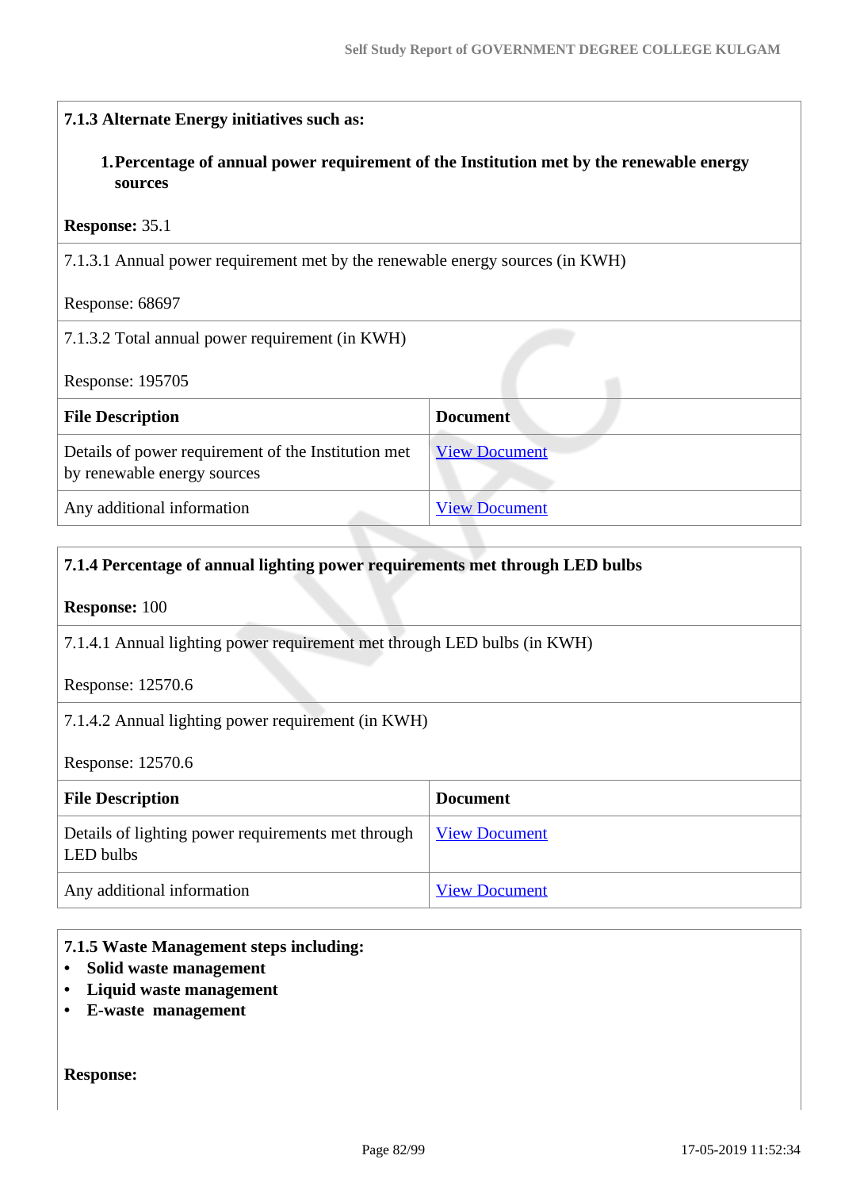**7.1.3 Alternate Energy initiatives such as:**

1. **Percentage of annual power requirement of the Institution met by the renewable energy sources**

**Response:** 35.1

7.1.3.1 Annual power requirement met by the renewable energy sources (in KWH)

Response: 68697

7.1.3.2 Total annual power requirement (in KWH)

Response: 195705

| File Description | Document |
|---|---|
| Details of power requirement of the Institution met by renewable energy sources | View Document |
| Any additional information | View Document |

**7.1.4 Percentage of annual lighting power requirements met through LED bulbs**

**Response:** 100

7.1.4.1 Annual lighting power requirement met through LED bulbs (in KWH)

Response: 12570.6

7.1.4.2 Annual lighting power requirement (in KWH)

Response: 12570.6

| File Description | Document |
|---|---|
| Details of lighting power requirements met through LED bulbs | View Document |
| Any additional information | View Document |

**7.1.5 Waste Management steps including:**

- **Solid waste management**
- **Liquid waste management**
- **E-waste management**

**Response:**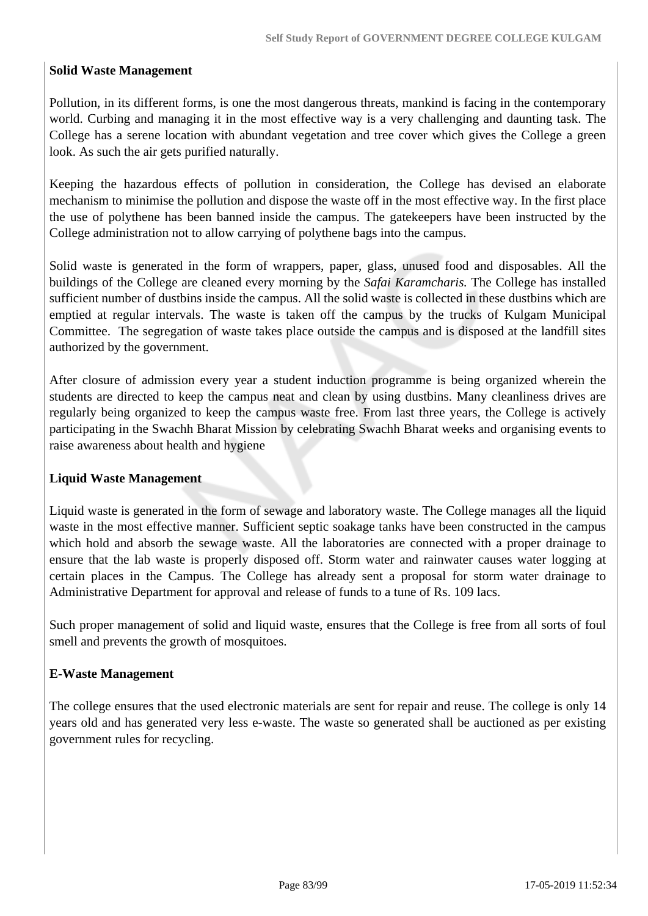**Solid Waste Management**

Pollution, in its different forms, is one the most dangerous threats, mankind is facing in the contemporary world. Curbing and managing it in the most effective way is a very challenging and daunting task. The College has a serene location with abundant vegetation and tree cover which gives the College a green look. As such the air gets purified naturally.

Keeping the hazardous effects of pollution in consideration, the College has devised an elaborate mechanism to minimise the pollution and dispose the waste off in the most effective way. In the first place the use of polythene has been banned inside the campus. The gatekeepers have been instructed by the College administration not to allow carrying of polythene bags into the campus.

Solid waste is generated in the form of wrappers, paper, glass, unused food and disposables. All the buildings of the College are cleaned every morning by the *Safai Karamcharis.* The College has installed sufficient number of dustbins inside the campus. All the solid waste is collected in these dustbins which are emptied at regular intervals. The waste is taken off the campus by the trucks of Kulgam Municipal Committee. The segregation of waste takes place outside the campus and is disposed at the landfill sites authorized by the government.

After closure of admission every year a student induction programme is being organized wherein the students are directed to keep the campus neat and clean by using dustbins. Many cleanliness drives are regularly being organized to keep the campus waste free. From last three years, the College is actively participating in the Swachh Bharat Mission by celebrating Swachh Bharat weeks and organising events to raise awareness about health and hygiene

**Liquid Waste Management**

Liquid waste is generated in the form of sewage and laboratory waste. The College manages all the liquid waste in the most effective manner. Sufficient septic soakage tanks have been constructed in the campus which hold and absorb the sewage waste. All the laboratories are connected with a proper drainage to ensure that the lab waste is properly disposed off. Storm water and rainwater causes water logging at certain places in the Campus. The College has already sent a proposal for storm water drainage to Administrative Department for approval and release of funds to a tune of Rs. 109 lacs.

Such proper management of solid and liquid waste, ensures that the College is free from all sorts of foul smell and prevents the growth of mosquitoes.

**E-Waste Management**

The college ensures that the used electronic materials are sent for repair and reuse. The college is only 14 years old and has generated very less e-waste. The waste so generated shall be auctioned as per existing government rules for recycling.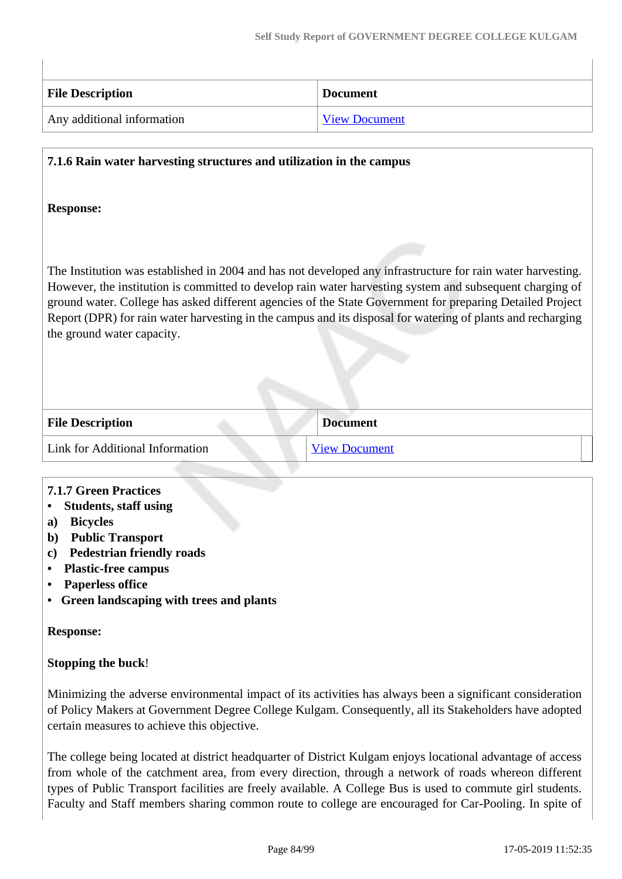| File Description | Document |
|---|---|
| Any additional information | View Document |

**7.1.6 Rain water harvesting structures and utilization in the campus**

**Response:**

The Institution was established in 2004 and has not developed any infrastructure for rain water harvesting. However, the institution is committed to develop rain water harvesting system and subsequent charging of ground water. College has asked different agencies of the State Government for preparing Detailed Project Report (DPR) for rain water harvesting in the campus and its disposal for watering of plants and recharging the ground water capacity.

| File Description | Document |
|---|---|
| Link for Additional Information | View Document |

**7.1.7 Green Practices**

- **Students, staff using**

**a) Bicycles**

**b) Public Transport**

**c) Pedestrian friendly roads**

- **Plastic-free campus**
- **Paperless office**
- **Green landscaping with trees and plants**

**Response:**

**Stopping the buck**!

Minimizing the adverse environmental impact of its activities has always been a significant consideration of Policy Makers at Government Degree College Kulgam. Consequently, all its Stakeholders have adopted certain measures to achieve this objective.

The college being located at district headquarter of District Kulgam enjoys locational advantage of access from whole of the catchment area, from every direction, through a network of roads whereon different types of Public Transport facilities are freely available. A College Bus is used to commute girl students. Faculty and Staff members sharing common route to college are encouraged for Car-Pooling. In spite of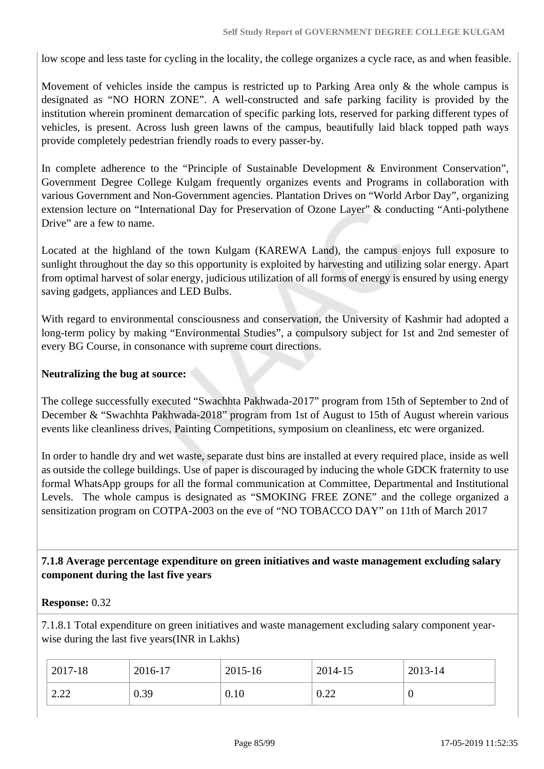low scope and less taste for cycling in the locality, the college organizes a cycle race, as and when feasible.

Movement of vehicles inside the campus is restricted up to Parking Area only & the whole campus is designated as "NO HORN ZONE". A well-constructed and safe parking facility is provided by the institution wherein prominent demarcation of specific parking lots, reserved for parking different types of vehicles, is present. Across lush green lawns of the campus, beautifully laid black topped path ways provide completely pedestrian friendly roads to every passer-by.

In complete adherence to the "Principle of Sustainable Development & Environment Conservation", Government Degree College Kulgam frequently organizes events and Programs in collaboration with various Government and Non-Government agencies. Plantation Drives on "World Arbor Day", organizing extension lecture on "International Day for Preservation of Ozone Layer" & conducting "Anti-polythene Drive" are a few to name.

Located at the highland of the town Kulgam (KAREWA Land), the campus enjoys full exposure to sunlight throughout the day so this opportunity is exploited by harvesting and utilizing solar energy. Apart from optimal harvest of solar energy, judicious utilization of all forms of energy is ensured by using energy saving gadgets, appliances and LED Bulbs.

With regard to environmental consciousness and conservation, the University of Kashmir had adopted a long-term policy by making "Environmental Studies", a compulsory subject for 1st and 2nd semester of every BG Course, in consonance with supreme court directions.

**Neutralizing the bug at source:**

The college successfully executed "Swachhta Pakhwada-2017" program from 15th of September to 2nd of December & "Swachhta Pakhwada-2018" program from 1st of August to 15th of August wherein various events like cleanliness drives, Painting Competitions, symposium on cleanliness, etc were organized.

In order to handle dry and wet waste, separate dust bins are installed at every required place, inside as well as outside the college buildings. Use of paper is discouraged by inducing the whole GDCK fraternity to use formal WhatsApp groups for all the formal communication at Committee, Departmental and Institutional Levels. The whole campus is designated as "SMOKING FREE ZONE" and the college organized a sensitization program on COTPA-2003 on the eve of "NO TOBACCO DAY" on 11th of March 2017

**7.1.8 Average percentage expenditure on green initiatives and waste management excluding salary component during the last five years**

**Response:** 0.32

7.1.8.1 Total expenditure on green initiatives and waste management excluding salary component year-wise during the last five years(INR in Lakhs)

| 2017-18 | 2016-17 | 2015-16 | 2014-15 | 2013-14 |
| --- | --- | --- | --- | --- |
| 2.22 | 0.39 | 0.10 | 0.22 | 0 |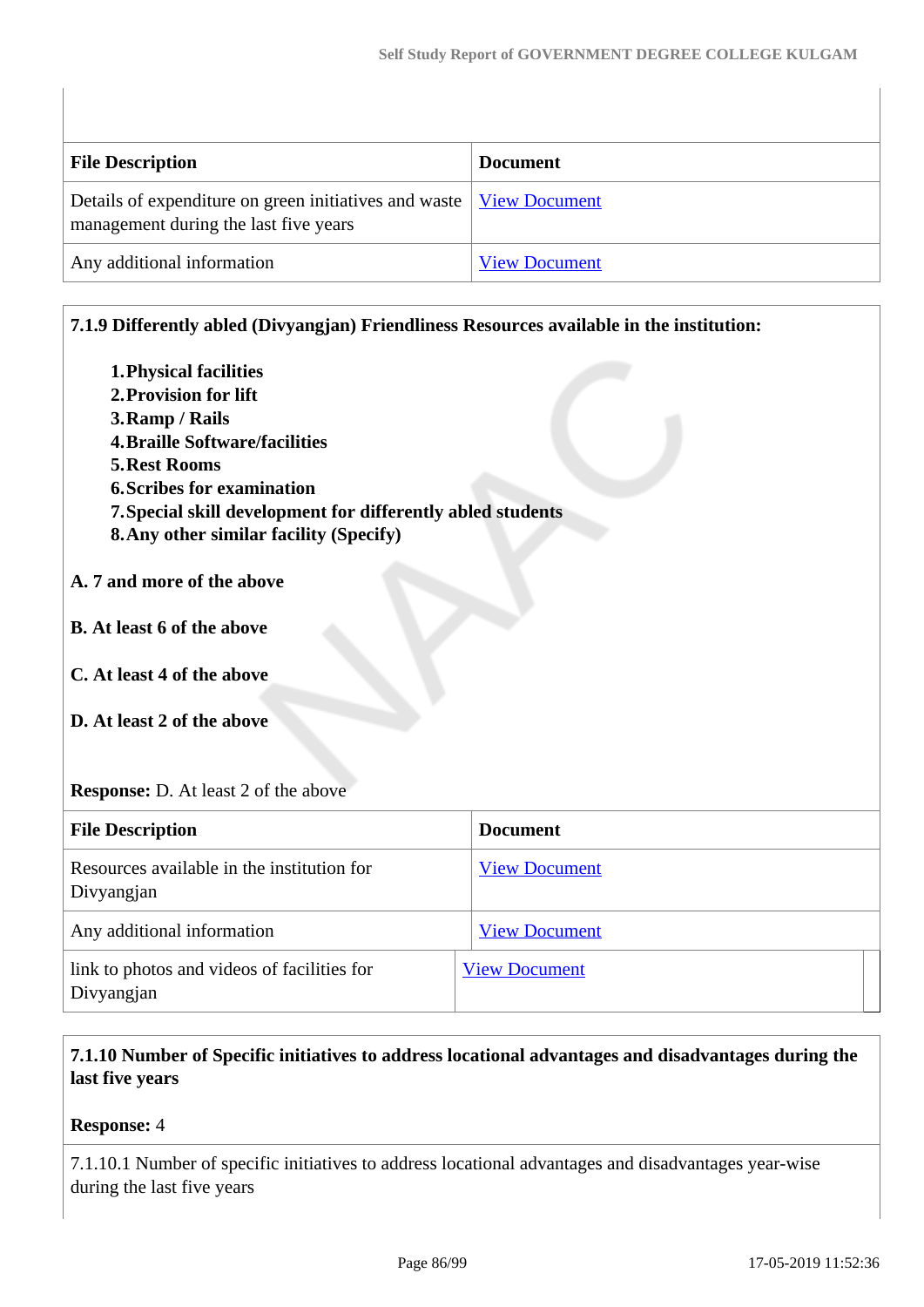| File Description | Document |
| --- | --- |
| Details of expenditure on green initiatives and waste management during the last five years | View Document |
| Any additional information | View Document |

**7.1.9 Differently abled (Divyangjan) Friendliness Resources available in the institution:**

1. **Physical facilities**
2. **Provision for lift**
3. **Ramp / Rails**
4. **Braille Software/facilities**
5. **Rest Rooms**
6. **Scribes for examination**
7. **Special skill development for differently abled students**
8. **Any other similar facility (Specify)**

**A. 7 and more of the above**

**B. At least 6 of the above**

**C. At least 4 of the above**

**D. At least 2 of the above**

**Response:** D. At least 2 of the above

| File Description | Document |
| --- | --- |
| Resources available in the institution for Divyangjan | View Document |
| Any additional information | View Document |
| link to photos and videos of facilities for Divyangjan | View Document |

**7.1.10 Number of Specific initiatives to address locational advantages and disadvantages during the last five years**

**Response:** 4

7.1.10.1 Number of specific initiatives to address locational advantages and disadvantages year-wise during the last five years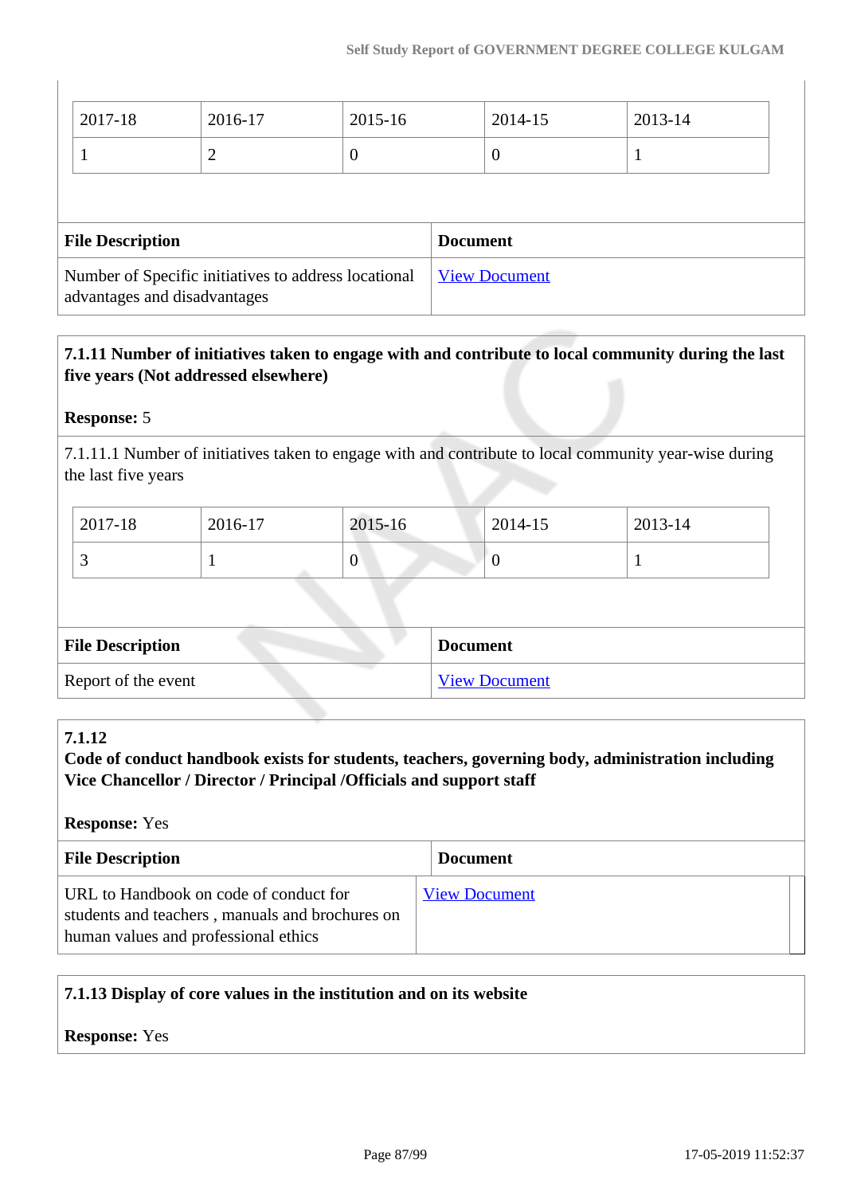| 2017-18 | 2016-17 | 2015-16 | 2014-15 | 2013-14 |
|---|---|---|---|---|
| 1 | 2 | 0 | 0 | 1 |

| File Description | Document |
|---|---|
| Number of Specific initiatives to address locational advantages and disadvantages | View Document |

**7.1.11 Number of initiatives taken to engage with and contribute to local community during the last five years (Not addressed elsewhere)**

**Response:** 5

7.1.11.1 Number of initiatives taken to engage with and contribute to local community year-wise during the last five years

| 2017-18 | 2016-17 | 2015-16 | 2014-15 | 2013-14 |
|---|---|---|---|---|
| 3 | 1 | 0 | 0 | 1 |

| File Description | Document |
|---|---|
| Report of the event | View Document |

**7.1.12**
**Code of conduct handbook exists for students, teachers, governing body, administration including Vice Chancellor / Director / Principal /Officials and support staff**

**Response:** Yes

| File Description | Document |
|---|---|
| URL to Handbook on code of conduct for students and teachers , manuals and brochures on human values and professional ethics | View Document |

**7.1.13 Display of core values in the institution and on its website**

**Response:** Yes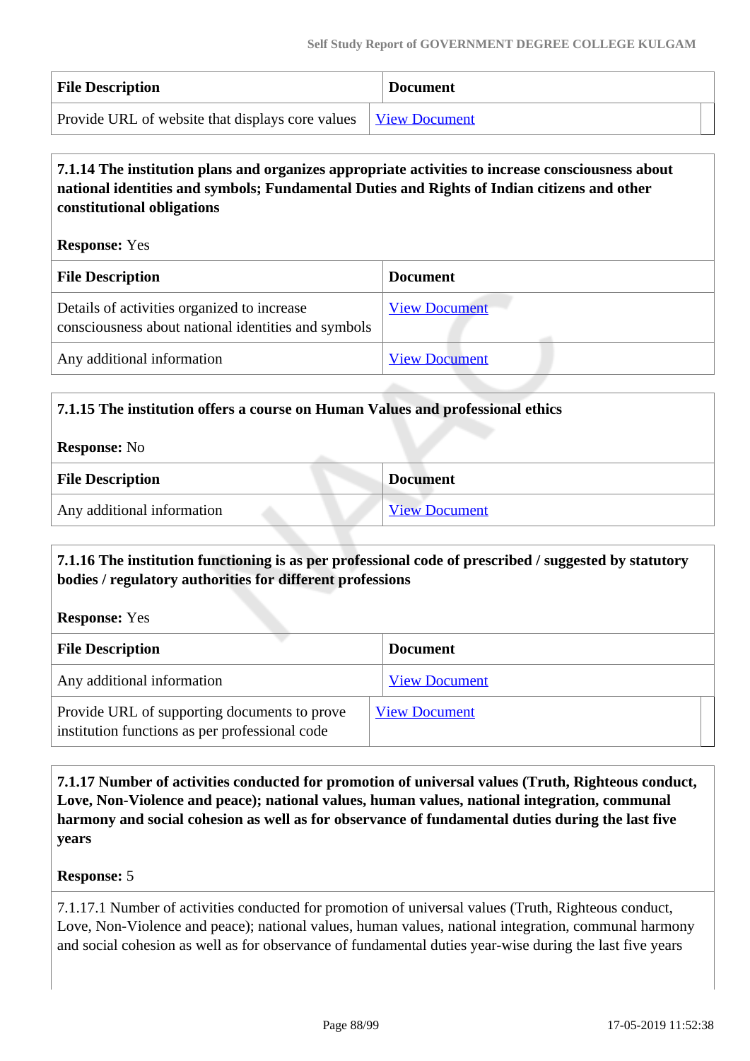| File Description | Document |
|---|---|
| Provide URL of website that displays core values | View Document |

**7.1.14 The institution plans and organizes appropriate activities to increase consciousness about national identities and symbols; Fundamental Duties and Rights of Indian citizens and other constitutional obligations**

**Response:** Yes

| File Description | Document |
|---|---|
| Details of activities organized to increase consciousness about national identities and symbols | View Document |
| Any additional information | View Document |

**7.1.15 The institution offers a course on Human Values and professional ethics**

**Response:** No

| File Description | Document |
|---|---|
| Any additional information | View Document |

**7.1.16 The institution functioning is as per professional code of prescribed / suggested by statutory bodies / regulatory authorities for different professions**

**Response:** Yes

| File Description | Document |
|---|---|
| Any additional information | View Document |
| Provide URL of supporting documents to prove institution functions as per professional code | View Document |

**7.1.17 Number of activities conducted for promotion of universal values (Truth, Righteous conduct, Love, Non-Violence and peace); national values, human values, national integration, communal harmony and social cohesion as well as for observance of fundamental duties during the last five years**

**Response:** 5

7.1.17.1 Number of activities conducted for promotion of universal values (Truth, Righteous conduct, Love, Non-Violence and peace); national values, human values, national integration, communal harmony and social cohesion as well as for observance of fundamental duties year-wise during the last five years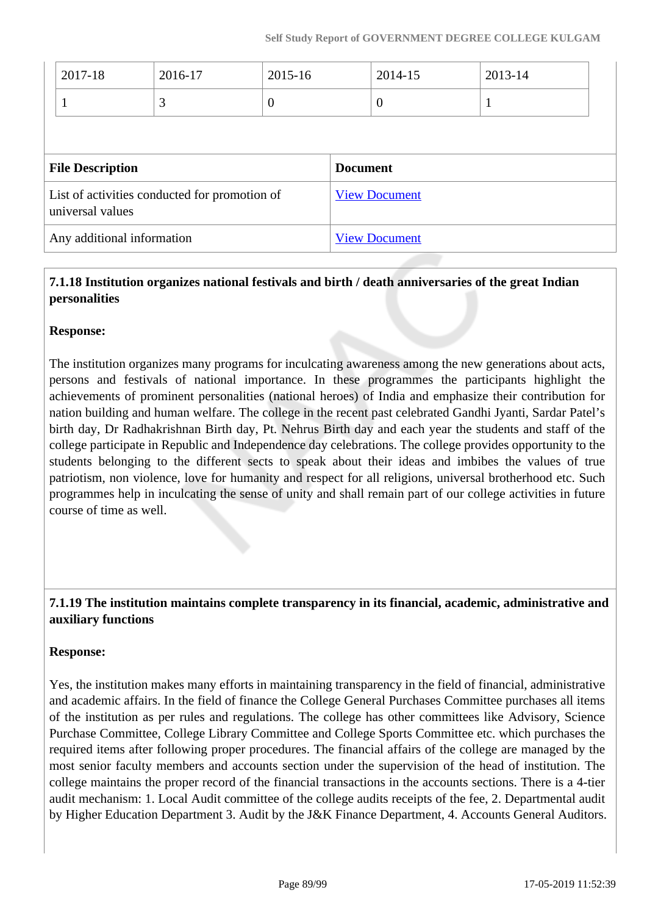| 2017-18 | 2016-17 | 2015-16 | 2014-15 | 2013-14 |
|---|---|---|---|---|
| 1 | 3 | 0 | 0 | 1 |

| File Description | Document |
|---|---|
| List of activities conducted for promotion of universal values | View Document |
| Any additional information | View Document |

**7.1.18 Institution organizes national festivals and birth / death anniversaries of the great Indian personalities**

**Response:**

The institution organizes many programs for inculcating awareness among the new generations about acts, persons and festivals of national importance. In these programmes the participants highlight the achievements of prominent personalities (national heroes) of India and emphasize their contribution for nation building and human welfare. The college in the recent past celebrated Gandhi Jyanti, Sardar Patel's birth day, Dr Radhakrishnan Birth day, Pt. Nehrus Birth day and each year the students and staff of the college participate in Republic and Independence day celebrations. The college provides opportunity to the students belonging to the different sects to speak about their ideas and imbibes the values of true patriotism, non violence, love for humanity and respect for all religions, universal brotherhood etc. Such programmes help in inculcating the sense of unity and shall remain part of our college activities in future course of time as well.

**7.1.19 The institution maintains complete transparency in its financial, academic, administrative and auxiliary functions**

**Response:**

Yes, the institution makes many efforts in maintaining transparency in the field of financial, administrative and academic affairs. In the field of finance the College General Purchases Committee purchases all items of the institution as per rules and regulations. The college has other committees like Advisory, Science Purchase Committee, College Library Committee and College Sports Committee etc. which purchases the required items after following proper procedures. The financial affairs of the college are managed by the most senior faculty members and accounts section under the supervision of the head of institution. The college maintains the proper record of the financial transactions in the accounts sections. There is a 4-tier audit mechanism: 1. Local Audit committee of the college audits receipts of the fee, 2. Departmental audit by Higher Education Department 3. Audit by the J&K Finance Department, 4. Accounts General Auditors.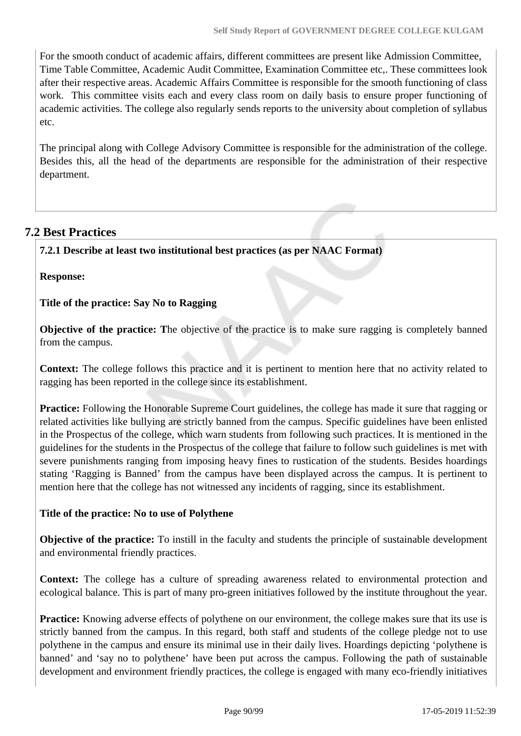For the smooth conduct of academic affairs, different committees are present like Admission Committee, Time Table Committee, Academic Audit Committee, Examination Committee etc,. These committees look after their respective areas. Academic Affairs Committee is responsible for the smooth functioning of class work. This committee visits each and every class room on daily basis to ensure proper functioning of academic activities. The college also regularly sends reports to the university about completion of syllabus etc.

The principal along with College Advisory Committee is responsible for the administration of the college. Besides this, all the head of the departments are responsible for the administration of their respective department.

## 7.2 Best Practices

**7.2.1 Describe at least two institutional best practices (as per NAAC Format)**

**Response:**

**Title of the practice: Say No to Ragging**

**Objective of the practice: T**he objective of the practice is to make sure ragging is completely banned from the campus.

**Context:** The college follows this practice and it is pertinent to mention here that no activity related to ragging has been reported in the college since its establishment.

**Practice:** Following the Honorable Supreme Court guidelines, the college has made it sure that ragging or related activities like bullying are strictly banned from the campus. Specific guidelines have been enlisted in the Prospectus of the college, which warn students from following such practices. It is mentioned in the guidelines for the students in the Prospectus of the college that failure to follow such guidelines is met with severe punishments ranging from imposing heavy fines to rustication of the students. Besides hoardings stating 'Ragging is Banned' from the campus have been displayed across the campus. It is pertinent to mention here that the college has not witnessed any incidents of ragging, since its establishment.

**Title of the practice: No to use of Polythene**

**Objective of the practice:** To instill in the faculty and students the principle of sustainable development and environmental friendly practices.

**Context:** The college has a culture of spreading awareness related to environmental protection and ecological balance. This is part of many pro-green initiatives followed by the institute throughout the year.

**Practice:** Knowing adverse effects of polythene on our environment, the college makes sure that its use is strictly banned from the campus. In this regard, both staff and students of the college pledge not to use polythene in the campus and ensure its minimal use in their daily lives. Hoardings depicting 'polythene is banned' and 'say no to polythene' have been put across the campus. Following the path of sustainable development and environment friendly practices, the college is engaged with many eco-friendly initiatives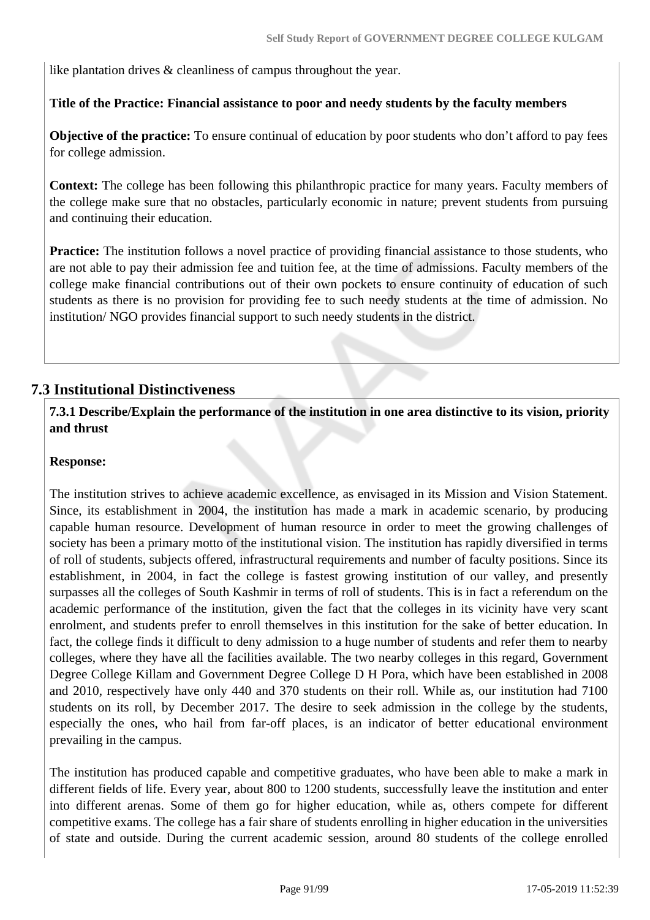like plantation drives & cleanliness of campus throughout the year.

**Title of the Practice: Financial assistance to poor and needy students by the faculty members**

**Objective of the practice:** To ensure continual of education by poor students who don't afford to pay fees for college admission.

**Context:** The college has been following this philanthropic practice for many years. Faculty members of the college make sure that no obstacles, particularly economic in nature; prevent students from pursuing and continuing their education.

**Practice:** The institution follows a novel practice of providing financial assistance to those students, who are not able to pay their admission fee and tuition fee, at the time of admissions. Faculty members of the college make financial contributions out of their own pockets to ensure continuity of education of such students as there is no provision for providing fee to such needy students at the time of admission. No institution/ NGO provides financial support to such needy students in the district.

## 7.3 Institutional Distinctiveness

**7.3.1 Describe/Explain the performance of the institution in one area distinctive to its vision, priority and thrust**

**Response:**

The institution strives to achieve academic excellence, as envisaged in its Mission and Vision Statement. Since, its establishment in 2004, the institution has made a mark in academic scenario, by producing capable human resource. Development of human resource in order to meet the growing challenges of society has been a primary motto of the institutional vision. The institution has rapidly diversified in terms of roll of students, subjects offered, infrastructural requirements and number of faculty positions. Since its establishment, in 2004, in fact the college is fastest growing institution of our valley, and presently surpasses all the colleges of South Kashmir in terms of roll of students. This is in fact a referendum on the academic performance of the institution, given the fact that the colleges in its vicinity have very scant enrolment, and students prefer to enroll themselves in this institution for the sake of better education. In fact, the college finds it difficult to deny admission to a huge number of students and refer them to nearby colleges, where they have all the facilities available. The two nearby colleges in this regard, Government Degree College Killam and Government Degree College D H Pora, which have been established in 2008 and 2010, respectively have only 440 and 370 students on their roll. While as, our institution had 7100 students on its roll, by December 2017. The desire to seek admission in the college by the students, especially the ones, who hail from far-off places, is an indicator of better educational environment prevailing in the campus.

The institution has produced capable and competitive graduates, who have been able to make a mark in different fields of life. Every year, about 800 to 1200 students, successfully leave the institution and enter into different arenas. Some of them go for higher education, while as, others compete for different competitive exams. The college has a fair share of students enrolling in higher education in the universities of state and outside. During the current academic session, around 80 students of the college enrolled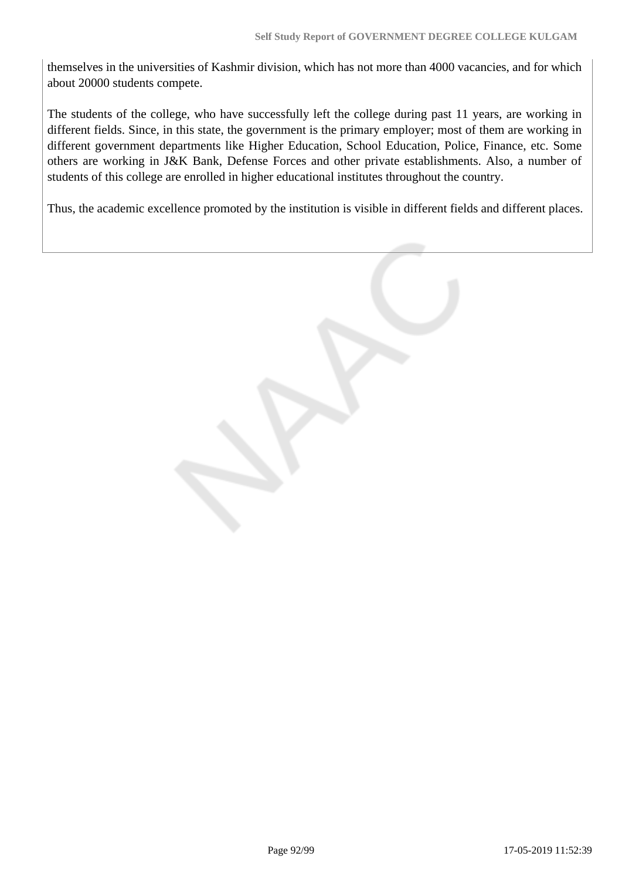themselves in the universities of Kashmir division, which has not more than 4000 vacancies, and for which about 20000 students compete.

The students of the college, who have successfully left the college during past 11 years, are working in different fields. Since, in this state, the government is the primary employer; most of them are working in different government departments like Higher Education, School Education, Police, Finance, etc. Some others are working in J&K Bank, Defense Forces and other private establishments. Also, a number of students of this college are enrolled in higher educational institutes throughout the country.

Thus, the academic excellence promoted by the institution is visible in different fields and different places.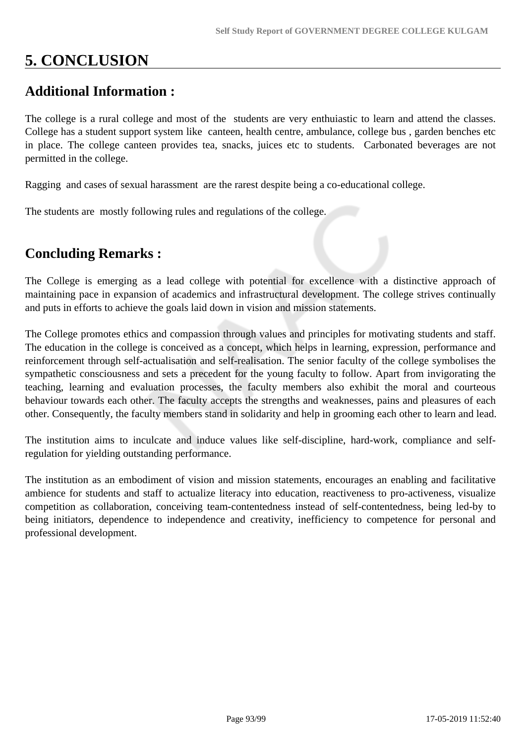# 5. CONCLUSION

## Additional Information :

The college is a rural college and most of the students are very enthuiastic to learn and attend the classes. College has a student support system like canteen, health centre, ambulance, college bus , garden benches etc in place. The college canteen provides tea, snacks, juices etc to students. Carbonated beverages are not permitted in the college.

Ragging and cases of sexual harassment are the rarest despite being a co-educational college.

The students are mostly following rules and regulations of the college.

## Concluding Remarks :

The College is emerging as a lead college with potential for excellence with a distinctive approach of maintaining pace in expansion of academics and infrastructural development. The college strives continually and puts in efforts to achieve the goals laid down in vision and mission statements.

The College promotes ethics and compassion through values and principles for motivating students and staff. The education in the college is conceived as a concept, which helps in learning, expression, performance and reinforcement through self-actualisation and self-realisation. The senior faculty of the college symbolises the sympathetic consciousness and sets a precedent for the young faculty to follow. Apart from invigorating the teaching, learning and evaluation processes, the faculty members also exhibit the moral and courteous behaviour towards each other. The faculty accepts the strengths and weaknesses, pains and pleasures of each other. Consequently, the faculty members stand in solidarity and help in grooming each other to learn and lead.

The institution aims to inculcate and induce values like self-discipline, hard-work, compliance and self-regulation for yielding outstanding performance.

The institution as an embodiment of vision and mission statements, encourages an enabling and facilitative ambience for students and staff to actualize literacy into education, reactiveness to pro-activeness, visualize competition as collaboration, conceiving team-contentedness instead of self-contentedness, being led-by to being initiators, dependence to independence and creativity, inefficiency to competence for personal and professional development.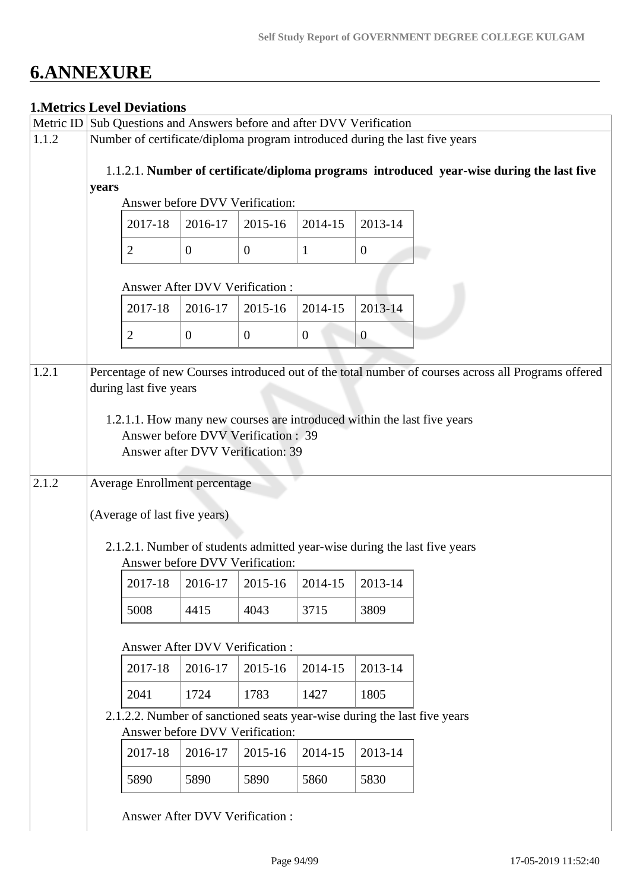# 6.ANNEXURE

## 1.Metrics Level Deviations

| Metric ID | Sub Questions and Answers before and after DVV Verification |
|---|---|
| 1.1.2 | Number of certificate/diploma program introduced during the last five years |

1.1.2.1. **Number of certificate/diploma programs introduced year-wise during the last five years**

Answer before DVV Verification:

| 2017-18 | 2016-17 | 2015-16 | 2014-15 | 2013-14 |
|---|---|---|---|---|
| 2 | 0 | 0 | 1 | 0 |

Answer After DVV Verification :

| 2017-18 | 2016-17 | 2015-16 | 2014-15 | 2013-14 |
|---|---|---|---|---|
| 2 | 0 | 0 | 0 | 0 |

| Metric ID | Sub Questions and Answers before and after DVV Verification |
|---|---|
| 1.2.1 | Percentage of new Courses introduced out of the total number of courses across all Programs offered during last five years |

1.2.1.1. How many new courses are introduced within the last five years

Answer before DVV Verification : 39

Answer after DVV Verification: 39

| Metric ID | Sub Questions and Answers before and after DVV Verification |
|---|---|
| 2.1.2 | Average Enrollment percentage (Average of last five years) |

2.1.2.1. Number of students admitted year-wise during the last five years

Answer before DVV Verification:

| 2017-18 | 2016-17 | 2015-16 | 2014-15 | 2013-14 |
|---|---|---|---|---|
| 5008 | 4415 | 4043 | 3715 | 3809 |

Answer After DVV Verification :

| 2017-18 | 2016-17 | 2015-16 | 2014-15 | 2013-14 |
|---|---|---|---|---|
| 2041 | 1724 | 1783 | 1427 | 1805 |

2.1.2.2. Number of sanctioned seats year-wise during the last five years

Answer before DVV Verification:

| 2017-18 | 2016-17 | 2015-16 | 2014-15 | 2013-14 |
|---|---|---|---|---|
| 5890 | 5890 | 5890 | 5860 | 5830 |

Answer After DVV Verification :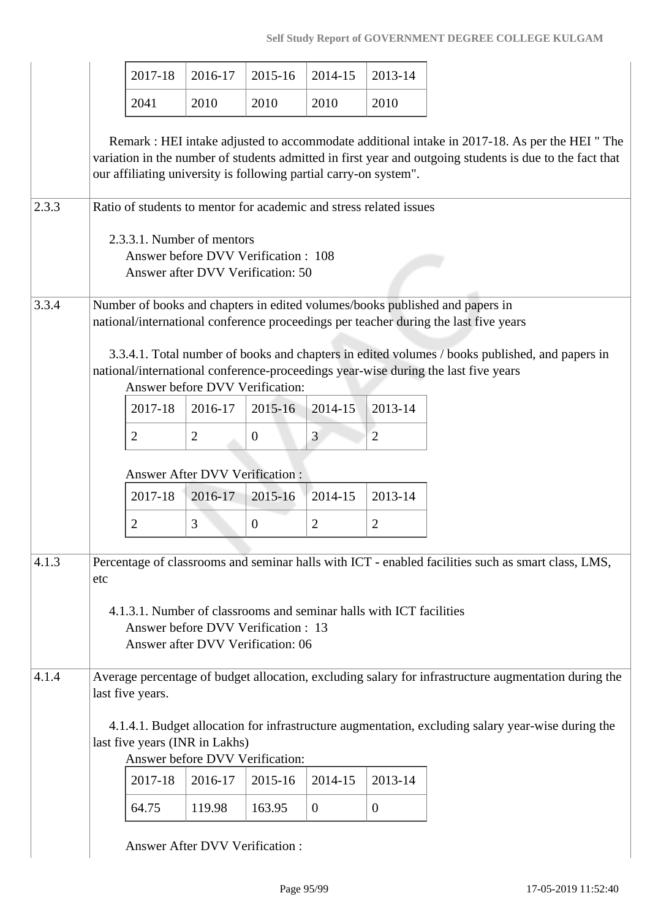| 2017-18 | 2016-17 | 2015-16 | 2014-15 | 2013-14 |
|---|---|---|---|---|
| 2041 | 2010 | 2010 | 2010 | 2010 |

Remark : HEI intake adjusted to accommodate additional intake in 2017-18. As per the HEI " The variation in the number of students admitted in first year and outgoing students is due to the fact that our affiliating university is following partial carry-on system".

**2.3.3** Ratio of students to mentor for academic and stress related issues

2.3.3.1. Number of mentors
Answer before DVV Verification : 108
Answer after DVV Verification: 50

**3.3.4** Number of books and chapters in edited volumes/books published and papers in national/international conference proceedings per teacher during the last five years

3.3.4.1. Total number of books and chapters in edited volumes / books published, and papers in national/international conference-proceedings year-wise during the last five years

Answer before DVV Verification:

| 2017-18 | 2016-17 | 2015-16 | 2014-15 | 2013-14 |
|---|---|---|---|---|
| 2 | 2 | 0 | 3 | 2 |

Answer After DVV Verification :

| 2017-18 | 2016-17 | 2015-16 | 2014-15 | 2013-14 |
|---|---|---|---|---|
| 2 | 3 | 0 | 2 | 2 |

**4.1.3** Percentage of classrooms and seminar halls with ICT - enabled facilities such as smart class, LMS, etc

4.1.3.1. Number of classrooms and seminar halls with ICT facilities
Answer before DVV Verification : 13
Answer after DVV Verification: 06

**4.1.4** Average percentage of budget allocation, excluding salary for infrastructure augmentation during the last five years.

4.1.4.1. Budget allocation for infrastructure augmentation, excluding salary year-wise during the last five years (INR in Lakhs)

Answer before DVV Verification:

| 2017-18 | 2016-17 | 2015-16 | 2014-15 | 2013-14 |
|---|---|---|---|---|
| 64.75 | 119.98 | 163.95 | 0 | 0 |

Answer After DVV Verification :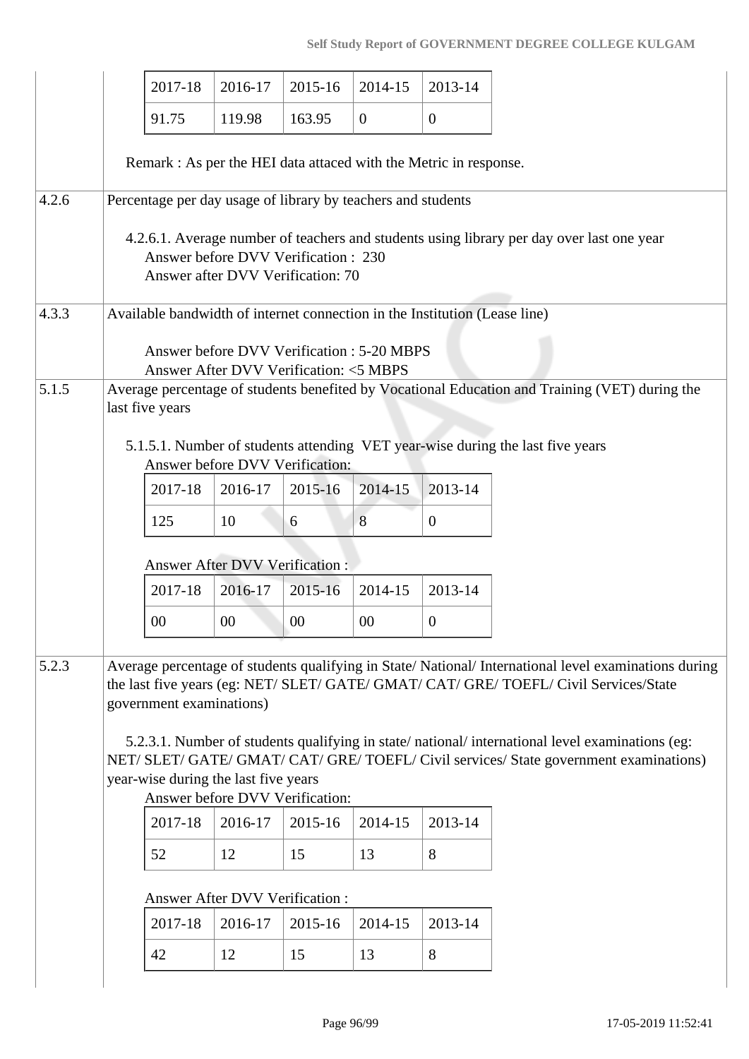| 2017-18 | 2016-17 | 2015-16 | 2014-15 | 2013-14 |
|---|---|---|---|---|
| 91.75 | 119.98 | 163.95 | 0 | 0 |

Remark : As per the HEI data attaced with the Metric in response.

**4.2.6** Percentage per day usage of library by teachers and students

4.2.6.1. Average number of teachers and students using library per day over last one year
Answer before DVV Verification : 230
Answer after DVV Verification: 70

**4.3.3** Available bandwidth of internet connection in the Institution (Lease line)

Answer before DVV Verification : 5-20 MBPS
Answer After DVV Verification: <5 MBPS

**5.1.5** Average percentage of students benefited by Vocational Education and Training (VET) during the last five years

5.1.5.1. Number of students attending VET year-wise during the last five years
Answer before DVV Verification:

| 2017-18 | 2016-17 | 2015-16 | 2014-15 | 2013-14 |
|---|---|---|---|---|
| 125 | 10 | 6 | 8 | 0 |

Answer After DVV Verification :

| 2017-18 | 2016-17 | 2015-16 | 2014-15 | 2013-14 |
|---|---|---|---|---|
| 00 | 00 | 00 | 00 | 0 |

**5.2.3** Average percentage of students qualifying in State/ National/ International level examinations during the last five years (eg: NET/ SLET/ GATE/ GMAT/ CAT/ GRE/ TOEFL/ Civil Services/State government examinations)

5.2.3.1. Number of students qualifying in state/ national/ international level examinations (eg: NET/ SLET/ GATE/ GMAT/ CAT/ GRE/ TOEFL/ Civil services/ State government examinations) year-wise during the last five years
Answer before DVV Verification:

| 2017-18 | 2016-17 | 2015-16 | 2014-15 | 2013-14 |
|---|---|---|---|---|
| 52 | 12 | 15 | 13 | 8 |

Answer After DVV Verification :

| 2017-18 | 2016-17 | 2015-16 | 2014-15 | 2013-14 |
|---|---|---|---|---|
| 42 | 12 | 15 | 13 | 8 |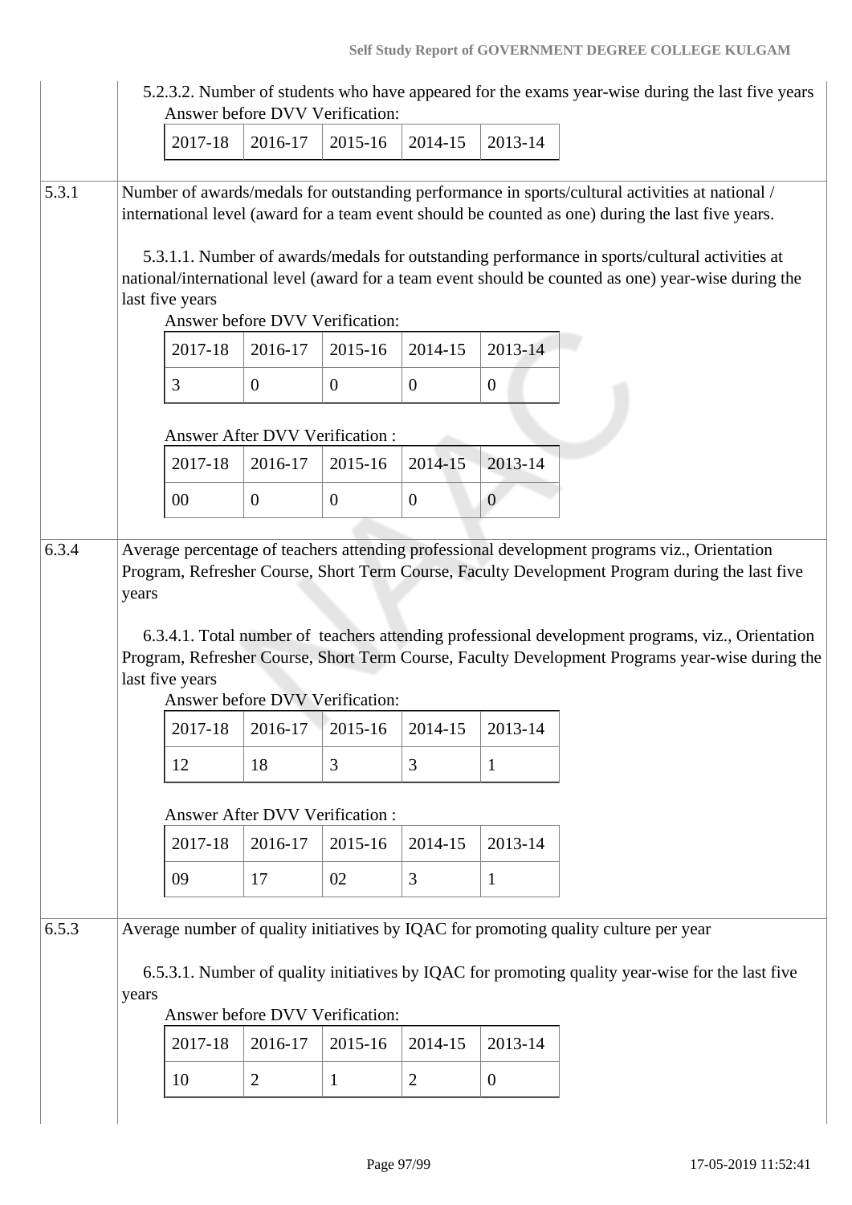5.2.3.2. Number of students who have appeared for the exams year-wise during the last five years

Answer before DVV Verification:

| 2017-18 | 2016-17 | 2015-16 | 2014-15 | 2013-14 |
|---|---|---|---|---|

**5.3.1** Number of awards/medals for outstanding performance in sports/cultural activities at national / international level (award for a team event should be counted as one) during the last five years.

5.3.1.1. Number of awards/medals for outstanding performance in sports/cultural activities at national/international level (award for a team event should be counted as one) year-wise during the last five years

Answer before DVV Verification:

| 2017-18 | 2016-17 | 2015-16 | 2014-15 | 2013-14 |
|---|---|---|---|---|
| 3 | 0 | 0 | 0 | 0 |

Answer After DVV Verification :

| 2017-18 | 2016-17 | 2015-16 | 2014-15 | 2013-14 |
|---|---|---|---|---|
| 00 | 0 | 0 | 0 | 0 |

**6.3.4** Average percentage of teachers attending professional development programs viz., Orientation Program, Refresher Course, Short Term Course, Faculty Development Program during the last five years

6.3.4.1. Total number of teachers attending professional development programs, viz., Orientation Program, Refresher Course, Short Term Course, Faculty Development Programs year-wise during the last five years

Answer before DVV Verification:

| 2017-18 | 2016-17 | 2015-16 | 2014-15 | 2013-14 |
|---|---|---|---|---|
| 12 | 18 | 3 | 3 | 1 |

Answer After DVV Verification :

| 2017-18 | 2016-17 | 2015-16 | 2014-15 | 2013-14 |
|---|---|---|---|---|
| 09 | 17 | 02 | 3 | 1 |

**6.5.3** Average number of quality initiatives by IQAC for promoting quality culture per year

6.5.3.1. Number of quality initiatives by IQAC for promoting quality year-wise for the last five years

Answer before DVV Verification:

| 2017-18 | 2016-17 | 2015-16 | 2014-15 | 2013-14 |
|---|---|---|---|---|
| 10 | 2 | 1 | 2 | 0 |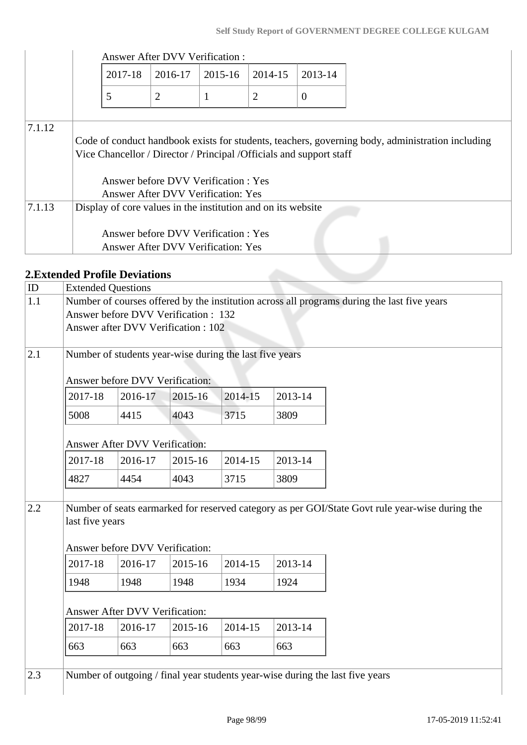Answer After DVV Verification :

| 2017-18 | 2016-17 | 2015-16 | 2014-15 | 2013-14 |
|---|---|---|---|---|
| 5 | 2 | 1 | 2 | 0 |

| | |
|---|---|
| 7.1.12 | Code of conduct handbook exists for students, teachers, governing body, administration including Vice Chancellor / Director / Principal /Officials and support staff<br><br>Answer before DVV Verification : Yes<br>Answer After DVV Verification: Yes |
| 7.1.13 | Display of core values in the institution and on its website<br><br>Answer before DVV Verification : Yes<br>Answer After DVV Verification: Yes |

## 2.Extended Profile Deviations

| ID | Extended Questions |
|---|---|
| 1.1 | Number of courses offered by the institution across all programs during the last five years<br>Answer before DVV Verification : 132<br>Answer after DVV Verification : 102 |
| 2.1 | Number of students year-wise during the last five years |
| 2.2 | Number of seats earmarked for reserved category as per GOI/State Govt rule year-wise during the last five years |
| 2.3 | Number of outgoing / final year students year-wise during the last five years |

**2.1** Number of students year-wise during the last five years

Answer before DVV Verification:

| 2017-18 | 2016-17 | 2015-16 | 2014-15 | 2013-14 |
|---|---|---|---|---|
| 5008 | 4415 | 4043 | 3715 | 3809 |

Answer After DVV Verification:

| 2017-18 | 2016-17 | 2015-16 | 2014-15 | 2013-14 |
|---|---|---|---|---|
| 4827 | 4454 | 4043 | 3715 | 3809 |

**2.2** Number of seats earmarked for reserved category as per GOI/State Govt rule year-wise during the last five years

Answer before DVV Verification:

| 2017-18 | 2016-17 | 2015-16 | 2014-15 | 2013-14 |
|---|---|---|---|---|
| 1948 | 1948 | 1948 | 1934 | 1924 |

Answer After DVV Verification:

| 2017-18 | 2016-17 | 2015-16 | 2014-15 | 2013-14 |
|---|---|---|---|---|
| 663 | 663 | 663 | 663 | 663 |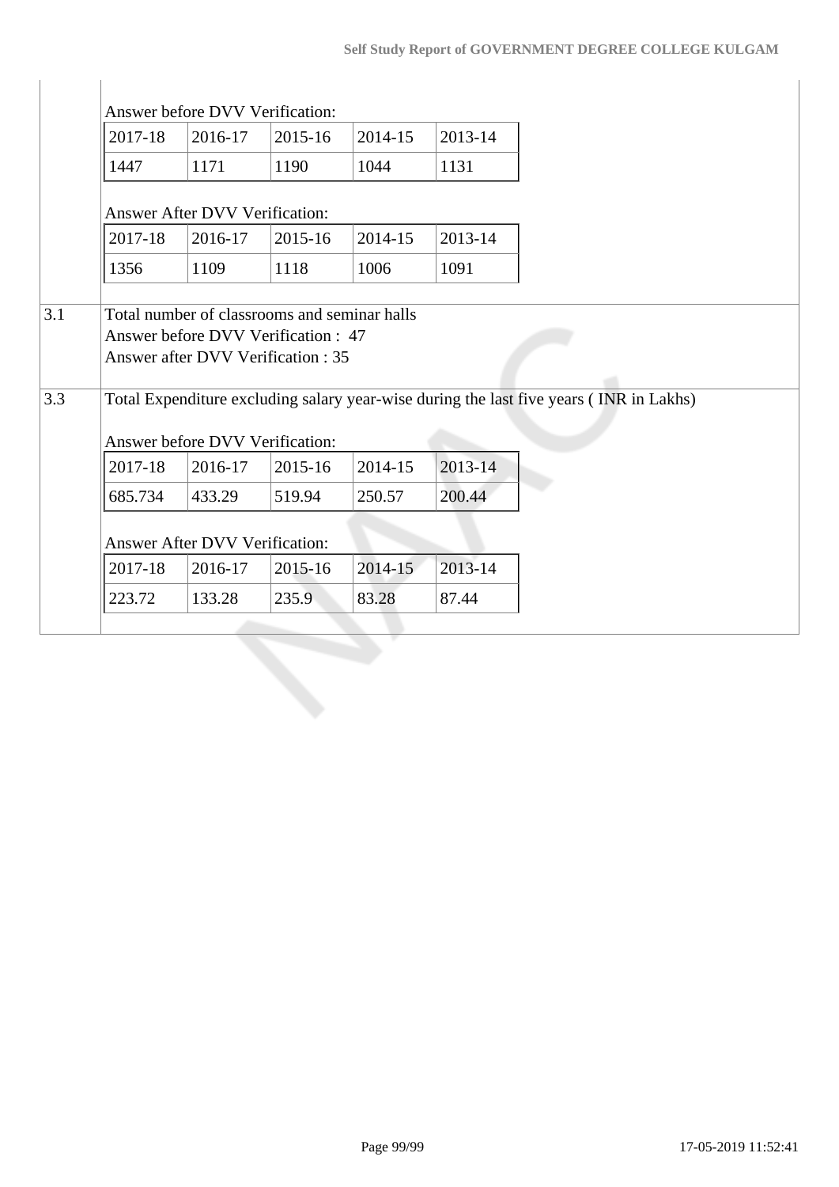Answer before DVV Verification:

| 2017-18 | 2016-17 | 2015-16 | 2014-15 | 2013-14 |
|---|---|---|---|---|
| 1447 | 1171 | 1190 | 1044 | 1131 |

Answer After DVV Verification:

| 2017-18 | 2016-17 | 2015-16 | 2014-15 | 2013-14 |
|---|---|---|---|---|
| 1356 | 1109 | 1118 | 1006 | 1091 |

3.1 Total number of classrooms and seminar halls

Answer before DVV Verification : 47

Answer after DVV Verification : 35

3.3 Total Expenditure excluding salary year-wise during the last five years ( INR in Lakhs)

Answer before DVV Verification:

| 2017-18 | 2016-17 | 2015-16 | 2014-15 | 2013-14 |
|---|---|---|---|---|
| 685.734 | 433.29 | 519.94 | 250.57 | 200.44 |

Answer After DVV Verification:

| 2017-18 | 2016-17 | 2015-16 | 2014-15 | 2013-14 |
|---|---|---|---|---|
| 223.72 | 133.28 | 235.9 | 83.28 | 87.44 |